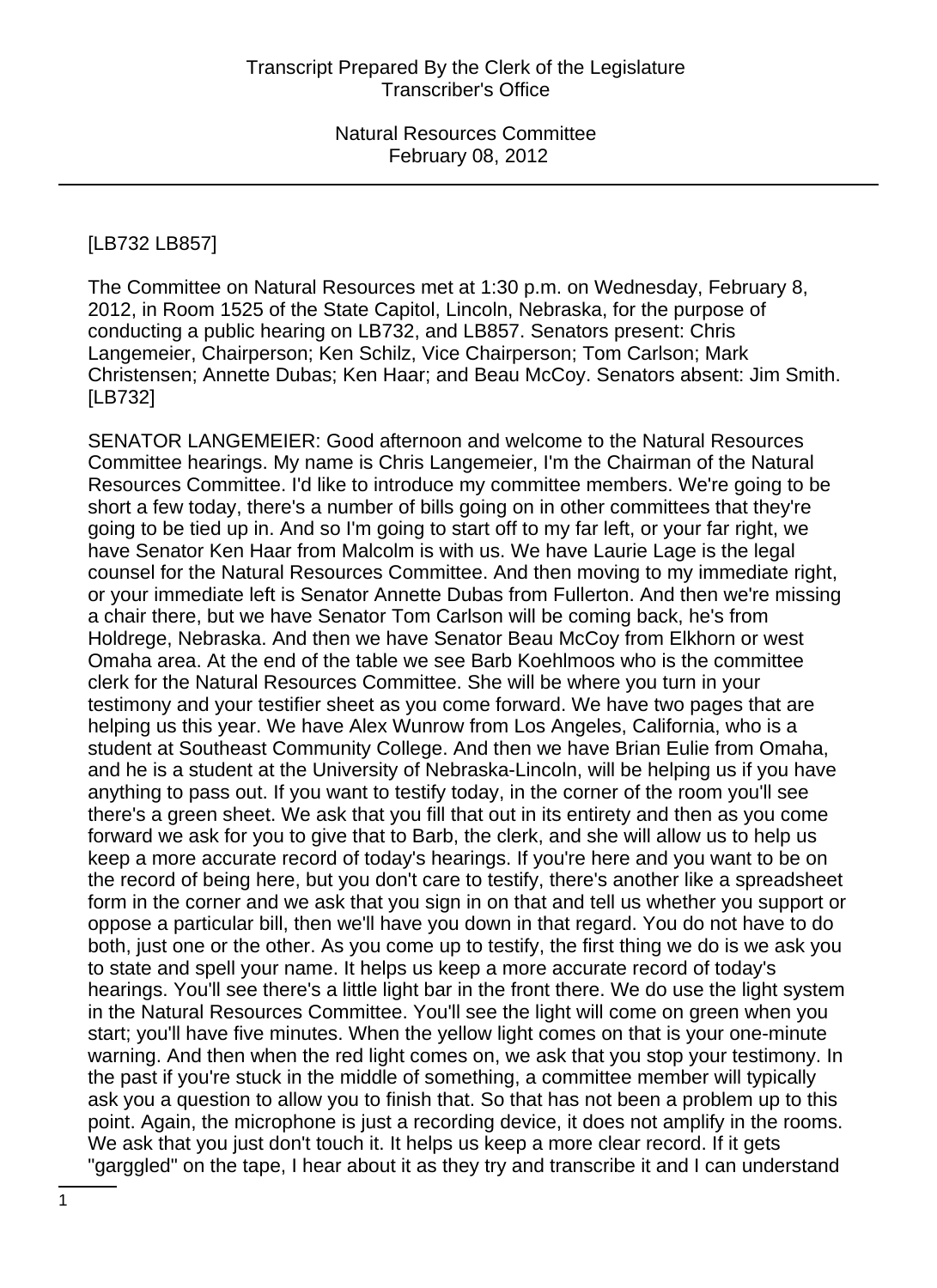[LB732 LB857]

The Committee on Natural Resources met at 1:30 p.m. on Wednesday, February 8, 2012, in Room 1525 of the State Capitol, Lincoln, Nebraska, for the purpose of conducting a public hearing on LB732, and LB857. Senators present: Chris Langemeier, Chairperson; Ken Schilz, Vice Chairperson; Tom Carlson; Mark Christensen; Annette Dubas; Ken Haar; and Beau McCoy. Senators absent: Jim Smith. [LB732]

SENATOR LANGEMEIER: Good afternoon and welcome to the Natural Resources Committee hearings. My name is Chris Langemeier, I'm the Chairman of the Natural Resources Committee. I'd like to introduce my committee members. We're going to be short a few today, there's a number of bills going on in other committees that they're going to be tied up in. And so I'm going to start off to my far left, or your far right, we have Senator Ken Haar from Malcolm is with us. We have Laurie Lage is the legal counsel for the Natural Resources Committee. And then moving to my immediate right, or your immediate left is Senator Annette Dubas from Fullerton. And then we're missing a chair there, but we have Senator Tom Carlson will be coming back, he's from Holdrege, Nebraska. And then we have Senator Beau McCoy from Elkhorn or west Omaha area. At the end of the table we see Barb Koehlmoos who is the committee clerk for the Natural Resources Committee. She will be where you turn in your testimony and your testifier sheet as you come forward. We have two pages that are helping us this year. We have Alex Wunrow from Los Angeles, California, who is a student at Southeast Community College. And then we have Brian Eulie from Omaha, and he is a student at the University of Nebraska-Lincoln, will be helping us if you have anything to pass out. If you want to testify today, in the corner of the room you'll see there's a green sheet. We ask that you fill that out in its entirety and then as you come forward we ask for you to give that to Barb, the clerk, and she will allow us to help us keep a more accurate record of today's hearings. If you're here and you want to be on the record of being here, but you don't care to testify, there's another like a spreadsheet form in the corner and we ask that you sign in on that and tell us whether you support or oppose a particular bill, then we'll have you down in that regard. You do not have to do both, just one or the other. As you come up to testify, the first thing we do is we ask you to state and spell your name. It helps us keep a more accurate record of today's hearings. You'll see there's a little light bar in the front there. We do use the light system in the Natural Resources Committee. You'll see the light will come on green when you start; you'll have five minutes. When the yellow light comes on that is your one-minute warning. And then when the red light comes on, we ask that you stop your testimony. In the past if you're stuck in the middle of something, a committee member will typically ask you a question to allow you to finish that. So that has not been a problem up to this point. Again, the microphone is just a recording device, it does not amplify in the rooms. We ask that you just don't touch it. It helps us keep a more clear record. If it gets "garggled" on the tape, I hear about it as they try and transcribe it and I can understand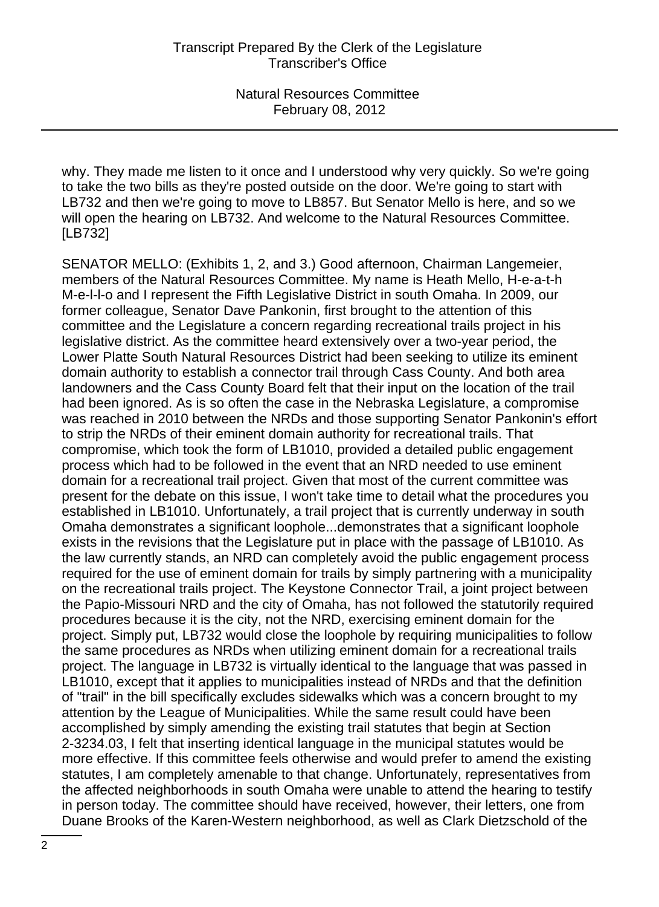why. They made me listen to it once and I understood why very quickly. So we're going to take the two bills as they're posted outside on the door. We're going to start with LB732 and then we're going to move to LB857. But Senator Mello is here, and so we will open the hearing on LB732. And welcome to the Natural Resources Committee. [LB732]

SENATOR MELLO: (Exhibits 1, 2, and 3.) Good afternoon, Chairman Langemeier, members of the Natural Resources Committee. My name is Heath Mello, H-e-a-t-h M-e-l-l-o and I represent the Fifth Legislative District in south Omaha. In 2009, our former colleague, Senator Dave Pankonin, first brought to the attention of this committee and the Legislature a concern regarding recreational trails project in his legislative district. As the committee heard extensively over a two-year period, the Lower Platte South Natural Resources District had been seeking to utilize its eminent domain authority to establish a connector trail through Cass County. And both area landowners and the Cass County Board felt that their input on the location of the trail had been ignored. As is so often the case in the Nebraska Legislature, a compromise was reached in 2010 between the NRDs and those supporting Senator Pankonin's effort to strip the NRDs of their eminent domain authority for recreational trails. That compromise, which took the form of LB1010, provided a detailed public engagement process which had to be followed in the event that an NRD needed to use eminent domain for a recreational trail project. Given that most of the current committee was present for the debate on this issue, I won't take time to detail what the procedures you established in LB1010. Unfortunately, a trail project that is currently underway in south Omaha demonstrates a significant loophole...demonstrates that a significant loophole exists in the revisions that the Legislature put in place with the passage of LB1010. As the law currently stands, an NRD can completely avoid the public engagement process required for the use of eminent domain for trails by simply partnering with a municipality on the recreational trails project. The Keystone Connector Trail, a joint project between the Papio-Missouri NRD and the city of Omaha, has not followed the statutorily required procedures because it is the city, not the NRD, exercising eminent domain for the project. Simply put, LB732 would close the loophole by requiring municipalities to follow the same procedures as NRDs when utilizing eminent domain for a recreational trails project. The language in LB732 is virtually identical to the language that was passed in LB1010, except that it applies to municipalities instead of NRDs and that the definition of "trail" in the bill specifically excludes sidewalks which was a concern brought to my attention by the League of Municipalities. While the same result could have been accomplished by simply amending the existing trail statutes that begin at Section 2-3234.03, I felt that inserting identical language in the municipal statutes would be more effective. If this committee feels otherwise and would prefer to amend the existing statutes, I am completely amenable to that change. Unfortunately, representatives from the affected neighborhoods in south Omaha were unable to attend the hearing to testify in person today. The committee should have received, however, their letters, one from Duane Brooks of the Karen-Western neighborhood, as well as Clark Dietzschold of the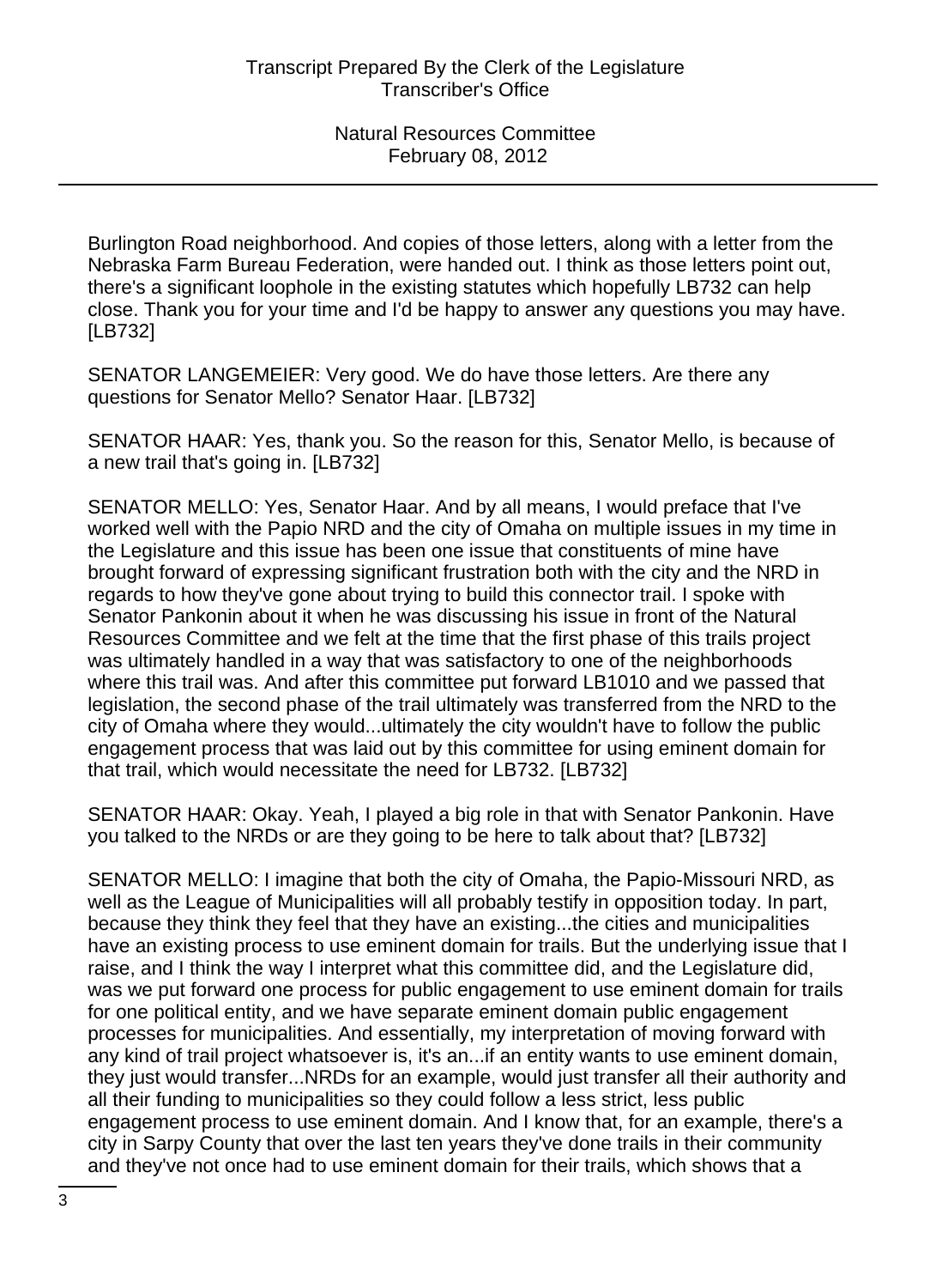Burlington Road neighborhood. And copies of those letters, along with a letter from the Nebraska Farm Bureau Federation, were handed out. I think as those letters point out, there's a significant loophole in the existing statutes which hopefully LB732 can help close. Thank you for your time and I'd be happy to answer any questions you may have. [LB732]

SENATOR LANGEMEIER: Very good. We do have those letters. Are there any questions for Senator Mello? Senator Haar. [LB732]

SENATOR HAAR: Yes, thank you. So the reason for this, Senator Mello, is because of a new trail that's going in. [LB732]

SENATOR MELLO: Yes, Senator Haar. And by all means, I would preface that I've worked well with the Papio NRD and the city of Omaha on multiple issues in my time in the Legislature and this issue has been one issue that constituents of mine have brought forward of expressing significant frustration both with the city and the NRD in regards to how they've gone about trying to build this connector trail. I spoke with Senator Pankonin about it when he was discussing his issue in front of the Natural Resources Committee and we felt at the time that the first phase of this trails project was ultimately handled in a way that was satisfactory to one of the neighborhoods where this trail was. And after this committee put forward LB1010 and we passed that legislation, the second phase of the trail ultimately was transferred from the NRD to the city of Omaha where they would...ultimately the city wouldn't have to follow the public engagement process that was laid out by this committee for using eminent domain for that trail, which would necessitate the need for LB732. [LB732]

SENATOR HAAR: Okay. Yeah, I played a big role in that with Senator Pankonin. Have you talked to the NRDs or are they going to be here to talk about that? [LB732]

SENATOR MELLO: I imagine that both the city of Omaha, the Papio-Missouri NRD, as well as the League of Municipalities will all probably testify in opposition today. In part, because they think they feel that they have an existing...the cities and municipalities have an existing process to use eminent domain for trails. But the underlying issue that I raise, and I think the way I interpret what this committee did, and the Legislature did, was we put forward one process for public engagement to use eminent domain for trails for one political entity, and we have separate eminent domain public engagement processes for municipalities. And essentially, my interpretation of moving forward with any kind of trail project whatsoever is, it's an...if an entity wants to use eminent domain, they just would transfer...NRDs for an example, would just transfer all their authority and all their funding to municipalities so they could follow a less strict, less public engagement process to use eminent domain. And I know that, for an example, there's a city in Sarpy County that over the last ten years they've done trails in their community and they've not once had to use eminent domain for their trails, which shows that a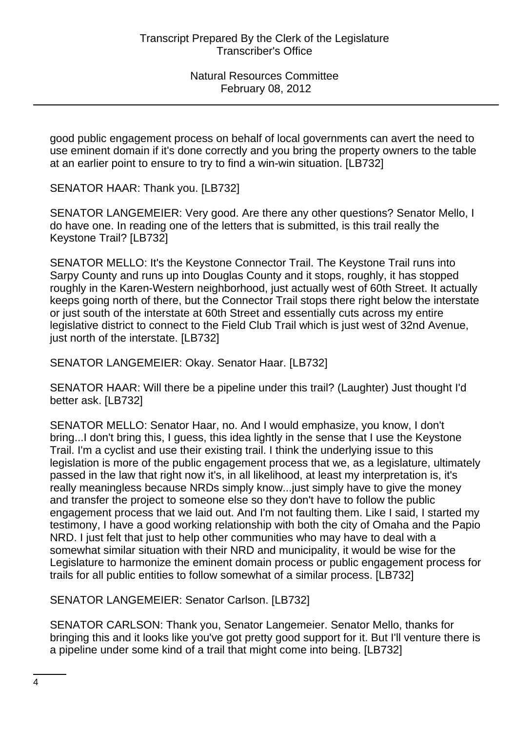good public engagement process on behalf of local governments can avert the need to use eminent domain if it's done correctly and you bring the property owners to the table at an earlier point to ensure to try to find a win-win situation. [LB732]

SENATOR HAAR: Thank you. [LB732]

SENATOR LANGEMEIER: Very good. Are there any other questions? Senator Mello, I do have one. In reading one of the letters that is submitted, is this trail really the Keystone Trail? [LB732]

SENATOR MELLO: It's the Keystone Connector Trail. The Keystone Trail runs into Sarpy County and runs up into Douglas County and it stops, roughly, it has stopped roughly in the Karen-Western neighborhood, just actually west of 60th Street. It actually keeps going north of there, but the Connector Trail stops there right below the interstate or just south of the interstate at 60th Street and essentially cuts across my entire legislative district to connect to the Field Club Trail which is just west of 32nd Avenue, just north of the interstate. [LB732]

SENATOR LANGEMEIER: Okay. Senator Haar. [LB732]

SENATOR HAAR: Will there be a pipeline under this trail? (Laughter) Just thought I'd better ask. [LB732]

SENATOR MELLO: Senator Haar, no. And I would emphasize, you know, I don't bring...I don't bring this, I guess, this idea lightly in the sense that I use the Keystone Trail. I'm a cyclist and use their existing trail. I think the underlying issue to this legislation is more of the public engagement process that we, as a legislature, ultimately passed in the law that right now it's, in all likelihood, at least my interpretation is, it's really meaningless because NRDs simply know...just simply have to give the money and transfer the project to someone else so they don't have to follow the public engagement process that we laid out. And I'm not faulting them. Like I said, I started my testimony, I have a good working relationship with both the city of Omaha and the Papio NRD. I just felt that just to help other communities who may have to deal with a somewhat similar situation with their NRD and municipality, it would be wise for the Legislature to harmonize the eminent domain process or public engagement process for trails for all public entities to follow somewhat of a similar process. [LB732]

SENATOR LANGEMEIER: Senator Carlson. [LB732]

SENATOR CARLSON: Thank you, Senator Langemeier. Senator Mello, thanks for bringing this and it looks like you've got pretty good support for it. But I'll venture there is a pipeline under some kind of a trail that might come into being. [LB732]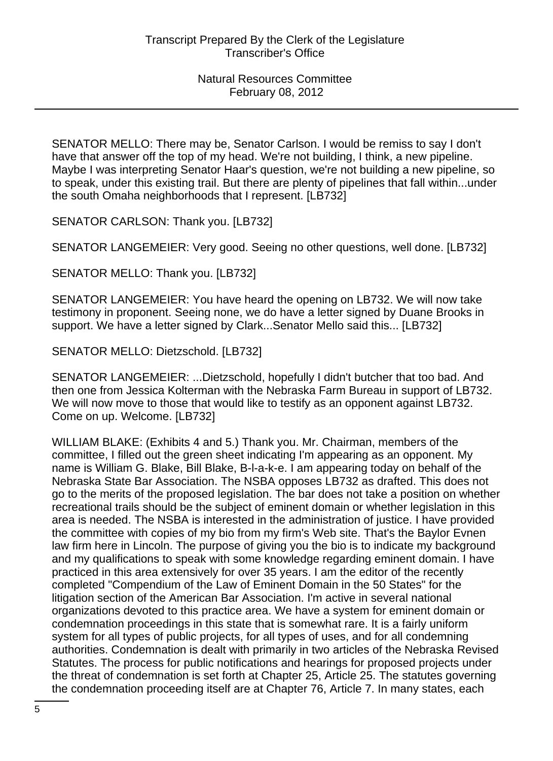SENATOR MELLO: There may be, Senator Carlson. I would be remiss to say I don't have that answer off the top of my head. We're not building, I think, a new pipeline. Maybe I was interpreting Senator Haar's question, we're not building a new pipeline, so to speak, under this existing trail. But there are plenty of pipelines that fall within...under the south Omaha neighborhoods that I represent. [LB732]

SENATOR CARLSON: Thank you. [LB732]

SENATOR LANGEMEIER: Very good. Seeing no other questions, well done. [LB732]

SENATOR MELLO: Thank you. [LB732]

SENATOR LANGEMEIER: You have heard the opening on LB732. We will now take testimony in proponent. Seeing none, we do have a letter signed by Duane Brooks in support. We have a letter signed by Clark...Senator Mello said this... [LB732]

SENATOR MELLO: Dietzschold. [LB732]

SENATOR LANGEMEIER: ...Dietzschold, hopefully I didn't butcher that too bad. And then one from Jessica Kolterman with the Nebraska Farm Bureau in support of LB732. We will now move to those that would like to testify as an opponent against LB732. Come on up. Welcome. [LB732]

WILLIAM BLAKE: (Exhibits 4 and 5.) Thank you. Mr. Chairman, members of the committee, I filled out the green sheet indicating I'm appearing as an opponent. My name is William G. Blake, Bill Blake, B-l-a-k-e. I am appearing today on behalf of the Nebraska State Bar Association. The NSBA opposes LB732 as drafted. This does not go to the merits of the proposed legislation. The bar does not take a position on whether recreational trails should be the subject of eminent domain or whether legislation in this area is needed. The NSBA is interested in the administration of justice. I have provided the committee with copies of my bio from my firm's Web site. That's the Baylor Evnen law firm here in Lincoln. The purpose of giving you the bio is to indicate my background and my qualifications to speak with some knowledge regarding eminent domain. I have practiced in this area extensively for over 35 years. I am the editor of the recently completed "Compendium of the Law of Eminent Domain in the 50 States" for the litigation section of the American Bar Association. I'm active in several national organizations devoted to this practice area. We have a system for eminent domain or condemnation proceedings in this state that is somewhat rare. It is a fairly uniform system for all types of public projects, for all types of uses, and for all condemning authorities. Condemnation is dealt with primarily in two articles of the Nebraska Revised Statutes. The process for public notifications and hearings for proposed projects under the threat of condemnation is set forth at Chapter 25, Article 25. The statutes governing the condemnation proceeding itself are at Chapter 76, Article 7. In many states, each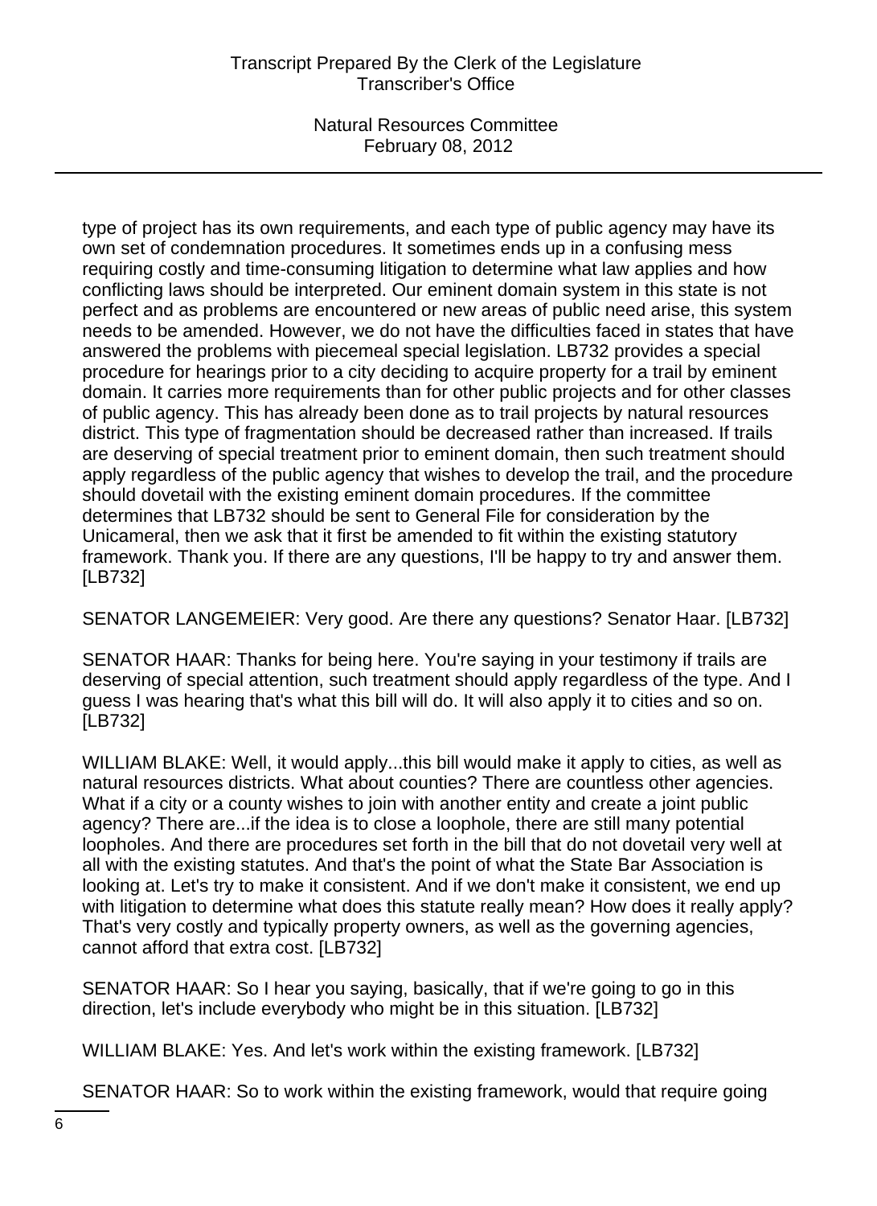type of project has its own requirements, and each type of public agency may have its own set of condemnation procedures. It sometimes ends up in a confusing mess requiring costly and time-consuming litigation to determine what law applies and how conflicting laws should be interpreted. Our eminent domain system in this state is not perfect and as problems are encountered or new areas of public need arise, this system needs to be amended. However, we do not have the difficulties faced in states that have answered the problems with piecemeal special legislation. LB732 provides a special procedure for hearings prior to a city deciding to acquire property for a trail by eminent domain. It carries more requirements than for other public projects and for other classes of public agency. This has already been done as to trail projects by natural resources district. This type of fragmentation should be decreased rather than increased. If trails are deserving of special treatment prior to eminent domain, then such treatment should apply regardless of the public agency that wishes to develop the trail, and the procedure should dovetail with the existing eminent domain procedures. If the committee determines that LB732 should be sent to General File for consideration by the Unicameral, then we ask that it first be amended to fit within the existing statutory framework. Thank you. If there are any questions, I'll be happy to try and answer them. [LB732]

SENATOR LANGEMEIER: Very good. Are there any questions? Senator Haar. [LB732]

SENATOR HAAR: Thanks for being here. You're saying in your testimony if trails are deserving of special attention, such treatment should apply regardless of the type. And I guess I was hearing that's what this bill will do. It will also apply it to cities and so on. [LB732]

WILLIAM BLAKE: Well, it would apply...this bill would make it apply to cities, as well as natural resources districts. What about counties? There are countless other agencies. What if a city or a county wishes to join with another entity and create a joint public agency? There are...if the idea is to close a loophole, there are still many potential loopholes. And there are procedures set forth in the bill that do not dovetail very well at all with the existing statutes. And that's the point of what the State Bar Association is looking at. Let's try to make it consistent. And if we don't make it consistent, we end up with litigation to determine what does this statute really mean? How does it really apply? That's very costly and typically property owners, as well as the governing agencies, cannot afford that extra cost. [LB732]

SENATOR HAAR: So I hear you saying, basically, that if we're going to go in this direction, let's include everybody who might be in this situation. [LB732]

WILLIAM BLAKE: Yes. And let's work within the existing framework. [LB732]

SENATOR HAAR: So to work within the existing framework, would that require going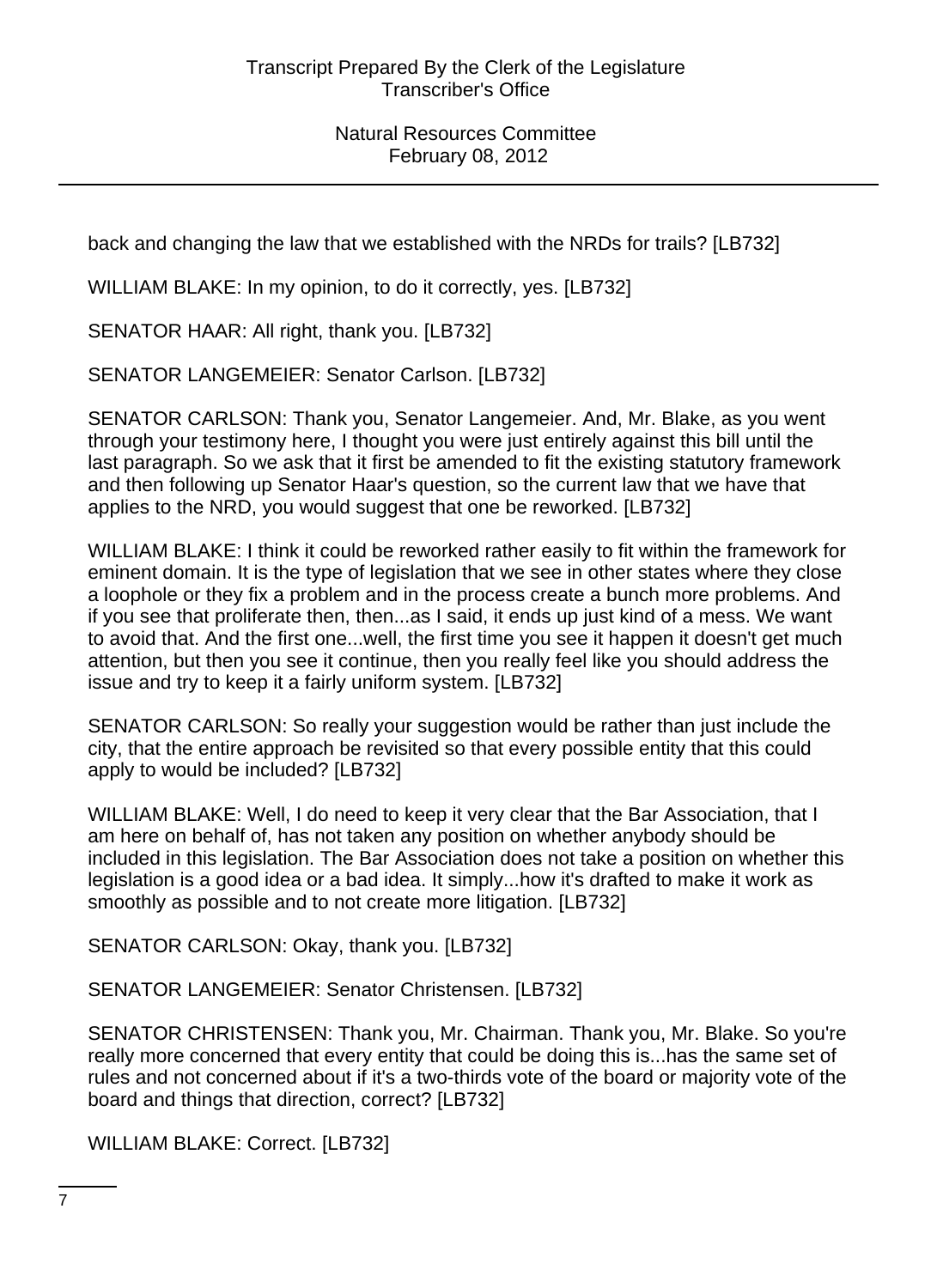back and changing the law that we established with the NRDs for trails? [LB732]

WILLIAM BLAKE: In my opinion, to do it correctly, yes. [LB732]

SENATOR HAAR: All right, thank you. [LB732]

SENATOR LANGEMEIER: Senator Carlson. [LB732]

SENATOR CARLSON: Thank you, Senator Langemeier. And, Mr. Blake, as you went through your testimony here, I thought you were just entirely against this bill until the last paragraph. So we ask that it first be amended to fit the existing statutory framework and then following up Senator Haar's question, so the current law that we have that applies to the NRD, you would suggest that one be reworked. [LB732]

WILLIAM BLAKE: I think it could be reworked rather easily to fit within the framework for eminent domain. It is the type of legislation that we see in other states where they close a loophole or they fix a problem and in the process create a bunch more problems. And if you see that proliferate then, then...as I said, it ends up just kind of a mess. We want to avoid that. And the first one...well, the first time you see it happen it doesn't get much attention, but then you see it continue, then you really feel like you should address the issue and try to keep it a fairly uniform system. [LB732]

SENATOR CARLSON: So really your suggestion would be rather than just include the city, that the entire approach be revisited so that every possible entity that this could apply to would be included? [LB732]

WILLIAM BLAKE: Well, I do need to keep it very clear that the Bar Association, that I am here on behalf of, has not taken any position on whether anybody should be included in this legislation. The Bar Association does not take a position on whether this legislation is a good idea or a bad idea. It simply...how it's drafted to make it work as smoothly as possible and to not create more litigation. [LB732]

SENATOR CARLSON: Okay, thank you. [LB732]

SENATOR LANGEMEIER: Senator Christensen. [LB732]

SENATOR CHRISTENSEN: Thank you, Mr. Chairman. Thank you, Mr. Blake. So you're really more concerned that every entity that could be doing this is...has the same set of rules and not concerned about if it's a two-thirds vote of the board or majority vote of the board and things that direction, correct? [LB732]

WILLIAM BLAKE: Correct. [LB732]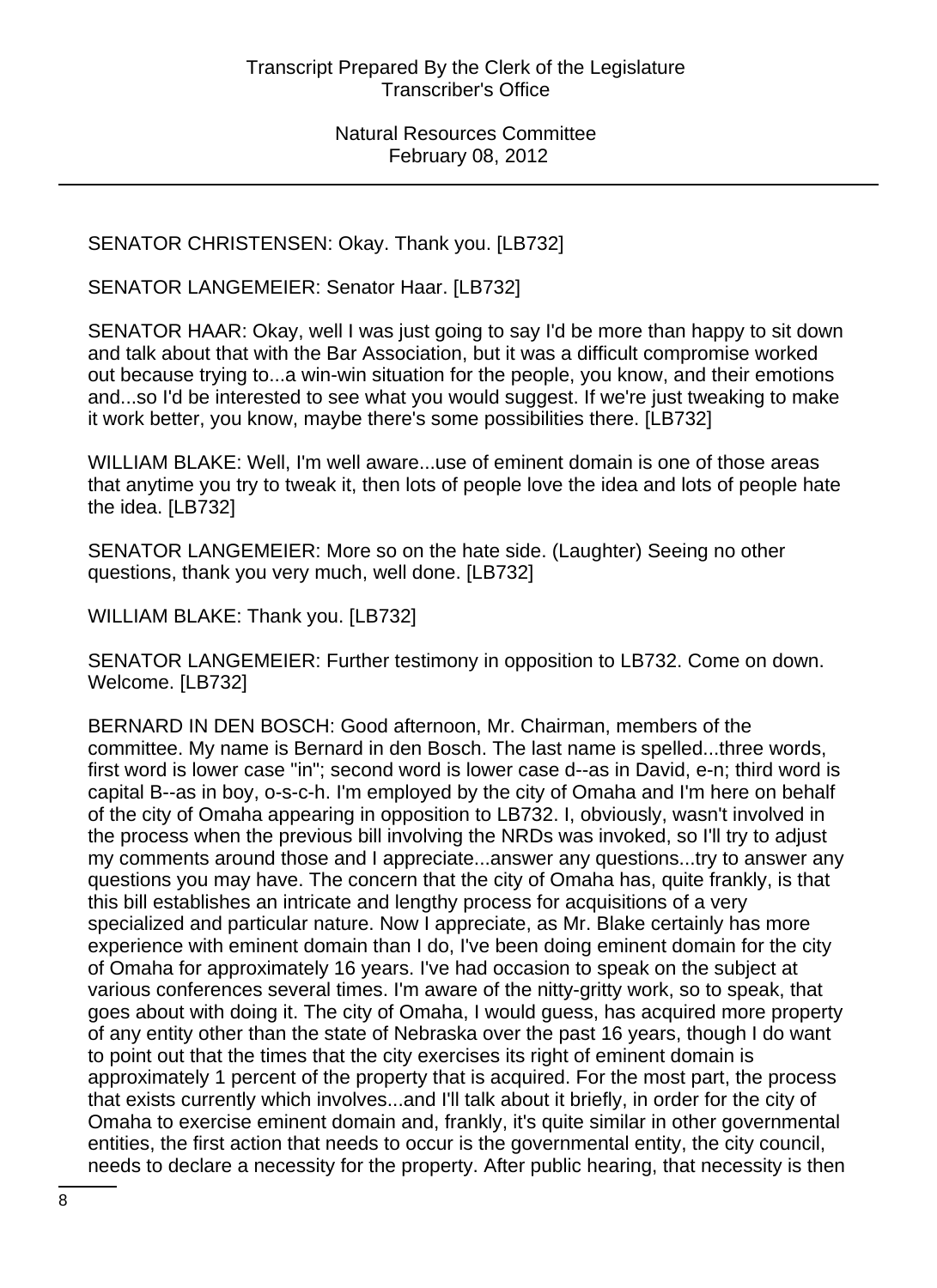SENATOR CHRISTENSEN: Okay. Thank you. [LB732]

SENATOR LANGEMEIER: Senator Haar. [LB732]

SENATOR HAAR: Okay, well I was just going to say I'd be more than happy to sit down and talk about that with the Bar Association, but it was a difficult compromise worked out because trying to...a win-win situation for the people, you know, and their emotions and...so I'd be interested to see what you would suggest. If we're just tweaking to make it work better, you know, maybe there's some possibilities there. [LB732]

WILLIAM BLAKE: Well, I'm well aware...use of eminent domain is one of those areas that anytime you try to tweak it, then lots of people love the idea and lots of people hate the idea. [LB732]

SENATOR LANGEMEIER: More so on the hate side. (Laughter) Seeing no other questions, thank you very much, well done. [LB732]

WILLIAM BLAKE: Thank you. [LB732]

SENATOR LANGEMEIER: Further testimony in opposition to LB732. Come on down. Welcome. [LB732]

BERNARD IN DEN BOSCH: Good afternoon, Mr. Chairman, members of the committee. My name is Bernard in den Bosch. The last name is spelled...three words, first word is lower case "in"; second word is lower case d--as in David, e-n; third word is capital B--as in boy, o-s-c-h. I'm employed by the city of Omaha and I'm here on behalf of the city of Omaha appearing in opposition to LB732. I, obviously, wasn't involved in the process when the previous bill involving the NRDs was invoked, so I'll try to adjust my comments around those and I appreciate...answer any questions...try to answer any questions you may have. The concern that the city of Omaha has, quite frankly, is that this bill establishes an intricate and lengthy process for acquisitions of a very specialized and particular nature. Now I appreciate, as Mr. Blake certainly has more experience with eminent domain than I do, I've been doing eminent domain for the city of Omaha for approximately 16 years. I've had occasion to speak on the subject at various conferences several times. I'm aware of the nitty-gritty work, so to speak, that goes about with doing it. The city of Omaha, I would guess, has acquired more property of any entity other than the state of Nebraska over the past 16 years, though I do want to point out that the times that the city exercises its right of eminent domain is approximately 1 percent of the property that is acquired. For the most part, the process that exists currently which involves...and I'll talk about it briefly, in order for the city of Omaha to exercise eminent domain and, frankly, it's quite similar in other governmental entities, the first action that needs to occur is the governmental entity, the city council, needs to declare a necessity for the property. After public hearing, that necessity is then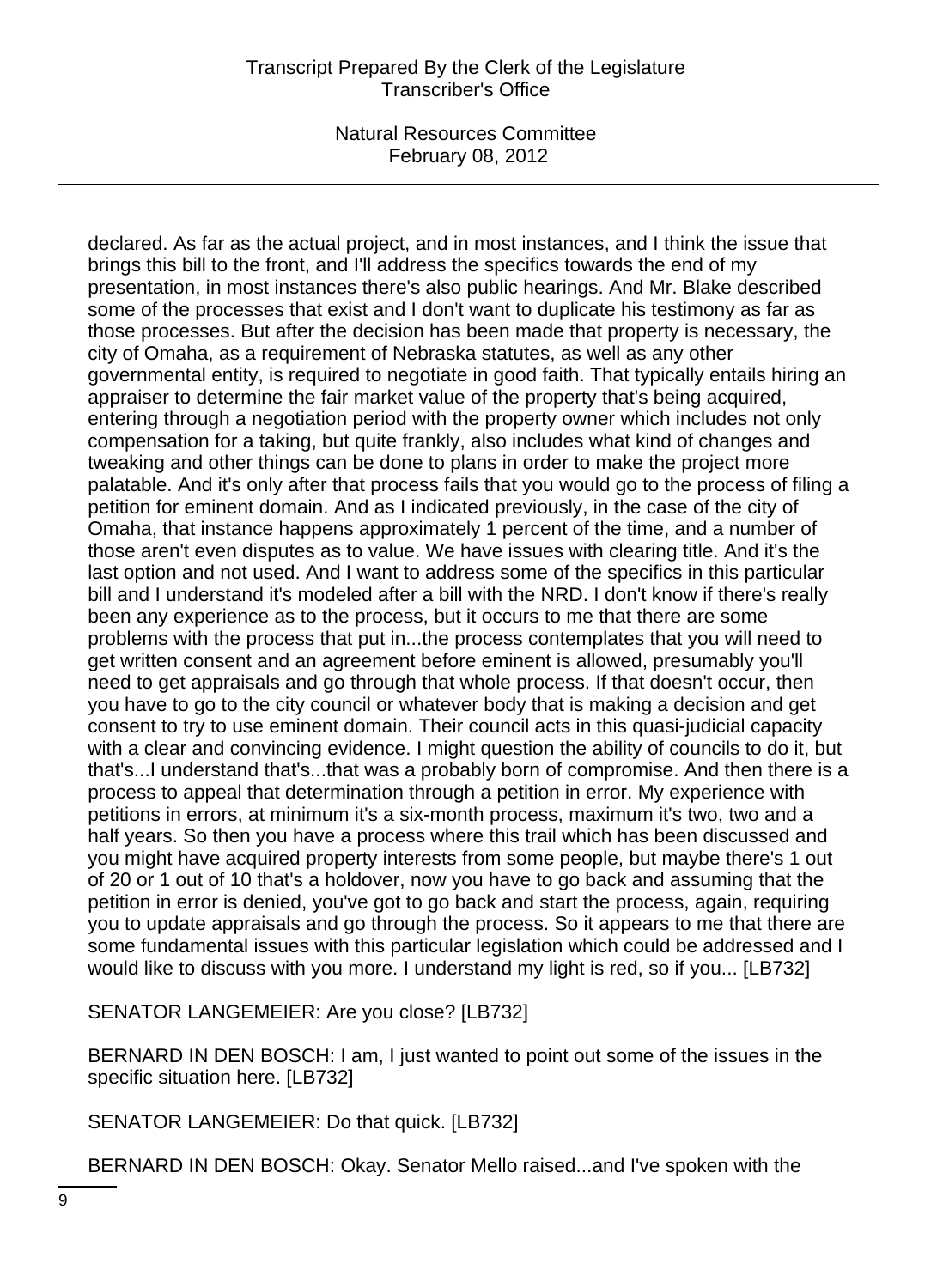declared. As far as the actual project, and in most instances, and I think the issue that brings this bill to the front, and I'll address the specifics towards the end of my presentation, in most instances there's also public hearings. And Mr. Blake described some of the processes that exist and I don't want to duplicate his testimony as far as those processes. But after the decision has been made that property is necessary, the city of Omaha, as a requirement of Nebraska statutes, as well as any other governmental entity, is required to negotiate in good faith. That typically entails hiring an appraiser to determine the fair market value of the property that's being acquired, entering through a negotiation period with the property owner which includes not only compensation for a taking, but quite frankly, also includes what kind of changes and tweaking and other things can be done to plans in order to make the project more palatable. And it's only after that process fails that you would go to the process of filing a petition for eminent domain. And as I indicated previously, in the case of the city of Omaha, that instance happens approximately 1 percent of the time, and a number of those aren't even disputes as to value. We have issues with clearing title. And it's the last option and not used. And I want to address some of the specifics in this particular bill and I understand it's modeled after a bill with the NRD. I don't know if there's really been any experience as to the process, but it occurs to me that there are some problems with the process that put in...the process contemplates that you will need to get written consent and an agreement before eminent is allowed, presumably you'll need to get appraisals and go through that whole process. If that doesn't occur, then you have to go to the city council or whatever body that is making a decision and get consent to try to use eminent domain. Their council acts in this quasi-judicial capacity with a clear and convincing evidence. I might question the ability of councils to do it, but that's...I understand that's...that was a probably born of compromise. And then there is a process to appeal that determination through a petition in error. My experience with petitions in errors, at minimum it's a six-month process, maximum it's two, two and a half years. So then you have a process where this trail which has been discussed and you might have acquired property interests from some people, but maybe there's 1 out of 20 or 1 out of 10 that's a holdover, now you have to go back and assuming that the petition in error is denied, you've got to go back and start the process, again, requiring you to update appraisals and go through the process. So it appears to me that there are some fundamental issues with this particular legislation which could be addressed and I would like to discuss with you more. I understand my light is red, so if you... [LB732]

SENATOR LANGEMEIER: Are you close? [LB732]

BERNARD IN DEN BOSCH: I am, I just wanted to point out some of the issues in the specific situation here. [LB732]

SENATOR LANGEMEIER: Do that quick. [LB732]

BERNARD IN DEN BOSCH: Okay. Senator Mello raised...and I've spoken with the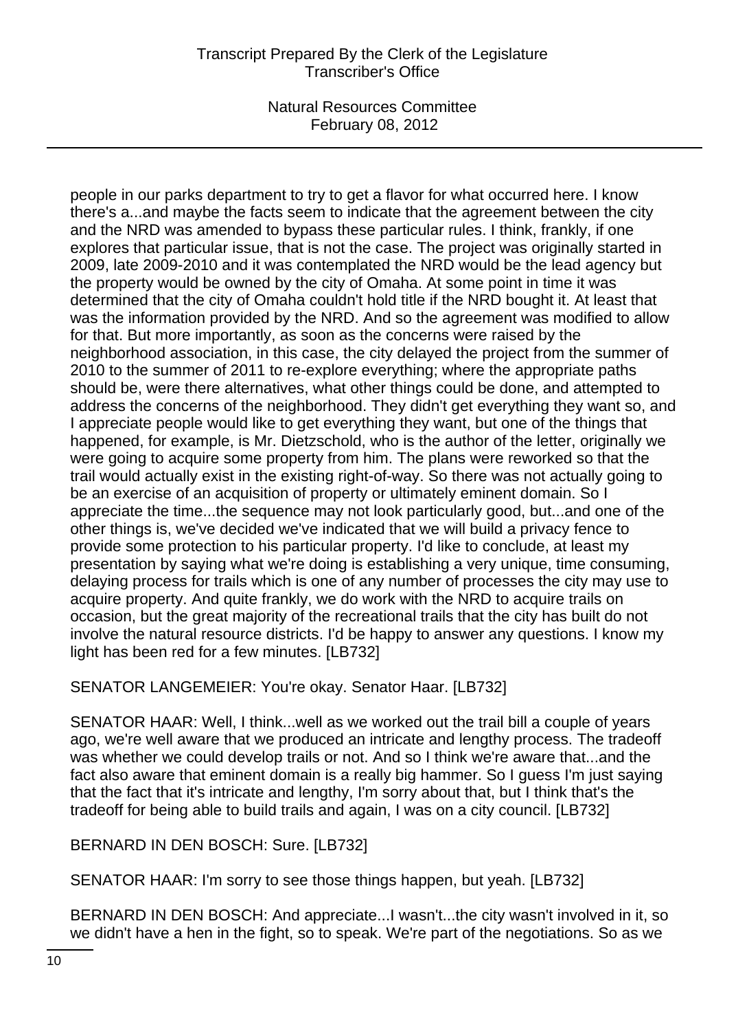people in our parks department to try to get a flavor for what occurred here. I know there's a...and maybe the facts seem to indicate that the agreement between the city and the NRD was amended to bypass these particular rules. I think, frankly, if one explores that particular issue, that is not the case. The project was originally started in 2009, late 2009-2010 and it was contemplated the NRD would be the lead agency but the property would be owned by the city of Omaha. At some point in time it was determined that the city of Omaha couldn't hold title if the NRD bought it. At least that was the information provided by the NRD. And so the agreement was modified to allow for that. But more importantly, as soon as the concerns were raised by the neighborhood association, in this case, the city delayed the project from the summer of 2010 to the summer of 2011 to re-explore everything; where the appropriate paths should be, were there alternatives, what other things could be done, and attempted to address the concerns of the neighborhood. They didn't get everything they want so, and I appreciate people would like to get everything they want, but one of the things that happened, for example, is Mr. Dietzschold, who is the author of the letter, originally we were going to acquire some property from him. The plans were reworked so that the trail would actually exist in the existing right-of-way. So there was not actually going to be an exercise of an acquisition of property or ultimately eminent domain. So I appreciate the time...the sequence may not look particularly good, but...and one of the other things is, we've decided we've indicated that we will build a privacy fence to provide some protection to his particular property. I'd like to conclude, at least my presentation by saying what we're doing is establishing a very unique, time consuming, delaying process for trails which is one of any number of processes the city may use to acquire property. And quite frankly, we do work with the NRD to acquire trails on occasion, but the great majority of the recreational trails that the city has built do not involve the natural resource districts. I'd be happy to answer any questions. I know my light has been red for a few minutes. [LB732]

SENATOR LANGEMEIER: You're okay. Senator Haar. [LB732]

SENATOR HAAR: Well, I think...well as we worked out the trail bill a couple of years ago, we're well aware that we produced an intricate and lengthy process. The tradeoff was whether we could develop trails or not. And so I think we're aware that...and the fact also aware that eminent domain is a really big hammer. So I guess I'm just saying that the fact that it's intricate and lengthy, I'm sorry about that, but I think that's the tradeoff for being able to build trails and again, I was on a city council. [LB732]

BERNARD IN DEN BOSCH: Sure. [LB732]

SENATOR HAAR: I'm sorry to see those things happen, but yeah. [LB732]

BERNARD IN DEN BOSCH: And appreciate...I wasn't...the city wasn't involved in it, so we didn't have a hen in the fight, so to speak. We're part of the negotiations. So as we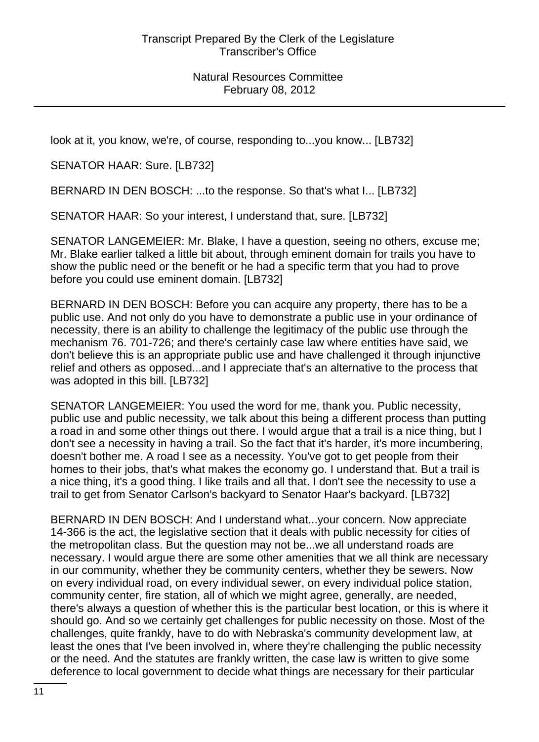look at it, you know, we're, of course, responding to...you know... [LB732]

SENATOR HAAR: Sure. [LB732]

BERNARD IN DEN BOSCH: ...to the response. So that's what I... [LB732]

SENATOR HAAR: So your interest, I understand that, sure. [LB732]

SENATOR LANGEMEIER: Mr. Blake, I have a question, seeing no others, excuse me; Mr. Blake earlier talked a little bit about, through eminent domain for trails you have to show the public need or the benefit or he had a specific term that you had to prove before you could use eminent domain. [LB732]

BERNARD IN DEN BOSCH: Before you can acquire any property, there has to be a public use. And not only do you have to demonstrate a public use in your ordinance of necessity, there is an ability to challenge the legitimacy of the public use through the mechanism 76. 701-726; and there's certainly case law where entities have said, we don't believe this is an appropriate public use and have challenged it through injunctive relief and others as opposed...and I appreciate that's an alternative to the process that was adopted in this bill. [LB732]

SENATOR LANGEMEIER: You used the word for me, thank you. Public necessity, public use and public necessity, we talk about this being a different process than putting a road in and some other things out there. I would argue that a trail is a nice thing, but I don't see a necessity in having a trail. So the fact that it's harder, it's more incumbering, doesn't bother me. A road I see as a necessity. You've got to get people from their homes to their jobs, that's what makes the economy go. I understand that. But a trail is a nice thing, it's a good thing. I like trails and all that. I don't see the necessity to use a trail to get from Senator Carlson's backyard to Senator Haar's backyard. [LB732]

BERNARD IN DEN BOSCH: And I understand what...your concern. Now appreciate 14-366 is the act, the legislative section that it deals with public necessity for cities of the metropolitan class. But the question may not be...we all understand roads are necessary. I would argue there are some other amenities that we all think are necessary in our community, whether they be community centers, whether they be sewers. Now on every individual road, on every individual sewer, on every individual police station, community center, fire station, all of which we might agree, generally, are needed, there's always a question of whether this is the particular best location, or this is where it should go. And so we certainly get challenges for public necessity on those. Most of the challenges, quite frankly, have to do with Nebraska's community development law, at least the ones that I've been involved in, where they're challenging the public necessity or the need. And the statutes are frankly written, the case law is written to give some deference to local government to decide what things are necessary for their particular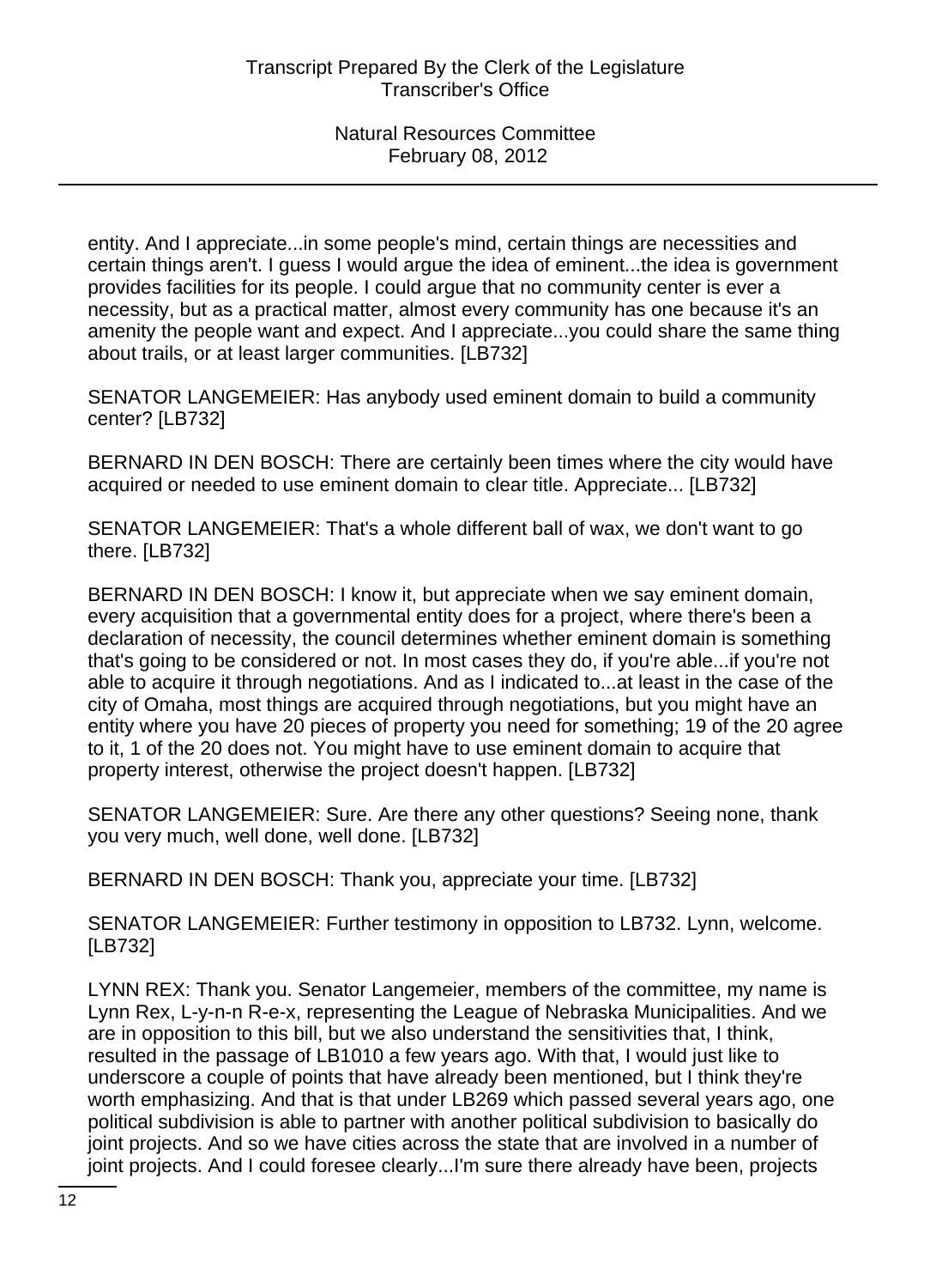entity. And I appreciate...in some people's mind, certain things are necessities and certain things aren't. I guess I would argue the idea of eminent...the idea is government provides facilities for its people. I could argue that no community center is ever a necessity, but as a practical matter, almost every community has one because it's an amenity the people want and expect. And I appreciate...you could share the same thing about trails, or at least larger communities. [LB732]

SENATOR LANGEMEIER: Has anybody used eminent domain to build a community center? [LB732]

BERNARD IN DEN BOSCH: There are certainly been times where the city would have acquired or needed to use eminent domain to clear title. Appreciate... [LB732]

SENATOR LANGEMEIER: That's a whole different ball of wax, we don't want to go there. [LB732]

BERNARD IN DEN BOSCH: I know it, but appreciate when we say eminent domain, every acquisition that a governmental entity does for a project, where there's been a declaration of necessity, the council determines whether eminent domain is something that's going to be considered or not. In most cases they do, if you're able...if you're not able to acquire it through negotiations. And as I indicated to...at least in the case of the city of Omaha, most things are acquired through negotiations, but you might have an entity where you have 20 pieces of property you need for something; 19 of the 20 agree to it, 1 of the 20 does not. You might have to use eminent domain to acquire that property interest, otherwise the project doesn't happen. [LB732]

SENATOR LANGEMEIER: Sure. Are there any other questions? Seeing none, thank you very much, well done, well done. [LB732]

BERNARD IN DEN BOSCH: Thank you, appreciate your time. [LB732]

SENATOR LANGEMEIER: Further testimony in opposition to LB732. Lynn, welcome. [LB732]

LYNN REX: Thank you. Senator Langemeier, members of the committee, my name is Lynn Rex, L-y-n-n R-e-x, representing the League of Nebraska Municipalities. And we are in opposition to this bill, but we also understand the sensitivities that, I think, resulted in the passage of LB1010 a few years ago. With that, I would just like to underscore a couple of points that have already been mentioned, but I think they're worth emphasizing. And that is that under LB269 which passed several years ago, one political subdivision is able to partner with another political subdivision to basically do joint projects. And so we have cities across the state that are involved in a number of joint projects. And I could foresee clearly...I'm sure there already have been, projects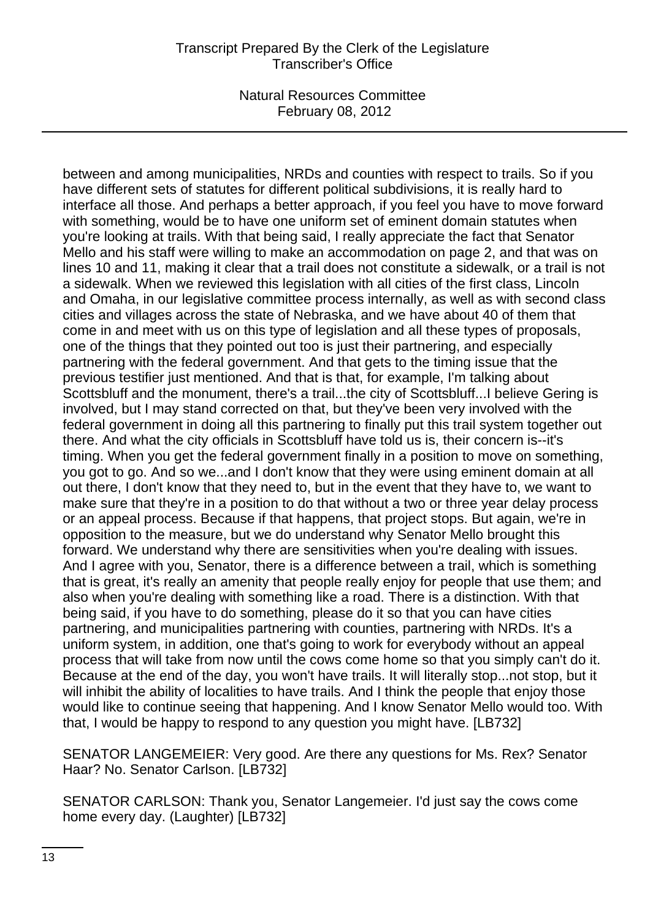between and among municipalities, NRDs and counties with respect to trails. So if you have different sets of statutes for different political subdivisions, it is really hard to interface all those. And perhaps a better approach, if you feel you have to move forward with something, would be to have one uniform set of eminent domain statutes when you're looking at trails. With that being said, I really appreciate the fact that Senator Mello and his staff were willing to make an accommodation on page 2, and that was on lines 10 and 11, making it clear that a trail does not constitute a sidewalk, or a trail is not a sidewalk. When we reviewed this legislation with all cities of the first class, Lincoln and Omaha, in our legislative committee process internally, as well as with second class cities and villages across the state of Nebraska, and we have about 40 of them that come in and meet with us on this type of legislation and all these types of proposals, one of the things that they pointed out too is just their partnering, and especially partnering with the federal government. And that gets to the timing issue that the previous testifier just mentioned. And that is that, for example, I'm talking about Scottsbluff and the monument, there's a trail...the city of Scottsbluff...I believe Gering is involved, but I may stand corrected on that, but they've been very involved with the federal government in doing all this partnering to finally put this trail system together out there. And what the city officials in Scottsbluff have told us is, their concern is--it's timing. When you get the federal government finally in a position to move on something, you got to go. And so we...and I don't know that they were using eminent domain at all out there, I don't know that they need to, but in the event that they have to, we want to make sure that they're in a position to do that without a two or three year delay process or an appeal process. Because if that happens, that project stops. But again, we're in opposition to the measure, but we do understand why Senator Mello brought this forward. We understand why there are sensitivities when you're dealing with issues. And I agree with you, Senator, there is a difference between a trail, which is something that is great, it's really an amenity that people really enjoy for people that use them; and also when you're dealing with something like a road. There is a distinction. With that being said, if you have to do something, please do it so that you can have cities partnering, and municipalities partnering with counties, partnering with NRDs. It's a uniform system, in addition, one that's going to work for everybody without an appeal process that will take from now until the cows come home so that you simply can't do it. Because at the end of the day, you won't have trails. It will literally stop...not stop, but it will inhibit the ability of localities to have trails. And I think the people that enjoy those would like to continue seeing that happening. And I know Senator Mello would too. With that, I would be happy to respond to any question you might have. [LB732]

SENATOR LANGEMEIER: Very good. Are there any questions for Ms. Rex? Senator Haar? No. Senator Carlson. [LB732]

SENATOR CARLSON: Thank you, Senator Langemeier. I'd just say the cows come home every day. (Laughter) [LB732]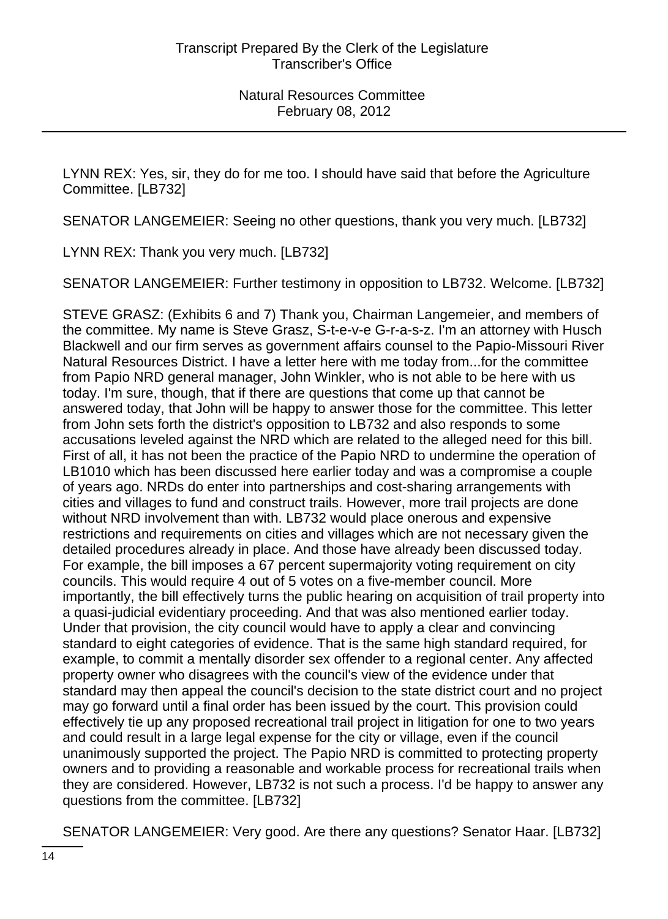LYNN REX: Yes, sir, they do for me too. I should have said that before the Agriculture Committee. [LB732]

SENATOR LANGEMEIER: Seeing no other questions, thank you very much. [LB732]

LYNN REX: Thank you very much. [LB732]

SENATOR LANGEMEIER: Further testimony in opposition to LB732. Welcome. [LB732]

STEVE GRASZ: (Exhibits 6 and 7) Thank you, Chairman Langemeier, and members of the committee. My name is Steve Grasz, S-t-e-v-e G-r-a-s-z. I'm an attorney with Husch Blackwell and our firm serves as government affairs counsel to the Papio-Missouri River Natural Resources District. I have a letter here with me today from...for the committee from Papio NRD general manager, John Winkler, who is not able to be here with us today. I'm sure, though, that if there are questions that come up that cannot be answered today, that John will be happy to answer those for the committee. This letter from John sets forth the district's opposition to LB732 and also responds to some accusations leveled against the NRD which are related to the alleged need for this bill. First of all, it has not been the practice of the Papio NRD to undermine the operation of LB1010 which has been discussed here earlier today and was a compromise a couple of years ago. NRDs do enter into partnerships and cost-sharing arrangements with cities and villages to fund and construct trails. However, more trail projects are done without NRD involvement than with. LB732 would place onerous and expensive restrictions and requirements on cities and villages which are not necessary given the detailed procedures already in place. And those have already been discussed today. For example, the bill imposes a 67 percent supermajority voting requirement on city councils. This would require 4 out of 5 votes on a five-member council. More importantly, the bill effectively turns the public hearing on acquisition of trail property into a quasi-judicial evidentiary proceeding. And that was also mentioned earlier today. Under that provision, the city council would have to apply a clear and convincing standard to eight categories of evidence. That is the same high standard required, for example, to commit a mentally disorder sex offender to a regional center. Any affected property owner who disagrees with the council's view of the evidence under that standard may then appeal the council's decision to the state district court and no project may go forward until a final order has been issued by the court. This provision could effectively tie up any proposed recreational trail project in litigation for one to two years and could result in a large legal expense for the city or village, even if the council unanimously supported the project. The Papio NRD is committed to protecting property owners and to providing a reasonable and workable process for recreational trails when they are considered. However, LB732 is not such a process. I'd be happy to answer any questions from the committee. [LB732]

SENATOR LANGEMEIER: Very good. Are there any questions? Senator Haar. [LB732]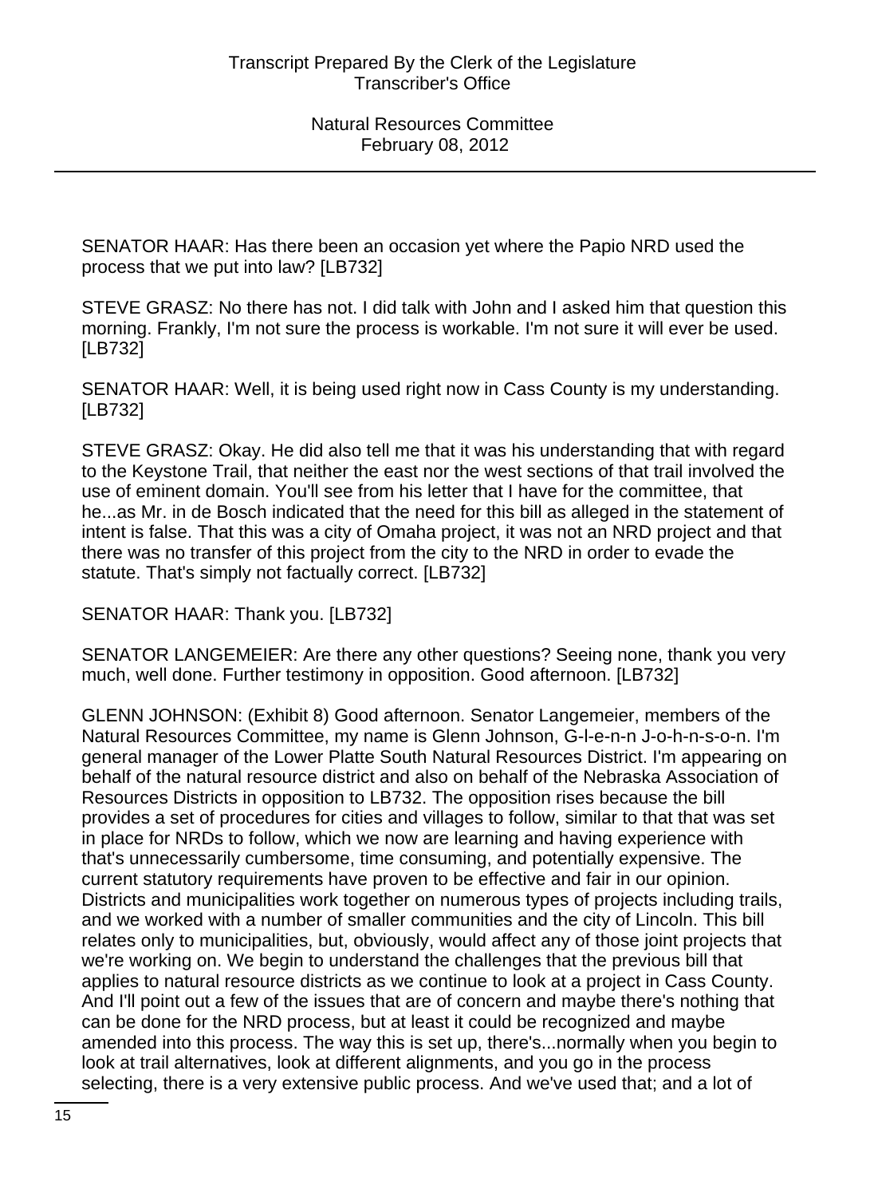SENATOR HAAR: Has there been an occasion yet where the Papio NRD used the process that we put into law? [LB732]

STEVE GRASZ: No there has not. I did talk with John and I asked him that question this morning. Frankly, I'm not sure the process is workable. I'm not sure it will ever be used. [LB732]

SENATOR HAAR: Well, it is being used right now in Cass County is my understanding. [LB732]

STEVE GRASZ: Okay. He did also tell me that it was his understanding that with regard to the Keystone Trail, that neither the east nor the west sections of that trail involved the use of eminent domain. You'll see from his letter that I have for the committee, that he...as Mr. in de Bosch indicated that the need for this bill as alleged in the statement of intent is false. That this was a city of Omaha project, it was not an NRD project and that there was no transfer of this project from the city to the NRD in order to evade the statute. That's simply not factually correct. [LB732]

SENATOR HAAR: Thank you. [LB732]

SENATOR LANGEMEIER: Are there any other questions? Seeing none, thank you very much, well done. Further testimony in opposition. Good afternoon. [LB732]

GLENN JOHNSON: (Exhibit 8) Good afternoon. Senator Langemeier, members of the Natural Resources Committee, my name is Glenn Johnson, G-l-e-n-n J-o-h-n-s-o-n. I'm general manager of the Lower Platte South Natural Resources District. I'm appearing on behalf of the natural resource district and also on behalf of the Nebraska Association of Resources Districts in opposition to LB732. The opposition rises because the bill provides a set of procedures for cities and villages to follow, similar to that that was set in place for NRDs to follow, which we now are learning and having experience with that's unnecessarily cumbersome, time consuming, and potentially expensive. The current statutory requirements have proven to be effective and fair in our opinion. Districts and municipalities work together on numerous types of projects including trails, and we worked with a number of smaller communities and the city of Lincoln. This bill relates only to municipalities, but, obviously, would affect any of those joint projects that we're working on. We begin to understand the challenges that the previous bill that applies to natural resource districts as we continue to look at a project in Cass County. And I'll point out a few of the issues that are of concern and maybe there's nothing that can be done for the NRD process, but at least it could be recognized and maybe amended into this process. The way this is set up, there's...normally when you begin to look at trail alternatives, look at different alignments, and you go in the process selecting, there is a very extensive public process. And we've used that; and a lot of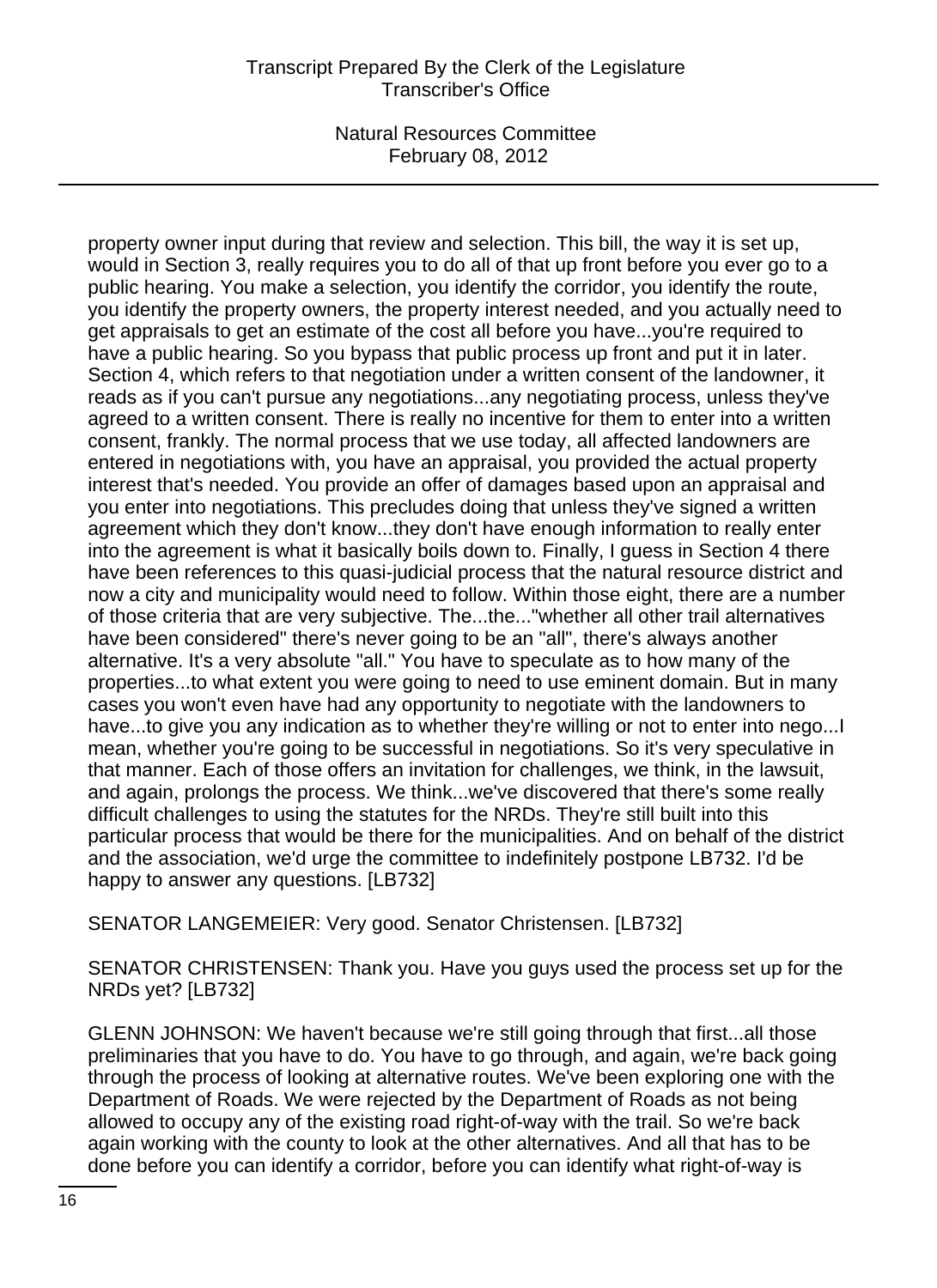property owner input during that review and selection. This bill, the way it is set up, would in Section 3, really requires you to do all of that up front before you ever go to a public hearing. You make a selection, you identify the corridor, you identify the route, you identify the property owners, the property interest needed, and you actually need to get appraisals to get an estimate of the cost all before you have...you're required to have a public hearing. So you bypass that public process up front and put it in later. Section 4, which refers to that negotiation under a written consent of the landowner, it reads as if you can't pursue any negotiations...any negotiating process, unless they've agreed to a written consent. There is really no incentive for them to enter into a written consent, frankly. The normal process that we use today, all affected landowners are entered in negotiations with, you have an appraisal, you provided the actual property interest that's needed. You provide an offer of damages based upon an appraisal and you enter into negotiations. This precludes doing that unless they've signed a written agreement which they don't know...they don't have enough information to really enter into the agreement is what it basically boils down to. Finally, I guess in Section 4 there have been references to this quasi-judicial process that the natural resource district and now a city and municipality would need to follow. Within those eight, there are a number of those criteria that are very subjective. The...the..."whether all other trail alternatives have been considered" there's never going to be an "all", there's always another alternative. It's a very absolute "all." You have to speculate as to how many of the properties...to what extent you were going to need to use eminent domain. But in many cases you won't even have had any opportunity to negotiate with the landowners to have...to give you any indication as to whether they're willing or not to enter into nego...I mean, whether you're going to be successful in negotiations. So it's very speculative in that manner. Each of those offers an invitation for challenges, we think, in the lawsuit, and again, prolongs the process. We think...we've discovered that there's some really difficult challenges to using the statutes for the NRDs. They're still built into this particular process that would be there for the municipalities. And on behalf of the district and the association, we'd urge the committee to indefinitely postpone LB732. I'd be happy to answer any questions. [LB732]

SENATOR LANGEMEIER: Very good. Senator Christensen. [LB732]

SENATOR CHRISTENSEN: Thank you. Have you guys used the process set up for the NRDs yet? [LB732]

GLENN JOHNSON: We haven't because we're still going through that first...all those preliminaries that you have to do. You have to go through, and again, we're back going through the process of looking at alternative routes. We've been exploring one with the Department of Roads. We were rejected by the Department of Roads as not being allowed to occupy any of the existing road right-of-way with the trail. So we're back again working with the county to look at the other alternatives. And all that has to be done before you can identify a corridor, before you can identify what right-of-way is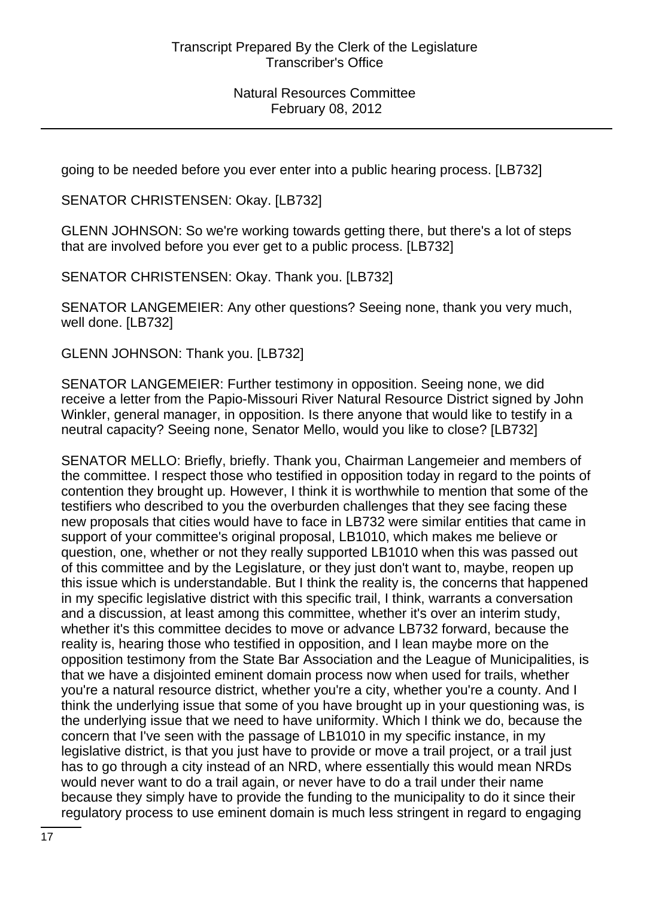going to be needed before you ever enter into a public hearing process. [LB732]

SENATOR CHRISTENSEN: Okay. [LB732]

GLENN JOHNSON: So we're working towards getting there, but there's a lot of steps that are involved before you ever get to a public process. [LB732]

SENATOR CHRISTENSEN: Okay. Thank you. [LB732]

SENATOR LANGEMEIER: Any other questions? Seeing none, thank you very much, well done. [LB732]

GLENN JOHNSON: Thank you. [LB732]

SENATOR LANGEMEIER: Further testimony in opposition. Seeing none, we did receive a letter from the Papio-Missouri River Natural Resource District signed by John Winkler, general manager, in opposition. Is there anyone that would like to testify in a neutral capacity? Seeing none, Senator Mello, would you like to close? [LB732]

SENATOR MELLO: Briefly, briefly. Thank you, Chairman Langemeier and members of the committee. I respect those who testified in opposition today in regard to the points of contention they brought up. However, I think it is worthwhile to mention that some of the testifiers who described to you the overburden challenges that they see facing these new proposals that cities would have to face in LB732 were similar entities that came in support of your committee's original proposal, LB1010, which makes me believe or question, one, whether or not they really supported LB1010 when this was passed out of this committee and by the Legislature, or they just don't want to, maybe, reopen up this issue which is understandable. But I think the reality is, the concerns that happened in my specific legislative district with this specific trail, I think, warrants a conversation and a discussion, at least among this committee, whether it's over an interim study, whether it's this committee decides to move or advance LB732 forward, because the reality is, hearing those who testified in opposition, and I lean maybe more on the opposition testimony from the State Bar Association and the League of Municipalities, is that we have a disjointed eminent domain process now when used for trails, whether you're a natural resource district, whether you're a city, whether you're a county. And I think the underlying issue that some of you have brought up in your questioning was, is the underlying issue that we need to have uniformity. Which I think we do, because the concern that I've seen with the passage of LB1010 in my specific instance, in my legislative district, is that you just have to provide or move a trail project, or a trail just has to go through a city instead of an NRD, where essentially this would mean NRDs would never want to do a trail again, or never have to do a trail under their name because they simply have to provide the funding to the municipality to do it since their regulatory process to use eminent domain is much less stringent in regard to engaging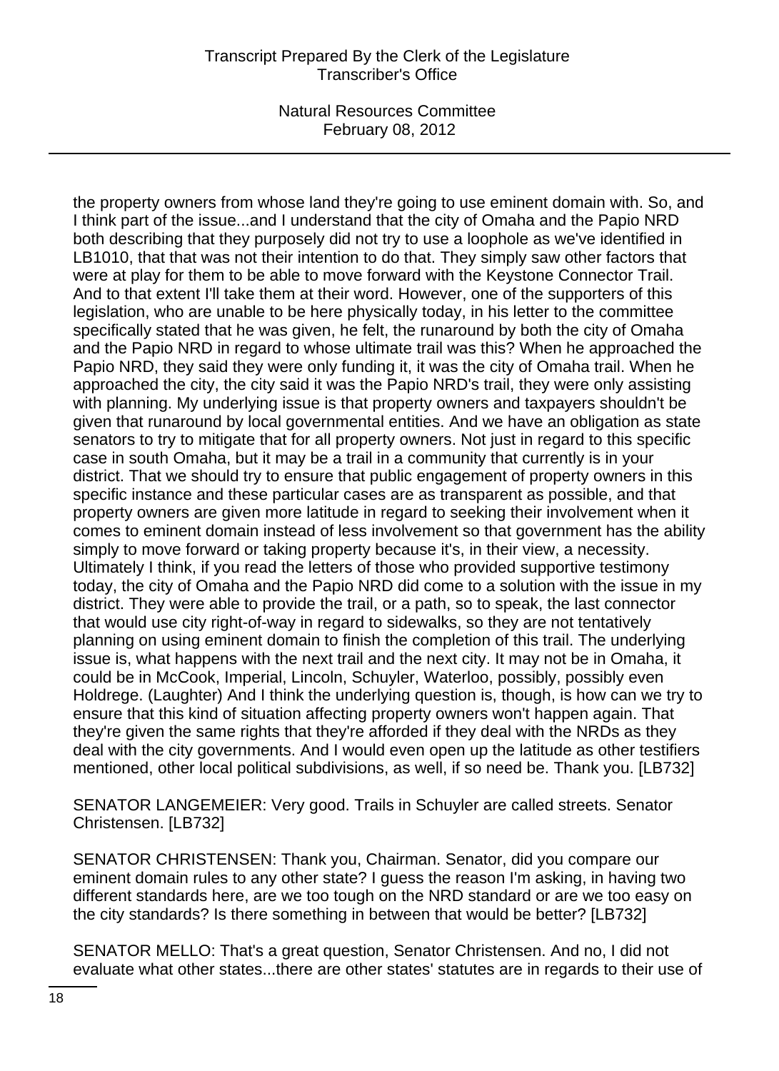the property owners from whose land they're going to use eminent domain with. So, and I think part of the issue...and I understand that the city of Omaha and the Papio NRD both describing that they purposely did not try to use a loophole as we've identified in LB1010, that that was not their intention to do that. They simply saw other factors that were at play for them to be able to move forward with the Keystone Connector Trail. And to that extent I'll take them at their word. However, one of the supporters of this legislation, who are unable to be here physically today, in his letter to the committee specifically stated that he was given, he felt, the runaround by both the city of Omaha and the Papio NRD in regard to whose ultimate trail was this? When he approached the Papio NRD, they said they were only funding it, it was the city of Omaha trail. When he approached the city, the city said it was the Papio NRD's trail, they were only assisting with planning. My underlying issue is that property owners and taxpayers shouldn't be given that runaround by local governmental entities. And we have an obligation as state senators to try to mitigate that for all property owners. Not just in regard to this specific case in south Omaha, but it may be a trail in a community that currently is in your district. That we should try to ensure that public engagement of property owners in this specific instance and these particular cases are as transparent as possible, and that property owners are given more latitude in regard to seeking their involvement when it comes to eminent domain instead of less involvement so that government has the ability simply to move forward or taking property because it's, in their view, a necessity. Ultimately I think, if you read the letters of those who provided supportive testimony today, the city of Omaha and the Papio NRD did come to a solution with the issue in my district. They were able to provide the trail, or a path, so to speak, the last connector that would use city right-of-way in regard to sidewalks, so they are not tentatively planning on using eminent domain to finish the completion of this trail. The underlying issue is, what happens with the next trail and the next city. It may not be in Omaha, it could be in McCook, Imperial, Lincoln, Schuyler, Waterloo, possibly, possibly even Holdrege. (Laughter) And I think the underlying question is, though, is how can we try to ensure that this kind of situation affecting property owners won't happen again. That they're given the same rights that they're afforded if they deal with the NRDs as they deal with the city governments. And I would even open up the latitude as other testifiers mentioned, other local political subdivisions, as well, if so need be. Thank you. [LB732]

SENATOR LANGEMEIER: Very good. Trails in Schuyler are called streets. Senator Christensen. [LB732]

SENATOR CHRISTENSEN: Thank you, Chairman. Senator, did you compare our eminent domain rules to any other state? I guess the reason I'm asking, in having two different standards here, are we too tough on the NRD standard or are we too easy on the city standards? Is there something in between that would be better? [LB732]

SENATOR MELLO: That's a great question, Senator Christensen. And no, I did not evaluate what other states...there are other states' statutes are in regards to their use of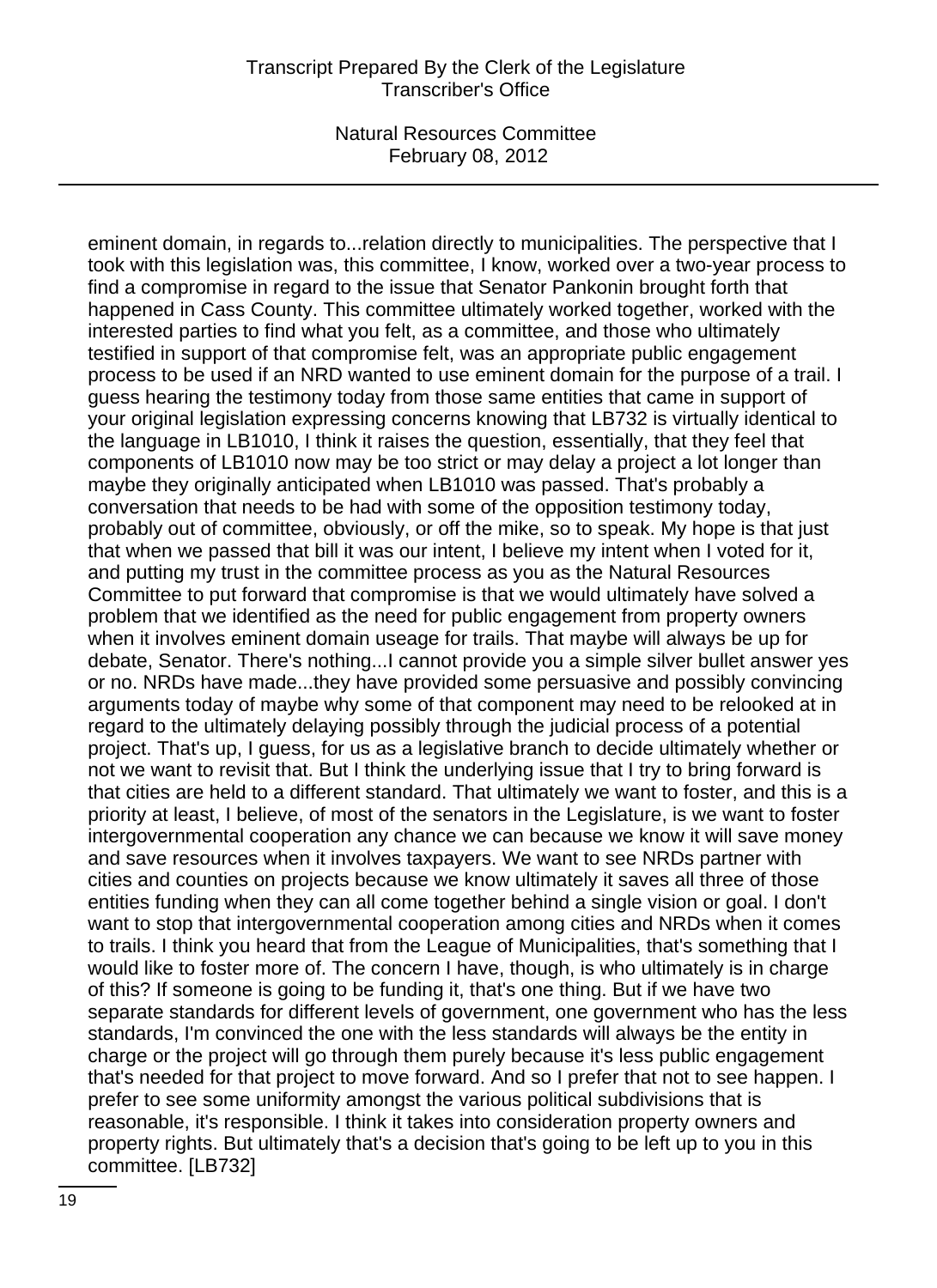eminent domain, in regards to...relation directly to municipalities. The perspective that I took with this legislation was, this committee, I know, worked over a two-year process to find a compromise in regard to the issue that Senator Pankonin brought forth that happened in Cass County. This committee ultimately worked together, worked with the interested parties to find what you felt, as a committee, and those who ultimately testified in support of that compromise felt, was an appropriate public engagement process to be used if an NRD wanted to use eminent domain for the purpose of a trail. I guess hearing the testimony today from those same entities that came in support of your original legislation expressing concerns knowing that LB732 is virtually identical to the language in LB1010, I think it raises the question, essentially, that they feel that components of LB1010 now may be too strict or may delay a project a lot longer than maybe they originally anticipated when LB1010 was passed. That's probably a conversation that needs to be had with some of the opposition testimony today, probably out of committee, obviously, or off the mike, so to speak. My hope is that just that when we passed that bill it was our intent, I believe my intent when I voted for it, and putting my trust in the committee process as you as the Natural Resources Committee to put forward that compromise is that we would ultimately have solved a problem that we identified as the need for public engagement from property owners when it involves eminent domain useage for trails. That maybe will always be up for debate, Senator. There's nothing...I cannot provide you a simple silver bullet answer yes or no. NRDs have made...they have provided some persuasive and possibly convincing arguments today of maybe why some of that component may need to be relooked at in regard to the ultimately delaying possibly through the judicial process of a potential project. That's up, I guess, for us as a legislative branch to decide ultimately whether or not we want to revisit that. But I think the underlying issue that I try to bring forward is that cities are held to a different standard. That ultimately we want to foster, and this is a priority at least, I believe, of most of the senators in the Legislature, is we want to foster intergovernmental cooperation any chance we can because we know it will save money and save resources when it involves taxpayers. We want to see NRDs partner with cities and counties on projects because we know ultimately it saves all three of those entities funding when they can all come together behind a single vision or goal. I don't want to stop that intergovernmental cooperation among cities and NRDs when it comes to trails. I think you heard that from the League of Municipalities, that's something that I would like to foster more of. The concern I have, though, is who ultimately is in charge of this? If someone is going to be funding it, that's one thing. But if we have two separate standards for different levels of government, one government who has the less standards, I'm convinced the one with the less standards will always be the entity in charge or the project will go through them purely because it's less public engagement that's needed for that project to move forward. And so I prefer that not to see happen. I prefer to see some uniformity amongst the various political subdivisions that is reasonable, it's responsible. I think it takes into consideration property owners and property rights. But ultimately that's a decision that's going to be left up to you in this committee. [LB732]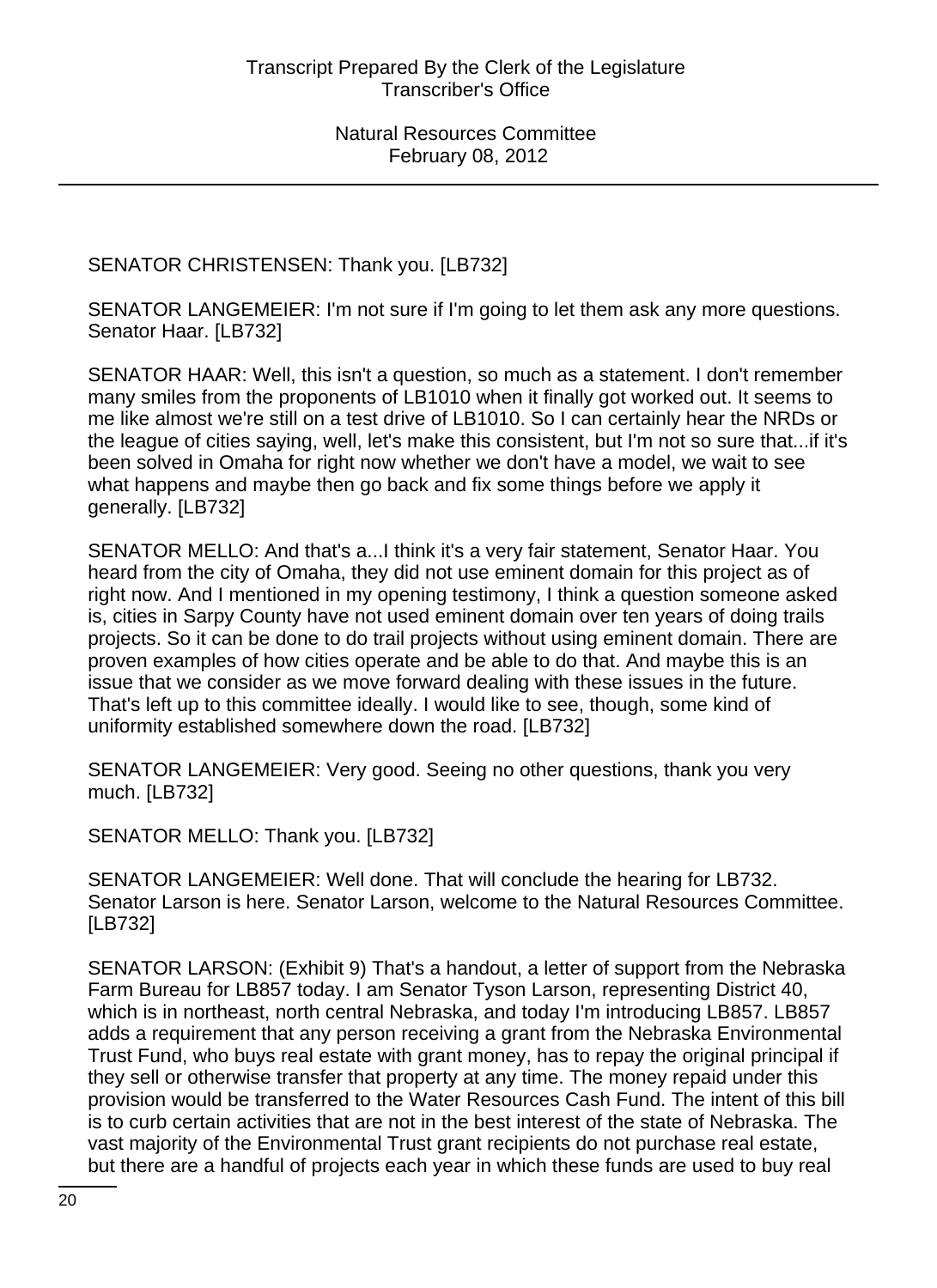SENATOR CHRISTENSEN: Thank you. [LB732]

SENATOR LANGEMEIER: I'm not sure if I'm going to let them ask any more questions. Senator Haar. [LB732]

SENATOR HAAR: Well, this isn't a question, so much as a statement. I don't remember many smiles from the proponents of LB1010 when it finally got worked out. It seems to me like almost we're still on a test drive of LB1010. So I can certainly hear the NRDs or the league of cities saying, well, let's make this consistent, but I'm not so sure that...if it's been solved in Omaha for right now whether we don't have a model, we wait to see what happens and maybe then go back and fix some things before we apply it generally. [LB732]

SENATOR MELLO: And that's a...I think it's a very fair statement, Senator Haar. You heard from the city of Omaha, they did not use eminent domain for this project as of right now. And I mentioned in my opening testimony, I think a question someone asked is, cities in Sarpy County have not used eminent domain over ten years of doing trails projects. So it can be done to do trail projects without using eminent domain. There are proven examples of how cities operate and be able to do that. And maybe this is an issue that we consider as we move forward dealing with these issues in the future. That's left up to this committee ideally. I would like to see, though, some kind of uniformity established somewhere down the road. [LB732]

SENATOR LANGEMEIER: Very good. Seeing no other questions, thank you very much. [LB732]

SENATOR MELLO: Thank you. [LB732]

SENATOR LANGEMEIER: Well done. That will conclude the hearing for LB732. Senator Larson is here. Senator Larson, welcome to the Natural Resources Committee. [LB732]

SENATOR LARSON: (Exhibit 9) That's a handout, a letter of support from the Nebraska Farm Bureau for LB857 today. I am Senator Tyson Larson, representing District 40, which is in northeast, north central Nebraska, and today I'm introducing LB857. LB857 adds a requirement that any person receiving a grant from the Nebraska Environmental Trust Fund, who buys real estate with grant money, has to repay the original principal if they sell or otherwise transfer that property at any time. The money repaid under this provision would be transferred to the Water Resources Cash Fund. The intent of this bill is to curb certain activities that are not in the best interest of the state of Nebraska. The vast majority of the Environmental Trust grant recipients do not purchase real estate, but there are a handful of projects each year in which these funds are used to buy real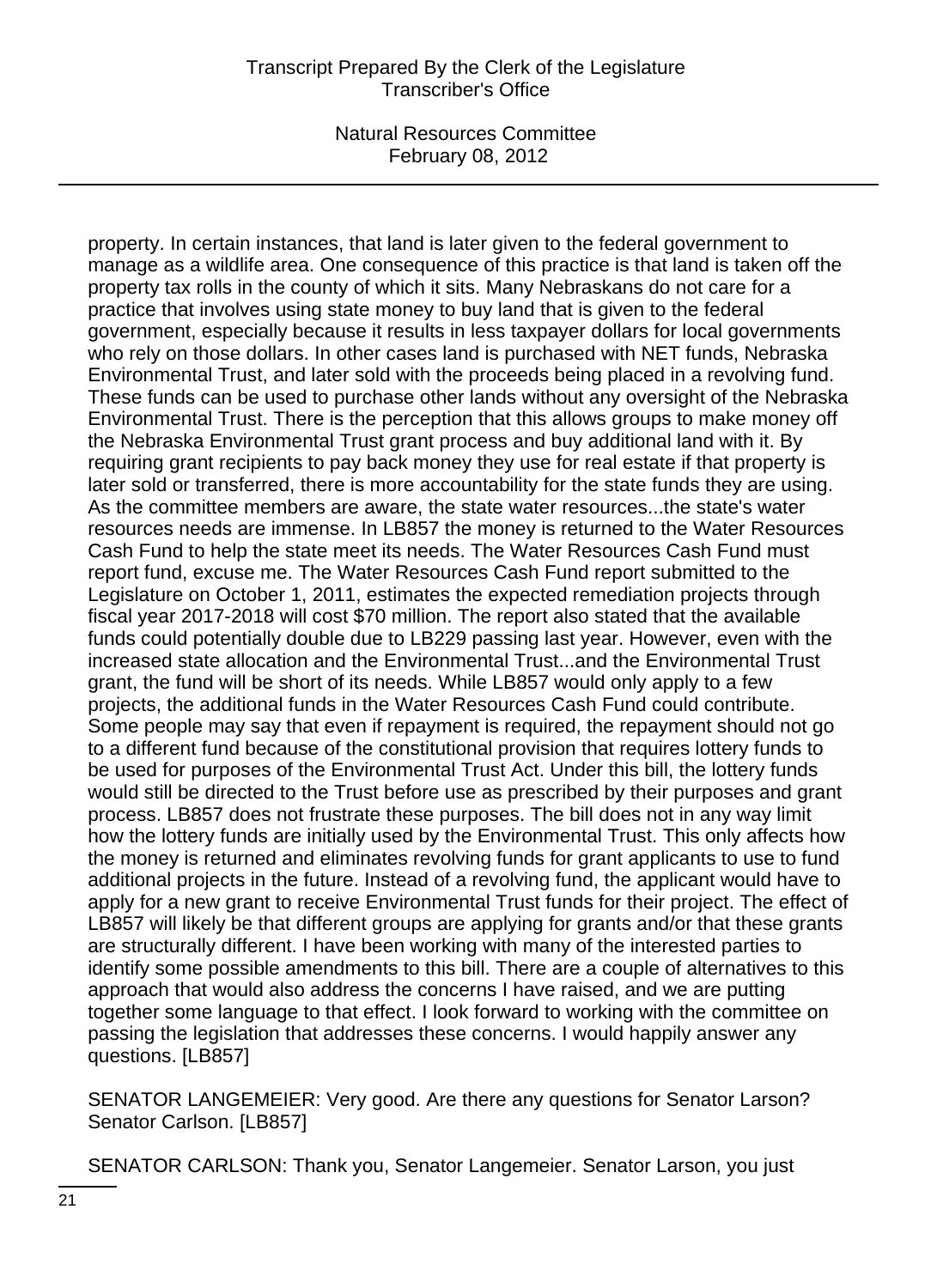property. In certain instances, that land is later given to the federal government to manage as a wildlife area. One consequence of this practice is that land is taken off the property tax rolls in the county of which it sits. Many Nebraskans do not care for a practice that involves using state money to buy land that is given to the federal government, especially because it results in less taxpayer dollars for local governments who rely on those dollars. In other cases land is purchased with NET funds, Nebraska Environmental Trust, and later sold with the proceeds being placed in a revolving fund. These funds can be used to purchase other lands without any oversight of the Nebraska Environmental Trust. There is the perception that this allows groups to make money off the Nebraska Environmental Trust grant process and buy additional land with it. By requiring grant recipients to pay back money they use for real estate if that property is later sold or transferred, there is more accountability for the state funds they are using. As the committee members are aware, the state water resources...the state's water resources needs are immense. In LB857 the money is returned to the Water Resources Cash Fund to help the state meet its needs. The Water Resources Cash Fund must report fund, excuse me. The Water Resources Cash Fund report submitted to the Legislature on October 1, 2011, estimates the expected remediation projects through fiscal year 2017-2018 will cost $70 million. The report also stated that the available funds could potentially double due to LB229 passing last year. However, even with the increased state allocation and the Environmental Trust...and the Environmental Trust grant, the fund will be short of its needs. While LB857 would only apply to a few projects, the additional funds in the Water Resources Cash Fund could contribute. Some people may say that even if repayment is required, the repayment should not go to a different fund because of the constitutional provision that requires lottery funds to be used for purposes of the Environmental Trust Act. Under this bill, the lottery funds would still be directed to the Trust before use as prescribed by their purposes and grant process. LB857 does not frustrate these purposes. The bill does not in any way limit how the lottery funds are initially used by the Environmental Trust. This only affects how the money is returned and eliminates revolving funds for grant applicants to use to fund additional projects in the future. Instead of a revolving fund, the applicant would have to apply for a new grant to receive Environmental Trust funds for their project. The effect of LB857 will likely be that different groups are applying for grants and/or that these grants are structurally different. I have been working with many of the interested parties to identify some possible amendments to this bill. There are a couple of alternatives to this approach that would also address the concerns I have raised, and we are putting together some language to that effect. I look forward to working with the committee on passing the legislation that addresses these concerns. I would happily answer any questions. [LB857]

SENATOR LANGEMEIER: Very good. Are there any questions for Senator Larson? Senator Carlson. [LB857]

SENATOR CARLSON: Thank you, Senator Langemeier. Senator Larson, you just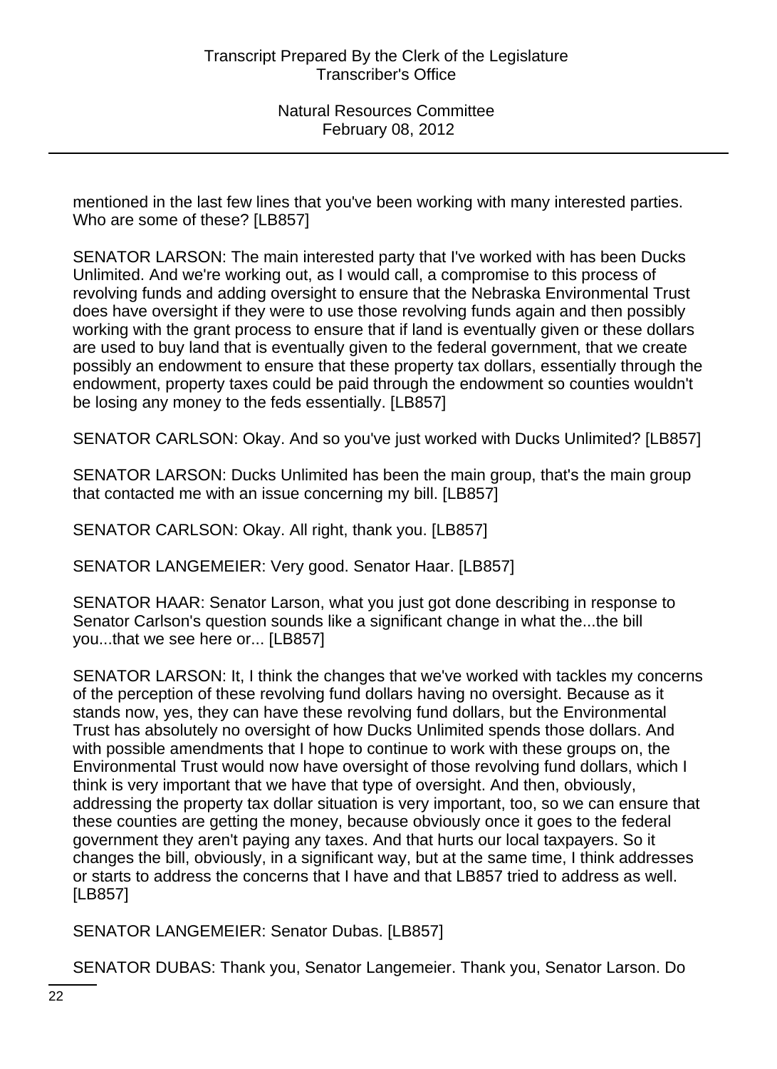mentioned in the last few lines that you've been working with many interested parties. Who are some of these? [LB857]

SENATOR LARSON: The main interested party that I've worked with has been Ducks Unlimited. And we're working out, as I would call, a compromise to this process of revolving funds and adding oversight to ensure that the Nebraska Environmental Trust does have oversight if they were to use those revolving funds again and then possibly working with the grant process to ensure that if land is eventually given or these dollars are used to buy land that is eventually given to the federal government, that we create possibly an endowment to ensure that these property tax dollars, essentially through the endowment, property taxes could be paid through the endowment so counties wouldn't be losing any money to the feds essentially. [LB857]

SENATOR CARLSON: Okay. And so you've just worked with Ducks Unlimited? [LB857]

SENATOR LARSON: Ducks Unlimited has been the main group, that's the main group that contacted me with an issue concerning my bill. [LB857]

SENATOR CARLSON: Okay. All right, thank you. [LB857]

SENATOR LANGEMEIER: Very good. Senator Haar. [LB857]

SENATOR HAAR: Senator Larson, what you just got done describing in response to Senator Carlson's question sounds like a significant change in what the...the bill you...that we see here or... [LB857]

SENATOR LARSON: It, I think the changes that we've worked with tackles my concerns of the perception of these revolving fund dollars having no oversight. Because as it stands now, yes, they can have these revolving fund dollars, but the Environmental Trust has absolutely no oversight of how Ducks Unlimited spends those dollars. And with possible amendments that I hope to continue to work with these groups on, the Environmental Trust would now have oversight of those revolving fund dollars, which I think is very important that we have that type of oversight. And then, obviously, addressing the property tax dollar situation is very important, too, so we can ensure that these counties are getting the money, because obviously once it goes to the federal government they aren't paying any taxes. And that hurts our local taxpayers. So it changes the bill, obviously, in a significant way, but at the same time, I think addresses or starts to address the concerns that I have and that LB857 tried to address as well. [LB857]

SENATOR LANGEMEIER: Senator Dubas. [LB857]

SENATOR DUBAS: Thank you, Senator Langemeier. Thank you, Senator Larson. Do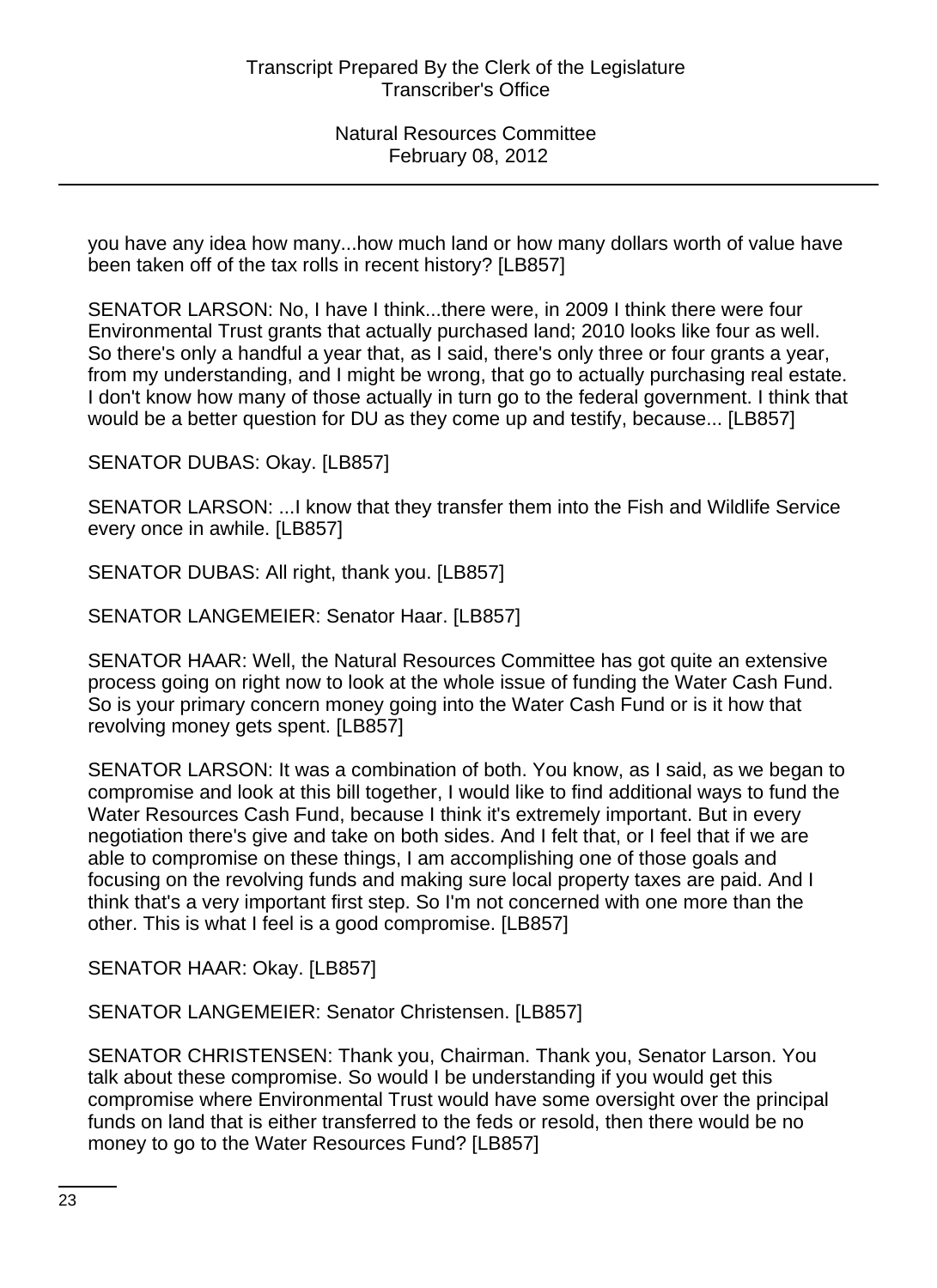you have any idea how many...how much land or how many dollars worth of value have been taken off of the tax rolls in recent history? [LB857]

SENATOR LARSON: No, I have I think...there were, in 2009 I think there were four Environmental Trust grants that actually purchased land; 2010 looks like four as well. So there's only a handful a year that, as I said, there's only three or four grants a year, from my understanding, and I might be wrong, that go to actually purchasing real estate. I don't know how many of those actually in turn go to the federal government. I think that would be a better question for DU as they come up and testify, because... [LB857]

SENATOR DUBAS: Okay. [LB857]

SENATOR LARSON: ...I know that they transfer them into the Fish and Wildlife Service every once in awhile. [LB857]

SENATOR DUBAS: All right, thank you. [LB857]

SENATOR LANGEMEIER: Senator Haar. [LB857]

SENATOR HAAR: Well, the Natural Resources Committee has got quite an extensive process going on right now to look at the whole issue of funding the Water Cash Fund. So is your primary concern money going into the Water Cash Fund or is it how that revolving money gets spent. [LB857]

SENATOR LARSON: It was a combination of both. You know, as I said, as we began to compromise and look at this bill together, I would like to find additional ways to fund the Water Resources Cash Fund, because I think it's extremely important. But in every negotiation there's give and take on both sides. And I felt that, or I feel that if we are able to compromise on these things, I am accomplishing one of those goals and focusing on the revolving funds and making sure local property taxes are paid. And I think that's a very important first step. So I'm not concerned with one more than the other. This is what I feel is a good compromise. [LB857]

SENATOR HAAR: Okay. [LB857]

SENATOR LANGEMEIER: Senator Christensen. [LB857]

SENATOR CHRISTENSEN: Thank you, Chairman. Thank you, Senator Larson. You talk about these compromise. So would I be understanding if you would get this compromise where Environmental Trust would have some oversight over the principal funds on land that is either transferred to the feds or resold, then there would be no money to go to the Water Resources Fund? [LB857]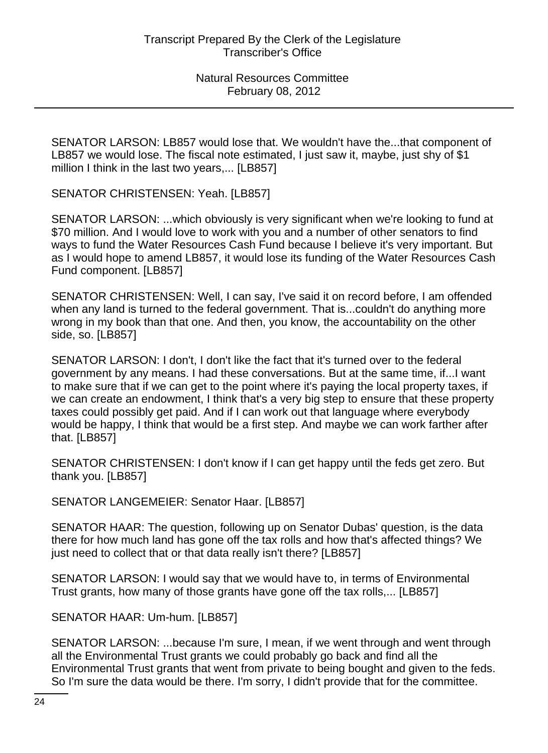SENATOR LARSON: LB857 would lose that. We wouldn't have the...that component of LB857 we would lose. The fiscal note estimated, I just saw it, maybe, just shy of $1 million I think in the last two years,... [LB857]

SENATOR CHRISTENSEN: Yeah. [LB857]

SENATOR LARSON: ...which obviously is very significant when we're looking to fund at $70 million. And I would love to work with you and a number of other senators to find ways to fund the Water Resources Cash Fund because I believe it's very important. But as I would hope to amend LB857, it would lose its funding of the Water Resources Cash Fund component. [LB857]

SENATOR CHRISTENSEN: Well, I can say, I've said it on record before, I am offended when any land is turned to the federal government. That is...couldn't do anything more wrong in my book than that one. And then, you know, the accountability on the other side, so. [LB857]

SENATOR LARSON: I don't, I don't like the fact that it's turned over to the federal government by any means. I had these conversations. But at the same time, if...I want to make sure that if we can get to the point where it's paying the local property taxes, if we can create an endowment, I think that's a very big step to ensure that these property taxes could possibly get paid. And if I can work out that language where everybody would be happy, I think that would be a first step. And maybe we can work farther after that. [LB857]

SENATOR CHRISTENSEN: I don't know if I can get happy until the feds get zero. But thank you. [LB857]

SENATOR LANGEMEIER: Senator Haar. [LB857]

SENATOR HAAR: The question, following up on Senator Dubas' question, is the data there for how much land has gone off the tax rolls and how that's affected things? We just need to collect that or that data really isn't there? [LB857]

SENATOR LARSON: I would say that we would have to, in terms of Environmental Trust grants, how many of those grants have gone off the tax rolls,... [LB857]

SENATOR HAAR: Um-hum. [LB857]

SENATOR LARSON: ...because I'm sure, I mean, if we went through and went through all the Environmental Trust grants we could probably go back and find all the Environmental Trust grants that went from private to being bought and given to the feds. So I'm sure the data would be there. I'm sorry, I didn't provide that for the committee.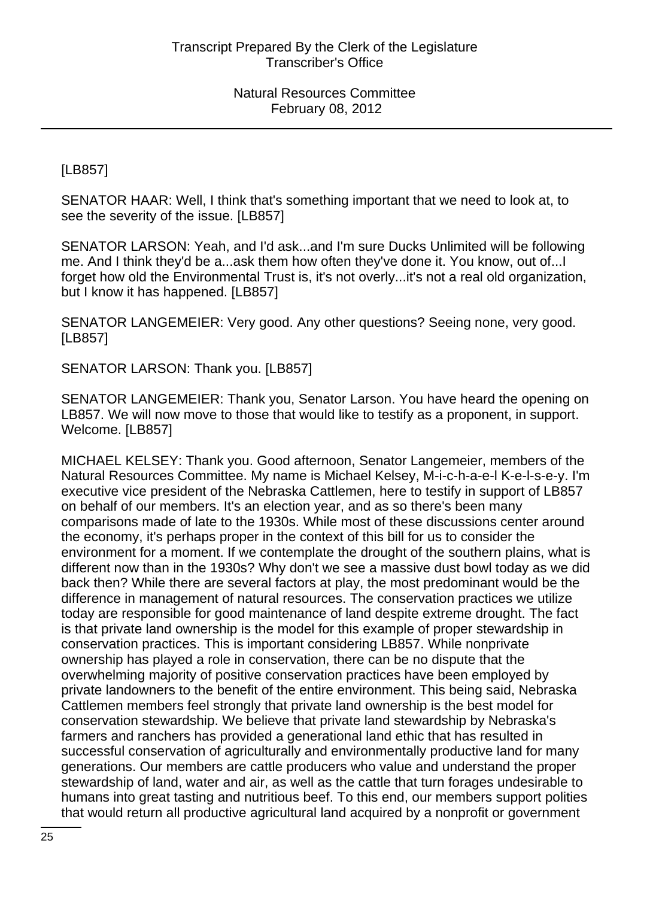[LB857]

SENATOR HAAR: Well, I think that's something important that we need to look at, to see the severity of the issue. [LB857]

SENATOR LARSON: Yeah, and I'd ask...and I'm sure Ducks Unlimited will be following me. And I think they'd be a...ask them how often they've done it. You know, out of...I forget how old the Environmental Trust is, it's not overly...it's not a real old organization, but I know it has happened. [LB857]

SENATOR LANGEMEIER: Very good. Any other questions? Seeing none, very good. [LB857]

SENATOR LARSON: Thank you. [LB857]

SENATOR LANGEMEIER: Thank you, Senator Larson. You have heard the opening on LB857. We will now move to those that would like to testify as a proponent, in support. Welcome. [LB857]

MICHAEL KELSEY: Thank you. Good afternoon, Senator Langemeier, members of the Natural Resources Committee. My name is Michael Kelsey, M-i-c-h-a-e-l K-e-l-s-e-y. I'm executive vice president of the Nebraska Cattlemen, here to testify in support of LB857 on behalf of our members. It's an election year, and as so there's been many comparisons made of late to the 1930s. While most of these discussions center around the economy, it's perhaps proper in the context of this bill for us to consider the environment for a moment. If we contemplate the drought of the southern plains, what is different now than in the 1930s? Why don't we see a massive dust bowl today as we did back then? While there are several factors at play, the most predominant would be the difference in management of natural resources. The conservation practices we utilize today are responsible for good maintenance of land despite extreme drought. The fact is that private land ownership is the model for this example of proper stewardship in conservation practices. This is important considering LB857. While nonprivate ownership has played a role in conservation, there can be no dispute that the overwhelming majority of positive conservation practices have been employed by private landowners to the benefit of the entire environment. This being said, Nebraska Cattlemen members feel strongly that private land ownership is the best model for conservation stewardship. We believe that private land stewardship by Nebraska's farmers and ranchers has provided a generational land ethic that has resulted in successful conservation of agriculturally and environmentally productive land for many generations. Our members are cattle producers who value and understand the proper stewardship of land, water and air, as well as the cattle that turn forages undesirable to humans into great tasting and nutritious beef. To this end, our members support polities that would return all productive agricultural land acquired by a nonprofit or government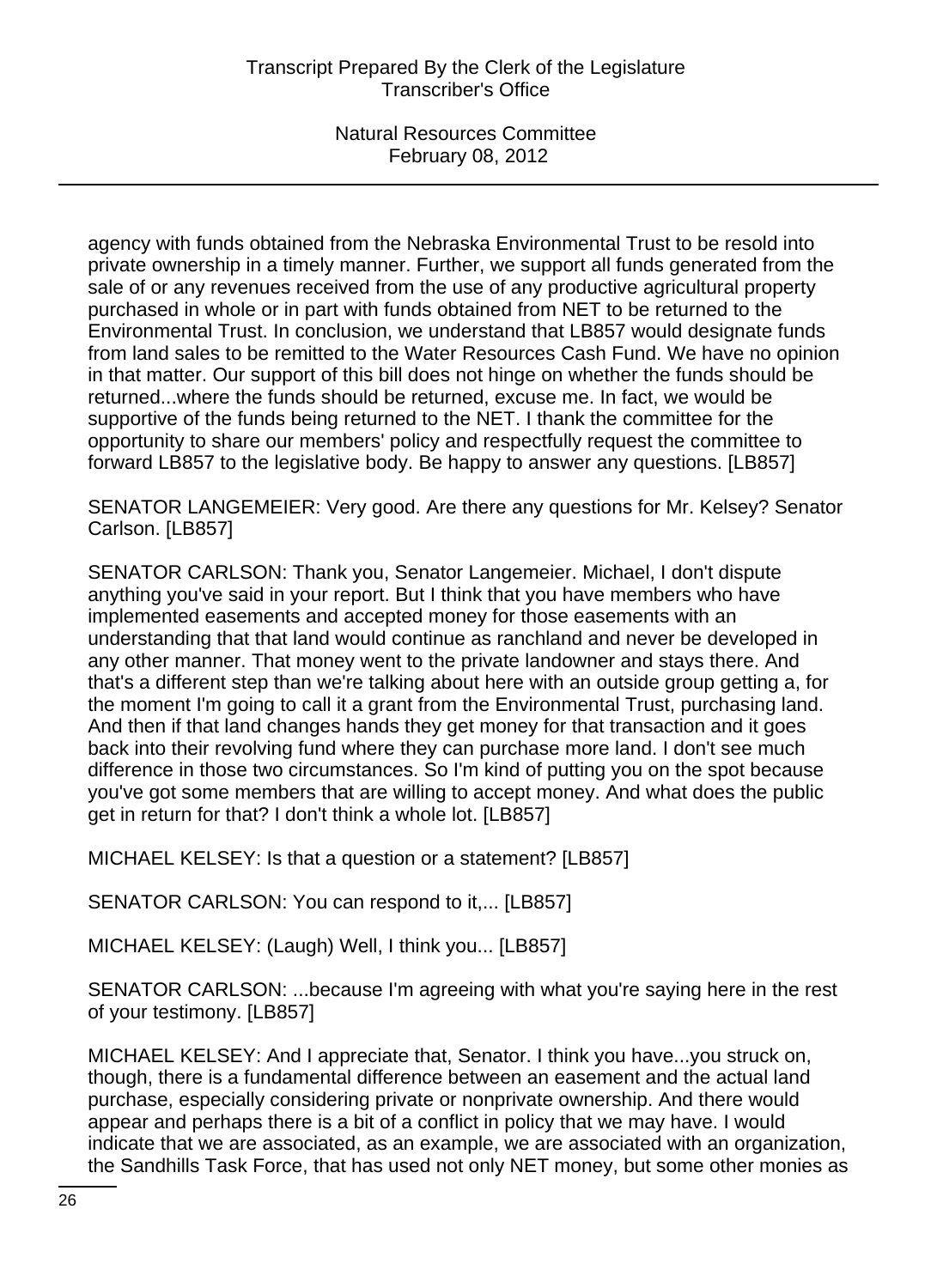agency with funds obtained from the Nebraska Environmental Trust to be resold into private ownership in a timely manner. Further, we support all funds generated from the sale of or any revenues received from the use of any productive agricultural property purchased in whole or in part with funds obtained from NET to be returned to the Environmental Trust. In conclusion, we understand that LB857 would designate funds from land sales to be remitted to the Water Resources Cash Fund. We have no opinion in that matter. Our support of this bill does not hinge on whether the funds should be returned...where the funds should be returned, excuse me. In fact, we would be supportive of the funds being returned to the NET. I thank the committee for the opportunity to share our members' policy and respectfully request the committee to forward LB857 to the legislative body. Be happy to answer any questions. [LB857]

SENATOR LANGEMEIER: Very good. Are there any questions for Mr. Kelsey? Senator Carlson. [LB857]

SENATOR CARLSON: Thank you, Senator Langemeier. Michael, I don't dispute anything you've said in your report. But I think that you have members who have implemented easements and accepted money for those easements with an understanding that that land would continue as ranchland and never be developed in any other manner. That money went to the private landowner and stays there. And that's a different step than we're talking about here with an outside group getting a, for the moment I'm going to call it a grant from the Environmental Trust, purchasing land. And then if that land changes hands they get money for that transaction and it goes back into their revolving fund where they can purchase more land. I don't see much difference in those two circumstances. So I'm kind of putting you on the spot because you've got some members that are willing to accept money. And what does the public get in return for that? I don't think a whole lot. [LB857]

MICHAEL KELSEY: Is that a question or a statement? [LB857]

SENATOR CARLSON: You can respond to it,... [LB857]

MICHAEL KELSEY: (Laugh) Well, I think you... [LB857]

SENATOR CARLSON: ...because I'm agreeing with what you're saying here in the rest of your testimony. [LB857]

MICHAEL KELSEY: And I appreciate that, Senator. I think you have...you struck on, though, there is a fundamental difference between an easement and the actual land purchase, especially considering private or nonprivate ownership. And there would appear and perhaps there is a bit of a conflict in policy that we may have. I would indicate that we are associated, as an example, we are associated with an organization, the Sandhills Task Force, that has used not only NET money, but some other monies as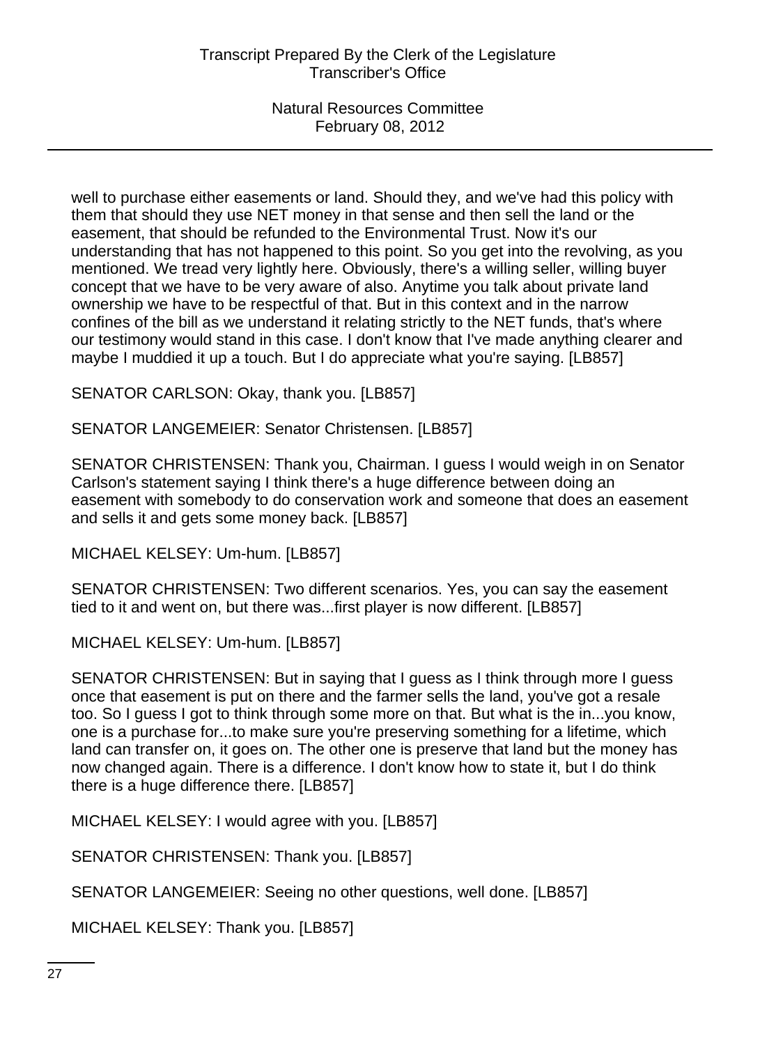well to purchase either easements or land. Should they, and we've had this policy with them that should they use NET money in that sense and then sell the land or the easement, that should be refunded to the Environmental Trust. Now it's our understanding that has not happened to this point. So you get into the revolving, as you mentioned. We tread very lightly here. Obviously, there's a willing seller, willing buyer concept that we have to be very aware of also. Anytime you talk about private land ownership we have to be respectful of that. But in this context and in the narrow confines of the bill as we understand it relating strictly to the NET funds, that's where our testimony would stand in this case. I don't know that I've made anything clearer and maybe I muddied it up a touch. But I do appreciate what you're saying. [LB857]

SENATOR CARLSON: Okay, thank you. [LB857]

SENATOR LANGEMEIER: Senator Christensen. [LB857]

SENATOR CHRISTENSEN: Thank you, Chairman. I guess I would weigh in on Senator Carlson's statement saying I think there's a huge difference between doing an easement with somebody to do conservation work and someone that does an easement and sells it and gets some money back. [LB857]

MICHAEL KELSEY: Um-hum. [LB857]

SENATOR CHRISTENSEN: Two different scenarios. Yes, you can say the easement tied to it and went on, but there was...first player is now different. [LB857]

MICHAEL KELSEY: Um-hum. [LB857]

SENATOR CHRISTENSEN: But in saying that I guess as I think through more I guess once that easement is put on there and the farmer sells the land, you've got a resale too. So I guess I got to think through some more on that. But what is the in...you know, one is a purchase for...to make sure you're preserving something for a lifetime, which land can transfer on, it goes on. The other one is preserve that land but the money has now changed again. There is a difference. I don't know how to state it, but I do think there is a huge difference there. [LB857]

MICHAEL KELSEY: I would agree with you. [LB857]

SENATOR CHRISTENSEN: Thank you. [LB857]

SENATOR LANGEMEIER: Seeing no other questions, well done. [LB857]

MICHAEL KELSEY: Thank you. [LB857]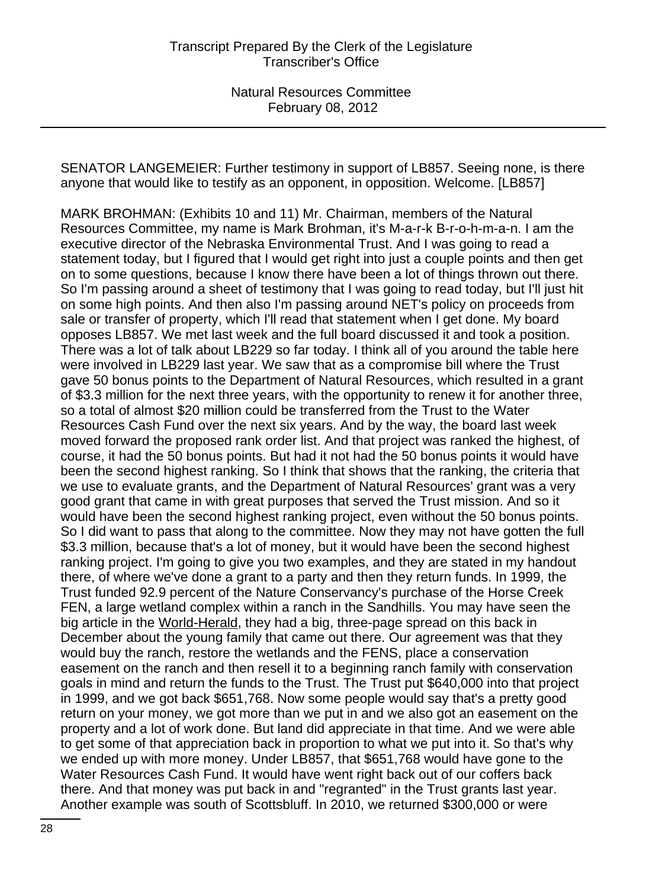SENATOR LANGEMEIER: Further testimony in support of LB857. Seeing none, is there anyone that would like to testify as an opponent, in opposition. Welcome. [LB857]

MARK BROHMAN: (Exhibits 10 and 11) Mr. Chairman, members of the Natural Resources Committee, my name is Mark Brohman, it's M-a-r-k B-r-o-h-m-a-n. I am the executive director of the Nebraska Environmental Trust. And I was going to read a statement today, but I figured that I would get right into just a couple points and then get on to some questions, because I know there have been a lot of things thrown out there. So I'm passing around a sheet of testimony that I was going to read today, but I'll just hit on some high points. And then also I'm passing around NET's policy on proceeds from sale or transfer of property, which I'll read that statement when I get done. My board opposes LB857. We met last week and the full board discussed it and took a position. There was a lot of talk about LB229 so far today. I think all of you around the table here were involved in LB229 last year. We saw that as a compromise bill where the Trust gave 50 bonus points to the Department of Natural Resources, which resulted in a grant of \$3.3 million for the next three years, with the opportunity to renew it for another three, so a total of almost \$20 million could be transferred from the Trust to the Water Resources Cash Fund over the next six years. And by the way, the board last week moved forward the proposed rank order list. And that project was ranked the highest, of course, it had the 50 bonus points. But had it not had the 50 bonus points it would have been the second highest ranking. So I think that shows that the ranking, the criteria that we use to evaluate grants, and the Department of Natural Resources' grant was a very good grant that came in with great purposes that served the Trust mission. And so it would have been the second highest ranking project, even without the 50 bonus points. So I did want to pass that along to the committee. Now they may not have gotten the full \$3.3 million, because that's a lot of money, but it would have been the second highest ranking project. I'm going to give you two examples, and they are stated in my handout there, of where we've done a grant to a party and then they return funds. In 1999, the Trust funded 92.9 percent of the Nature Conservancy's purchase of the Horse Creek FEN, a large wetland complex within a ranch in the Sandhills. You may have seen the big article in the World-Herald, they had a big, three-page spread on this back in December about the young family that came out there. Our agreement was that they would buy the ranch, restore the wetlands and the FENS, place a conservation easement on the ranch and then resell it to a beginning ranch family with conservation goals in mind and return the funds to the Trust. The Trust put \$640,000 into that project in 1999, and we got back \$651,768. Now some people would say that's a pretty good return on your money, we got more than we put in and we also got an easement on the property and a lot of work done. But land did appreciate in that time. And we were able to get some of that appreciation back in proportion to what we put into it. So that's why we ended up with more money. Under LB857, that \$651,768 would have gone to the Water Resources Cash Fund. It would have went right back out of our coffers back there. And that money was put back in and "regranted" in the Trust grants last year. Another example was south of Scottsbluff. In 2010, we returned \$300,000 or were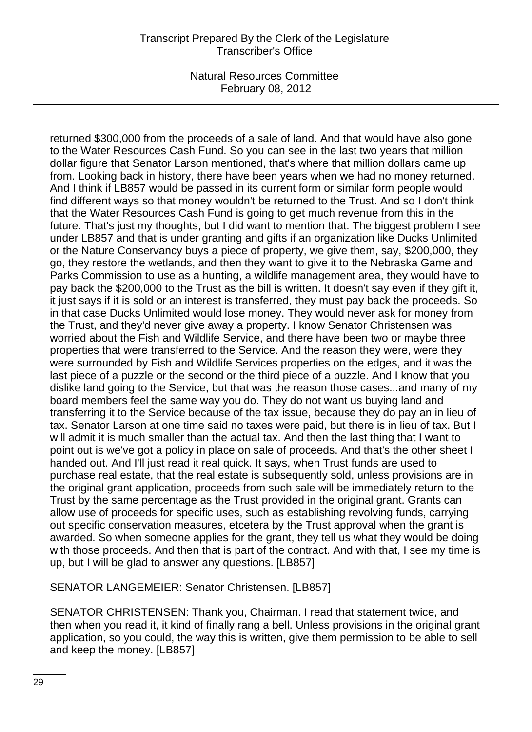returned $300,000 from the proceeds of a sale of land. And that would have also gone to the Water Resources Cash Fund. So you can see in the last two years that million dollar figure that Senator Larson mentioned, that's where that million dollars came up from. Looking back in history, there have been years when we had no money returned. And I think if LB857 would be passed in its current form or similar form people would find different ways so that money wouldn't be returned to the Trust. And so I don't think that the Water Resources Cash Fund is going to get much revenue from this in the future. That's just my thoughts, but I did want to mention that. The biggest problem I see under LB857 and that is under granting and gifts if an organization like Ducks Unlimited or the Nature Conservancy buys a piece of property, we give them, say, $200,000, they go, they restore the wetlands, and then they want to give it to the Nebraska Game and Parks Commission to use as a hunting, a wildlife management area, they would have to pay back the $200,000 to the Trust as the bill is written. It doesn't say even if they gift it, it just says if it is sold or an interest is transferred, they must pay back the proceeds. So in that case Ducks Unlimited would lose money. They would never ask for money from the Trust, and they'd never give away a property. I know Senator Christensen was worried about the Fish and Wildlife Service, and there have been two or maybe three properties that were transferred to the Service. And the reason they were, were they were surrounded by Fish and Wildlife Services properties on the edges, and it was the last piece of a puzzle or the second or the third piece of a puzzle. And I know that you dislike land going to the Service, but that was the reason those cases...and many of my board members feel the same way you do. They do not want us buying land and transferring it to the Service because of the tax issue, because they do pay an in lieu of tax. Senator Larson at one time said no taxes were paid, but there is in lieu of tax. But I will admit it is much smaller than the actual tax. And then the last thing that I want to point out is we've got a policy in place on sale of proceeds. And that's the other sheet I handed out. And I'll just read it real quick. It says, when Trust funds are used to purchase real estate, that the real estate is subsequently sold, unless provisions are in the original grant application, proceeds from such sale will be immediately return to the Trust by the same percentage as the Trust provided in the original grant. Grants can allow use of proceeds for specific uses, such as establishing revolving funds, carrying out specific conservation measures, etcetera by the Trust approval when the grant is awarded. So when someone applies for the grant, they tell us what they would be doing with those proceeds. And then that is part of the contract. And with that, I see my time is up, but I will be glad to answer any questions. [LB857]

SENATOR LANGEMEIER: Senator Christensen. [LB857]

SENATOR CHRISTENSEN: Thank you, Chairman. I read that statement twice, and then when you read it, it kind of finally rang a bell. Unless provisions in the original grant application, so you could, the way this is written, give them permission to be able to sell and keep the money. [LB857]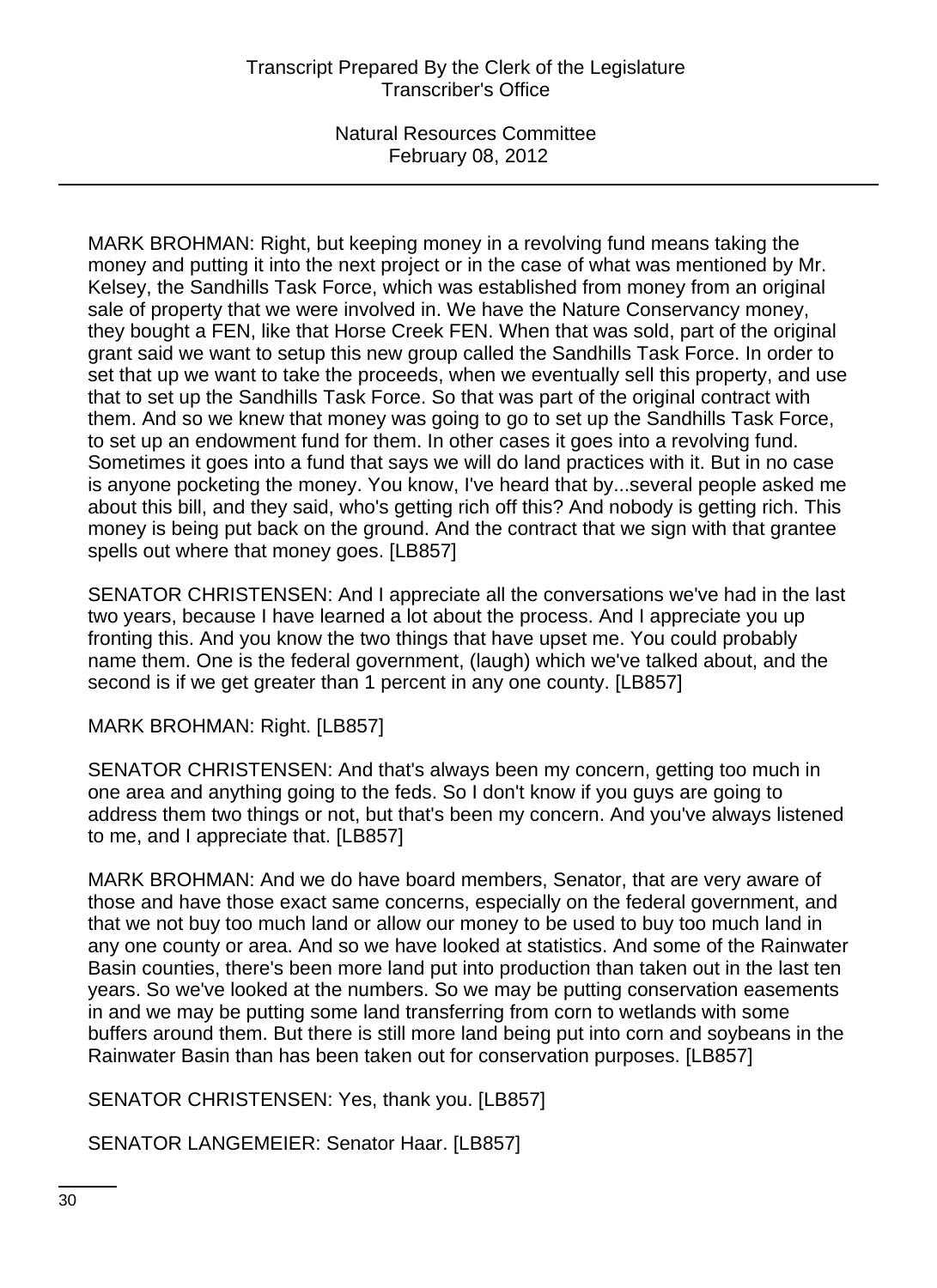MARK BROHMAN: Right, but keeping money in a revolving fund means taking the money and putting it into the next project or in the case of what was mentioned by Mr. Kelsey, the Sandhills Task Force, which was established from money from an original sale of property that we were involved in. We have the Nature Conservancy money, they bought a FEN, like that Horse Creek FEN. When that was sold, part of the original grant said we want to setup this new group called the Sandhills Task Force. In order to set that up we want to take the proceeds, when we eventually sell this property, and use that to set up the Sandhills Task Force. So that was part of the original contract with them. And so we knew that money was going to go to set up the Sandhills Task Force, to set up an endowment fund for them. In other cases it goes into a revolving fund. Sometimes it goes into a fund that says we will do land practices with it. But in no case is anyone pocketing the money. You know, I've heard that by...several people asked me about this bill, and they said, who's getting rich off this? And nobody is getting rich. This money is being put back on the ground. And the contract that we sign with that grantee spells out where that money goes. [LB857]

SENATOR CHRISTENSEN: And I appreciate all the conversations we've had in the last two years, because I have learned a lot about the process. And I appreciate you up fronting this. And you know the two things that have upset me. You could probably name them. One is the federal government, (laugh) which we've talked about, and the second is if we get greater than 1 percent in any one county. [LB857]

MARK BROHMAN: Right. [LB857]

SENATOR CHRISTENSEN: And that's always been my concern, getting too much in one area and anything going to the feds. So I don't know if you guys are going to address them two things or not, but that's been my concern. And you've always listened to me, and I appreciate that. [LB857]

MARK BROHMAN: And we do have board members, Senator, that are very aware of those and have those exact same concerns, especially on the federal government, and that we not buy too much land or allow our money to be used to buy too much land in any one county or area. And so we have looked at statistics. And some of the Rainwater Basin counties, there's been more land put into production than taken out in the last ten years. So we've looked at the numbers. So we may be putting conservation easements in and we may be putting some land transferring from corn to wetlands with some buffers around them. But there is still more land being put into corn and soybeans in the Rainwater Basin than has been taken out for conservation purposes. [LB857]

SENATOR CHRISTENSEN: Yes, thank you. [LB857]

SENATOR LANGEMEIER: Senator Haar. [LB857]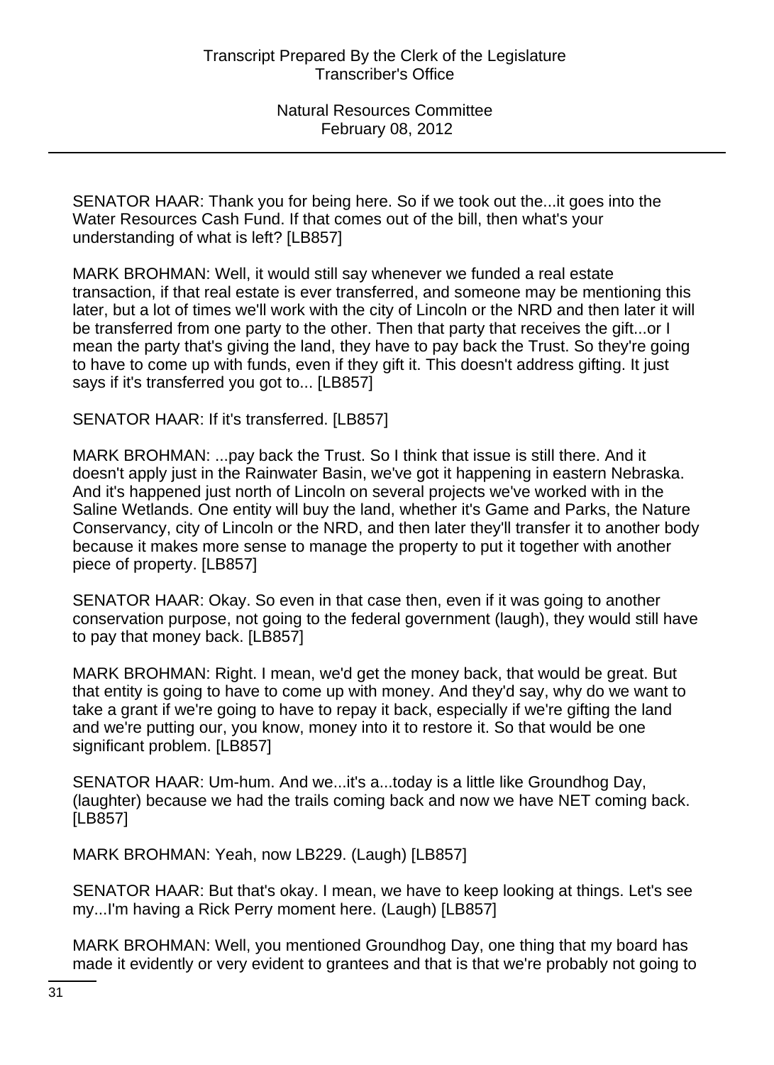SENATOR HAAR: Thank you for being here. So if we took out the...it goes into the Water Resources Cash Fund. If that comes out of the bill, then what's your understanding of what is left? [LB857]

MARK BROHMAN: Well, it would still say whenever we funded a real estate transaction, if that real estate is ever transferred, and someone may be mentioning this later, but a lot of times we'll work with the city of Lincoln or the NRD and then later it will be transferred from one party to the other. Then that party that receives the gift...or I mean the party that's giving the land, they have to pay back the Trust. So they're going to have to come up with funds, even if they gift it. This doesn't address gifting. It just says if it's transferred you got to... [LB857]

SENATOR HAAR: If it's transferred. [LB857]

MARK BROHMAN: ...pay back the Trust. So I think that issue is still there. And it doesn't apply just in the Rainwater Basin, we've got it happening in eastern Nebraska. And it's happened just north of Lincoln on several projects we've worked with in the Saline Wetlands. One entity will buy the land, whether it's Game and Parks, the Nature Conservancy, city of Lincoln or the NRD, and then later they'll transfer it to another body because it makes more sense to manage the property to put it together with another piece of property. [LB857]

SENATOR HAAR: Okay. So even in that case then, even if it was going to another conservation purpose, not going to the federal government (laugh), they would still have to pay that money back. [LB857]

MARK BROHMAN: Right. I mean, we'd get the money back, that would be great. But that entity is going to have to come up with money. And they'd say, why do we want to take a grant if we're going to have to repay it back, especially if we're gifting the land and we're putting our, you know, money into it to restore it. So that would be one significant problem. [LB857]

SENATOR HAAR: Um-hum. And we...it's a...today is a little like Groundhog Day, (laughter) because we had the trails coming back and now we have NET coming back. [LB857]

MARK BROHMAN: Yeah, now LB229. (Laugh) [LB857]

SENATOR HAAR: But that's okay. I mean, we have to keep looking at things. Let's see my...I'm having a Rick Perry moment here. (Laugh) [LB857]

MARK BROHMAN: Well, you mentioned Groundhog Day, one thing that my board has made it evidently or very evident to grantees and that is that we're probably not going to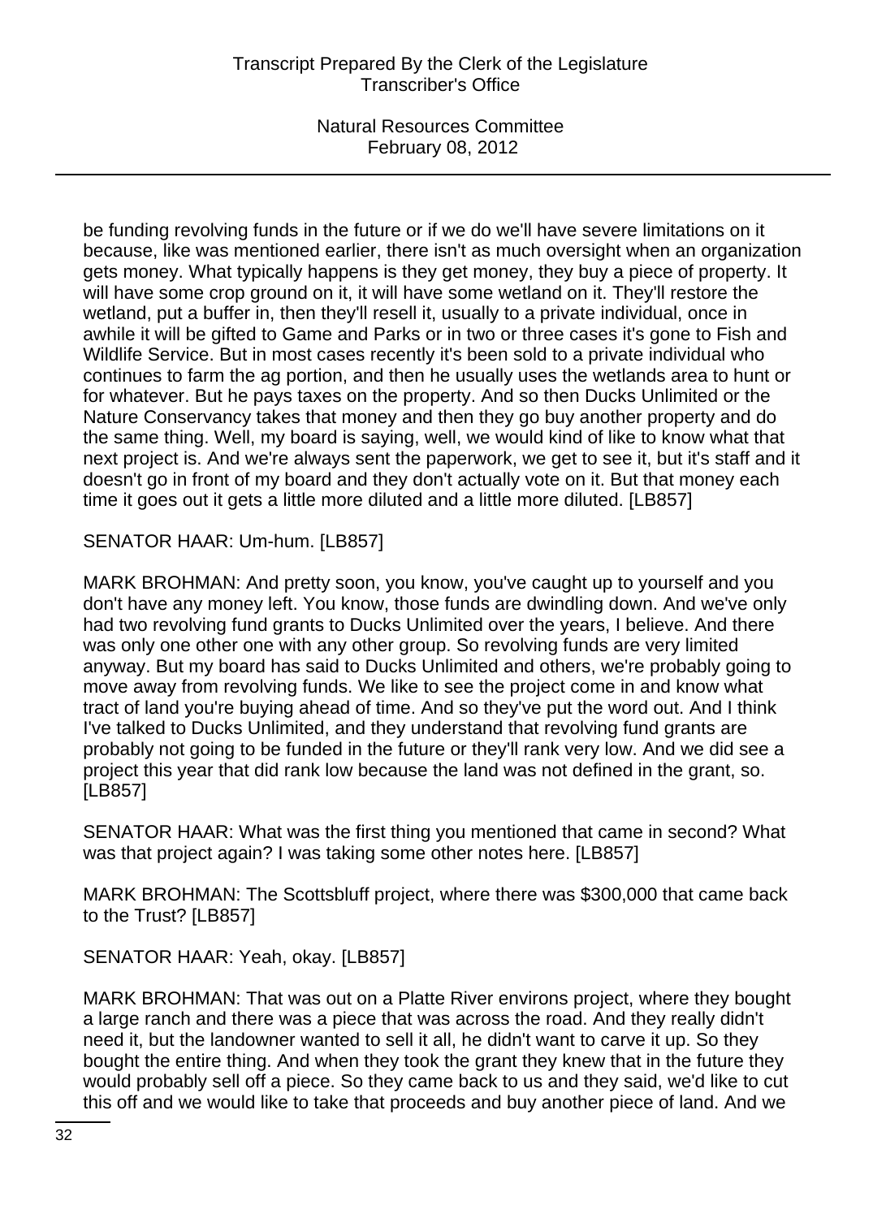be funding revolving funds in the future or if we do we'll have severe limitations on it because, like was mentioned earlier, there isn't as much oversight when an organization gets money. What typically happens is they get money, they buy a piece of property. It will have some crop ground on it, it will have some wetland on it. They'll restore the wetland, put a buffer in, then they'll resell it, usually to a private individual, once in awhile it will be gifted to Game and Parks or in two or three cases it's gone to Fish and Wildlife Service. But in most cases recently it's been sold to a private individual who continues to farm the ag portion, and then he usually uses the wetlands area to hunt or for whatever. But he pays taxes on the property. And so then Ducks Unlimited or the Nature Conservancy takes that money and then they go buy another property and do the same thing. Well, my board is saying, well, we would kind of like to know what that next project is. And we're always sent the paperwork, we get to see it, but it's staff and it doesn't go in front of my board and they don't actually vote on it. But that money each time it goes out it gets a little more diluted and a little more diluted. [LB857]

SENATOR HAAR: Um-hum. [LB857]

MARK BROHMAN: And pretty soon, you know, you've caught up to yourself and you don't have any money left. You know, those funds are dwindling down. And we've only had two revolving fund grants to Ducks Unlimited over the years, I believe. And there was only one other one with any other group. So revolving funds are very limited anyway. But my board has said to Ducks Unlimited and others, we're probably going to move away from revolving funds. We like to see the project come in and know what tract of land you're buying ahead of time. And so they've put the word out. And I think I've talked to Ducks Unlimited, and they understand that revolving fund grants are probably not going to be funded in the future or they'll rank very low. And we did see a project this year that did rank low because the land was not defined in the grant, so. [LB857]

SENATOR HAAR: What was the first thing you mentioned that came in second? What was that project again? I was taking some other notes here. [LB857]

MARK BROHMAN: The Scottsbluff project, where there was $300,000 that came back to the Trust? [LB857]

SENATOR HAAR: Yeah, okay. [LB857]

MARK BROHMAN: That was out on a Platte River environs project, where they bought a large ranch and there was a piece that was across the road. And they really didn't need it, but the landowner wanted to sell it all, he didn't want to carve it up. So they bought the entire thing. And when they took the grant they knew that in the future they would probably sell off a piece. So they came back to us and they said, we'd like to cut this off and we would like to take that proceeds and buy another piece of land. And we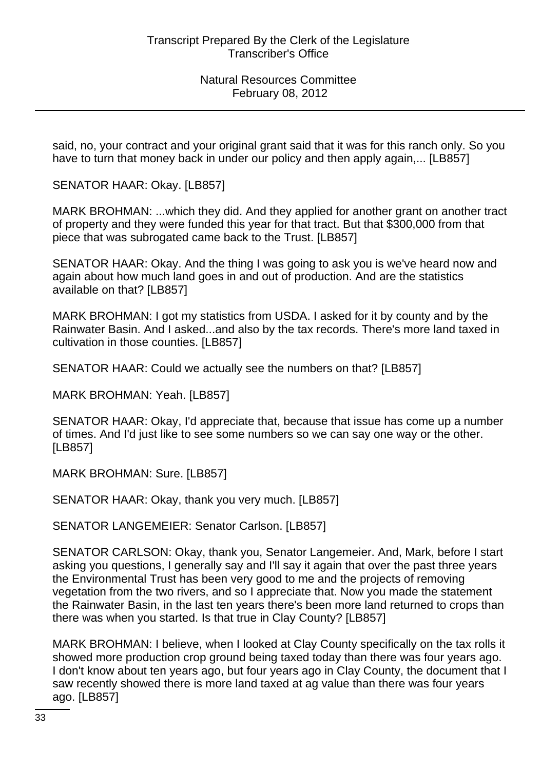said, no, your contract and your original grant said that it was for this ranch only. So you have to turn that money back in under our policy and then apply again,... [LB857]

SENATOR HAAR: Okay. [LB857]

MARK BROHMAN: ...which they did. And they applied for another grant on another tract of property and they were funded this year for that tract. But that $300,000 from that piece that was subrogated came back to the Trust. [LB857]

SENATOR HAAR: Okay. And the thing I was going to ask you is we've heard now and again about how much land goes in and out of production. And are the statistics available on that? [LB857]

MARK BROHMAN: I got my statistics from USDA. I asked for it by county and by the Rainwater Basin. And I asked...and also by the tax records. There's more land taxed in cultivation in those counties. [LB857]

SENATOR HAAR: Could we actually see the numbers on that? [LB857]

MARK BROHMAN: Yeah. [LB857]

SENATOR HAAR: Okay, I'd appreciate that, because that issue has come up a number of times. And I'd just like to see some numbers so we can say one way or the other. [LB857]

MARK BROHMAN: Sure. [LB857]

SENATOR HAAR: Okay, thank you very much. [LB857]

SENATOR LANGEMEIER: Senator Carlson. [LB857]

SENATOR CARLSON: Okay, thank you, Senator Langemeier. And, Mark, before I start asking you questions, I generally say and I'll say it again that over the past three years the Environmental Trust has been very good to me and the projects of removing vegetation from the two rivers, and so I appreciate that. Now you made the statement the Rainwater Basin, in the last ten years there's been more land returned to crops than there was when you started. Is that true in Clay County? [LB857]

MARK BROHMAN: I believe, when I looked at Clay County specifically on the tax rolls it showed more production crop ground being taxed today than there was four years ago. I don't know about ten years ago, but four years ago in Clay County, the document that I saw recently showed there is more land taxed at ag value than there was four years ago. [LB857]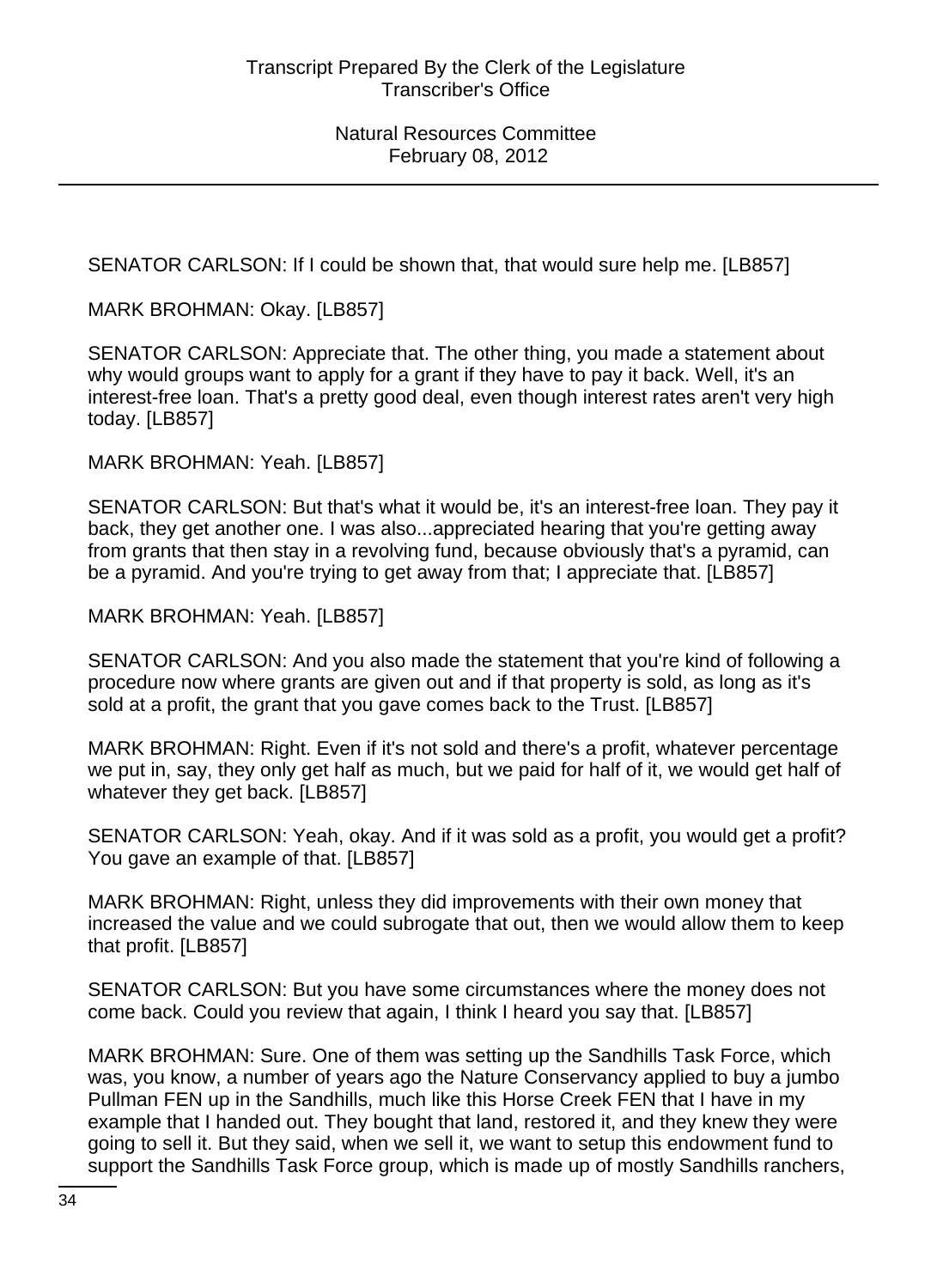SENATOR CARLSON: If I could be shown that, that would sure help me. [LB857]

MARK BROHMAN: Okay. [LB857]

SENATOR CARLSON: Appreciate that. The other thing, you made a statement about why would groups want to apply for a grant if they have to pay it back. Well, it's an interest-free loan. That's a pretty good deal, even though interest rates aren't very high today. [LB857]

MARK BROHMAN: Yeah. [LB857]

SENATOR CARLSON: But that's what it would be, it's an interest-free loan. They pay it back, they get another one. I was also...appreciated hearing that you're getting away from grants that then stay in a revolving fund, because obviously that's a pyramid, can be a pyramid. And you're trying to get away from that; I appreciate that. [LB857]

MARK BROHMAN: Yeah. [LB857]

SENATOR CARLSON: And you also made the statement that you're kind of following a procedure now where grants are given out and if that property is sold, as long as it's sold at a profit, the grant that you gave comes back to the Trust. [LB857]

MARK BROHMAN: Right. Even if it's not sold and there's a profit, whatever percentage we put in, say, they only get half as much, but we paid for half of it, we would get half of whatever they get back. [LB857]

SENATOR CARLSON: Yeah, okay. And if it was sold as a profit, you would get a profit? You gave an example of that. [LB857]

MARK BROHMAN: Right, unless they did improvements with their own money that increased the value and we could subrogate that out, then we would allow them to keep that profit. [LB857]

SENATOR CARLSON: But you have some circumstances where the money does not come back. Could you review that again, I think I heard you say that. [LB857]

MARK BROHMAN: Sure. One of them was setting up the Sandhills Task Force, which was, you know, a number of years ago the Nature Conservancy applied to buy a jumbo Pullman FEN up in the Sandhills, much like this Horse Creek FEN that I have in my example that I handed out. They bought that land, restored it, and they knew they were going to sell it. But they said, when we sell it, we want to setup this endowment fund to support the Sandhills Task Force group, which is made up of mostly Sandhills ranchers,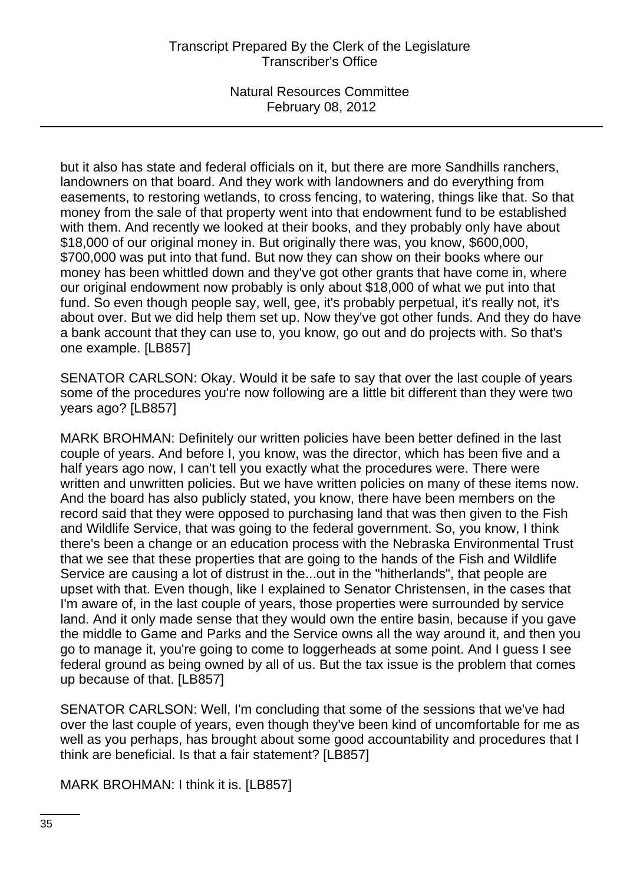but it also has state and federal officials on it, but there are more Sandhills ranchers, landowners on that board. And they work with landowners and do everything from easements, to restoring wetlands, to cross fencing, to watering, things like that. So that money from the sale of that property went into that endowment fund to be established with them. And recently we looked at their books, and they probably only have about $18,000 of our original money in. But originally there was, you know, $600,000, $700,000 was put into that fund. But now they can show on their books where our money has been whittled down and they've got other grants that have come in, where our original endowment now probably is only about $18,000 of what we put into that fund. So even though people say, well, gee, it's probably perpetual, it's really not, it's about over. But we did help them set up. Now they've got other funds. And they do have a bank account that they can use to, you know, go out and do projects with. So that's one example. [LB857]

SENATOR CARLSON: Okay. Would it be safe to say that over the last couple of years some of the procedures you're now following are a little bit different than they were two years ago? [LB857]

MARK BROHMAN: Definitely our written policies have been better defined in the last couple of years. And before I, you know, was the director, which has been five and a half years ago now, I can't tell you exactly what the procedures were. There were written and unwritten policies. But we have written policies on many of these items now. And the board has also publicly stated, you know, there have been members on the record said that they were opposed to purchasing land that was then given to the Fish and Wildlife Service, that was going to the federal government. So, you know, I think there's been a change or an education process with the Nebraska Environmental Trust that we see that these properties that are going to the hands of the Fish and Wildlife Service are causing a lot of distrust in the...out in the "hitherlands", that people are upset with that. Even though, like I explained to Senator Christensen, in the cases that I'm aware of, in the last couple of years, those properties were surrounded by service land. And it only made sense that they would own the entire basin, because if you gave the middle to Game and Parks and the Service owns all the way around it, and then you go to manage it, you're going to come to loggerheads at some point. And I guess I see federal ground as being owned by all of us. But the tax issue is the problem that comes up because of that. [LB857]

SENATOR CARLSON: Well, I'm concluding that some of the sessions that we've had over the last couple of years, even though they've been kind of uncomfortable for me as well as you perhaps, has brought about some good accountability and procedures that I think are beneficial. Is that a fair statement? [LB857]

MARK BROHMAN: I think it is. [LB857]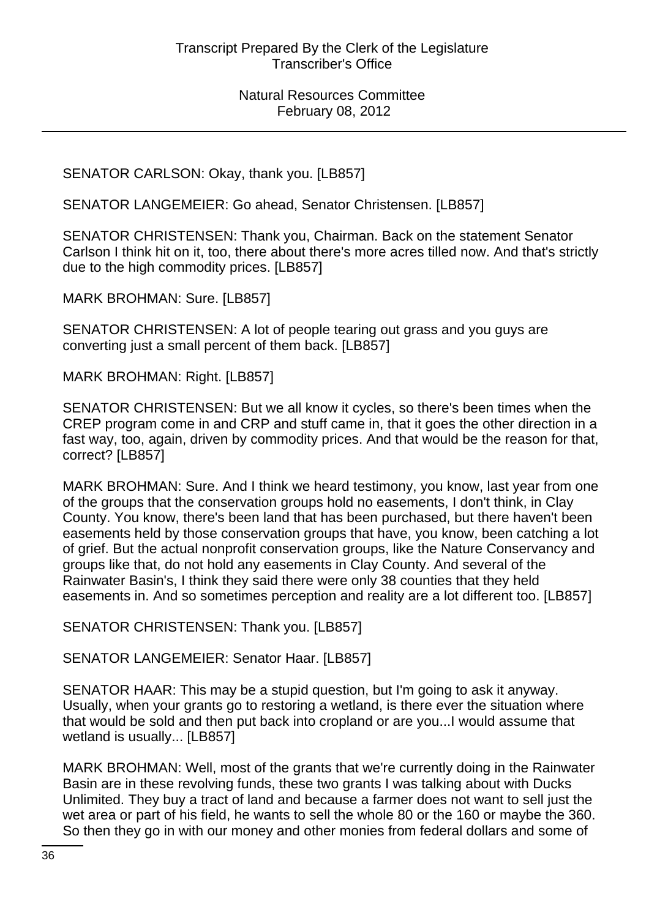SENATOR CARLSON: Okay, thank you. [LB857]

SENATOR LANGEMEIER: Go ahead, Senator Christensen. [LB857]

SENATOR CHRISTENSEN: Thank you, Chairman. Back on the statement Senator Carlson I think hit on it, too, there about there's more acres tilled now. And that's strictly due to the high commodity prices. [LB857]

MARK BROHMAN: Sure. [LB857]

SENATOR CHRISTENSEN: A lot of people tearing out grass and you guys are converting just a small percent of them back. [LB857]

MARK BROHMAN: Right. [LB857]

SENATOR CHRISTENSEN: But we all know it cycles, so there's been times when the CREP program come in and CRP and stuff came in, that it goes the other direction in a fast way, too, again, driven by commodity prices. And that would be the reason for that, correct? [LB857]

MARK BROHMAN: Sure. And I think we heard testimony, you know, last year from one of the groups that the conservation groups hold no easements, I don't think, in Clay County. You know, there's been land that has been purchased, but there haven't been easements held by those conservation groups that have, you know, been catching a lot of grief. But the actual nonprofit conservation groups, like the Nature Conservancy and groups like that, do not hold any easements in Clay County. And several of the Rainwater Basin's, I think they said there were only 38 counties that they held easements in. And so sometimes perception and reality are a lot different too. [LB857]

SENATOR CHRISTENSEN: Thank you. [LB857]

SENATOR LANGEMEIER: Senator Haar. [LB857]

SENATOR HAAR: This may be a stupid question, but I'm going to ask it anyway. Usually, when your grants go to restoring a wetland, is there ever the situation where that would be sold and then put back into cropland or are you...I would assume that wetland is usually... [LB857]

MARK BROHMAN: Well, most of the grants that we're currently doing in the Rainwater Basin are in these revolving funds, these two grants I was talking about with Ducks Unlimited. They buy a tract of land and because a farmer does not want to sell just the wet area or part of his field, he wants to sell the whole 80 or the 160 or maybe the 360. So then they go in with our money and other monies from federal dollars and some of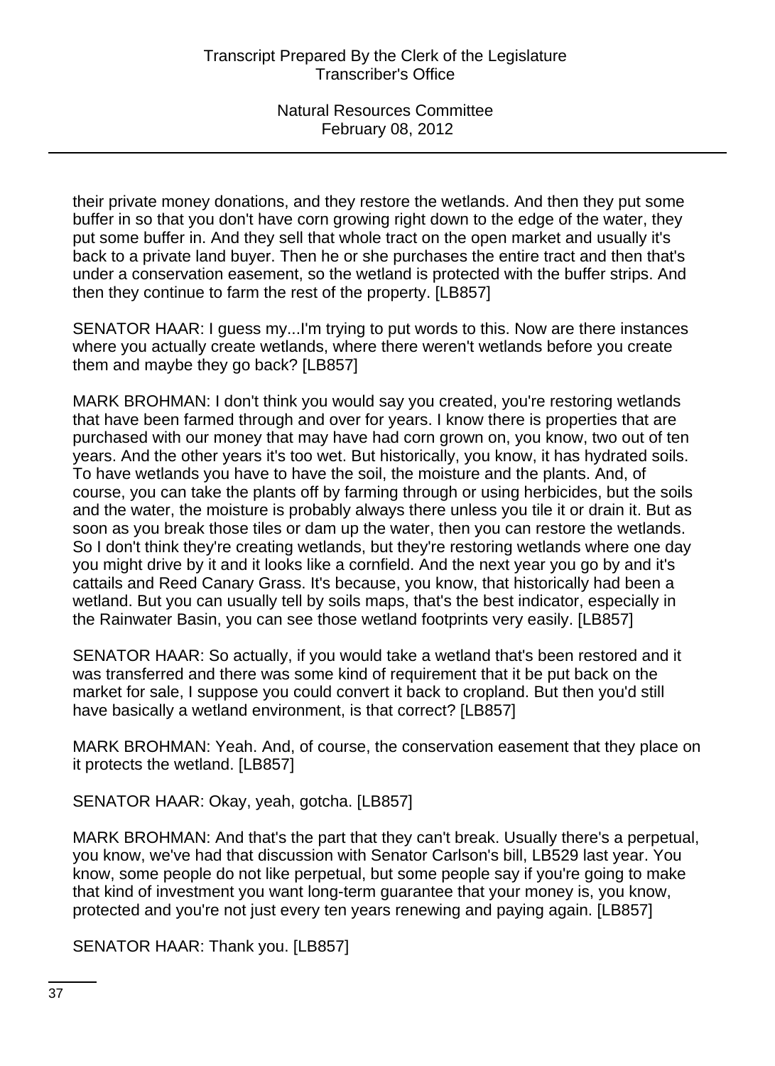their private money donations, and they restore the wetlands. And then they put some buffer in so that you don't have corn growing right down to the edge of the water, they put some buffer in. And they sell that whole tract on the open market and usually it's back to a private land buyer. Then he or she purchases the entire tract and then that's under a conservation easement, so the wetland is protected with the buffer strips. And then they continue to farm the rest of the property. [LB857]

SENATOR HAAR: I guess my...I'm trying to put words to this. Now are there instances where you actually create wetlands, where there weren't wetlands before you create them and maybe they go back? [LB857]

MARK BROHMAN: I don't think you would say you created, you're restoring wetlands that have been farmed through and over for years. I know there is properties that are purchased with our money that may have had corn grown on, you know, two out of ten years. And the other years it's too wet. But historically, you know, it has hydrated soils. To have wetlands you have to have the soil, the moisture and the plants. And, of course, you can take the plants off by farming through or using herbicides, but the soils and the water, the moisture is probably always there unless you tile it or drain it. But as soon as you break those tiles or dam up the water, then you can restore the wetlands. So I don't think they're creating wetlands, but they're restoring wetlands where one day you might drive by it and it looks like a cornfield. And the next year you go by and it's cattails and Reed Canary Grass. It's because, you know, that historically had been a wetland. But you can usually tell by soils maps, that's the best indicator, especially in the Rainwater Basin, you can see those wetland footprints very easily. [LB857]

SENATOR HAAR: So actually, if you would take a wetland that's been restored and it was transferred and there was some kind of requirement that it be put back on the market for sale, I suppose you could convert it back to cropland. But then you'd still have basically a wetland environment, is that correct? [LB857]

MARK BROHMAN: Yeah. And, of course, the conservation easement that they place on it protects the wetland. [LB857]

SENATOR HAAR: Okay, yeah, gotcha. [LB857]

MARK BROHMAN: And that's the part that they can't break. Usually there's a perpetual, you know, we've had that discussion with Senator Carlson's bill, LB529 last year. You know, some people do not like perpetual, but some people say if you're going to make that kind of investment you want long-term guarantee that your money is, you know, protected and you're not just every ten years renewing and paying again. [LB857]

SENATOR HAAR: Thank you. [LB857]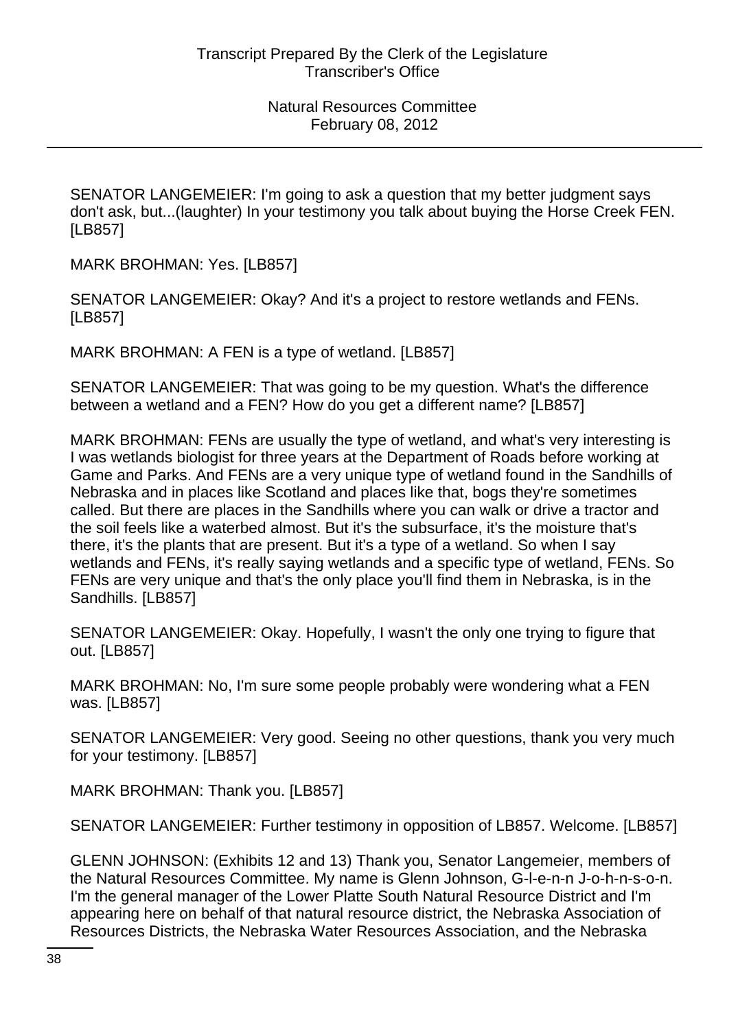SENATOR LANGEMEIER: I'm going to ask a question that my better judgment says don't ask, but...(laughter) In your testimony you talk about buying the Horse Creek FEN. [LB857]

MARK BROHMAN: Yes. [LB857]

SENATOR LANGEMEIER: Okay? And it's a project to restore wetlands and FENs. [LB857]

MARK BROHMAN: A FEN is a type of wetland. [LB857]

SENATOR LANGEMEIER: That was going to be my question. What's the difference between a wetland and a FEN? How do you get a different name? [LB857]

MARK BROHMAN: FENs are usually the type of wetland, and what's very interesting is I was wetlands biologist for three years at the Department of Roads before working at Game and Parks. And FENs are a very unique type of wetland found in the Sandhills of Nebraska and in places like Scotland and places like that, bogs they're sometimes called. But there are places in the Sandhills where you can walk or drive a tractor and the soil feels like a waterbed almost. But it's the subsurface, it's the moisture that's there, it's the plants that are present. But it's a type of a wetland. So when I say wetlands and FENs, it's really saying wetlands and a specific type of wetland, FENs. So FENs are very unique and that's the only place you'll find them in Nebraska, is in the Sandhills. [LB857]

SENATOR LANGEMEIER: Okay. Hopefully, I wasn't the only one trying to figure that out. [LB857]

MARK BROHMAN: No, I'm sure some people probably were wondering what a FEN was. [LB857]

SENATOR LANGEMEIER: Very good. Seeing no other questions, thank you very much for your testimony. [LB857]

MARK BROHMAN: Thank you. [LB857]

SENATOR LANGEMEIER: Further testimony in opposition of LB857. Welcome. [LB857]

GLENN JOHNSON: (Exhibits 12 and 13) Thank you, Senator Langemeier, members of the Natural Resources Committee. My name is Glenn Johnson, G-l-e-n-n J-o-h-n-s-o-n. I'm the general manager of the Lower Platte South Natural Resource District and I'm appearing here on behalf of that natural resource district, the Nebraska Association of Resources Districts, the Nebraska Water Resources Association, and the Nebraska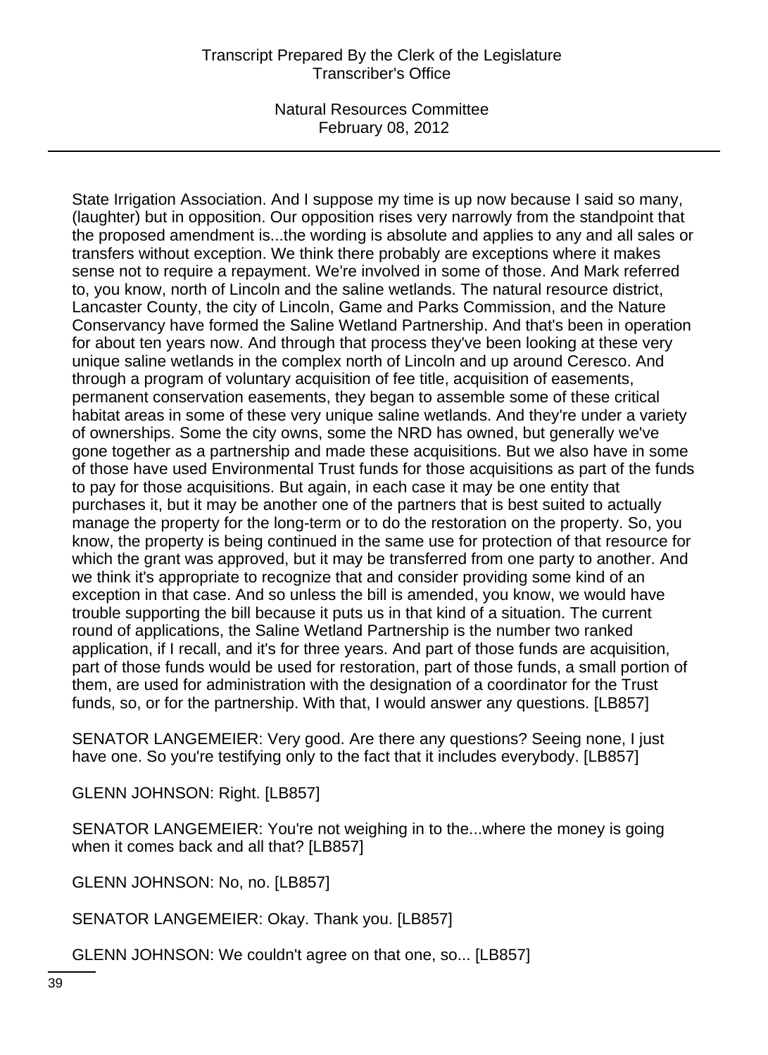State Irrigation Association. And I suppose my time is up now because I said so many, (laughter) but in opposition. Our opposition rises very narrowly from the standpoint that the proposed amendment is...the wording is absolute and applies to any and all sales or transfers without exception. We think there probably are exceptions where it makes sense not to require a repayment. We're involved in some of those. And Mark referred to, you know, north of Lincoln and the saline wetlands. The natural resource district, Lancaster County, the city of Lincoln, Game and Parks Commission, and the Nature Conservancy have formed the Saline Wetland Partnership. And that's been in operation for about ten years now. And through that process they've been looking at these very unique saline wetlands in the complex north of Lincoln and up around Ceresco. And through a program of voluntary acquisition of fee title, acquisition of easements, permanent conservation easements, they began to assemble some of these critical habitat areas in some of these very unique saline wetlands. And they're under a variety of ownerships. Some the city owns, some the NRD has owned, but generally we've gone together as a partnership and made these acquisitions. But we also have in some of those have used Environmental Trust funds for those acquisitions as part of the funds to pay for those acquisitions. But again, in each case it may be one entity that purchases it, but it may be another one of the partners that is best suited to actually manage the property for the long-term or to do the restoration on the property. So, you know, the property is being continued in the same use for protection of that resource for which the grant was approved, but it may be transferred from one party to another. And we think it's appropriate to recognize that and consider providing some kind of an exception in that case. And so unless the bill is amended, you know, we would have trouble supporting the bill because it puts us in that kind of a situation. The current round of applications, the Saline Wetland Partnership is the number two ranked application, if I recall, and it's for three years. And part of those funds are acquisition, part of those funds would be used for restoration, part of those funds, a small portion of them, are used for administration with the designation of a coordinator for the Trust funds, so, or for the partnership. With that, I would answer any questions. [LB857]

SENATOR LANGEMEIER: Very good. Are there any questions? Seeing none, I just have one. So you're testifying only to the fact that it includes everybody. [LB857]

GLENN JOHNSON: Right. [LB857]

SENATOR LANGEMEIER: You're not weighing in to the...where the money is going when it comes back and all that? [LB857]

GLENN JOHNSON: No, no. [LB857]

SENATOR LANGEMEIER: Okay. Thank you. [LB857]

GLENN JOHNSON: We couldn't agree on that one, so... [LB857]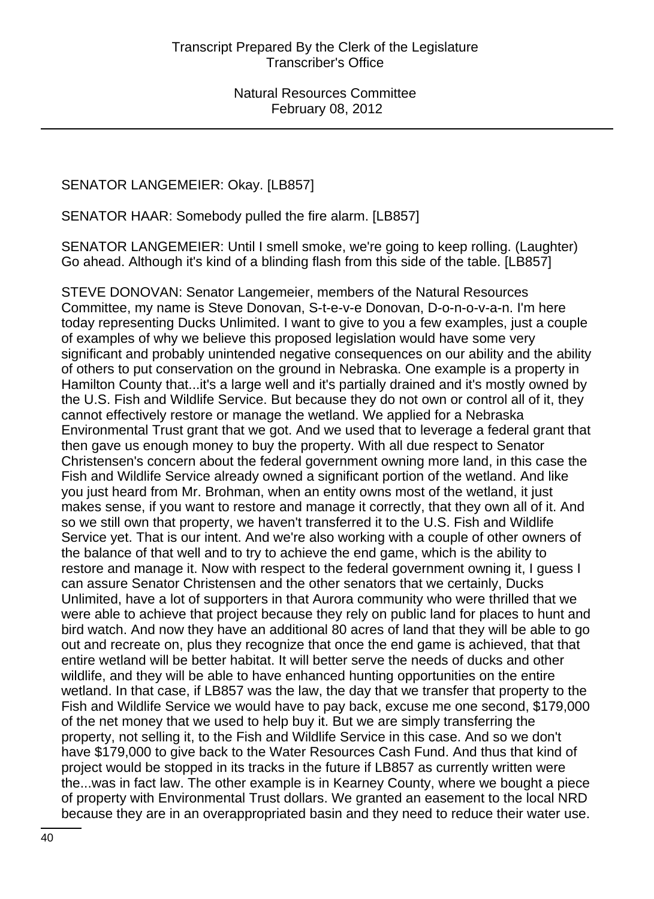SENATOR LANGEMEIER: Okay. [LB857]

SENATOR HAAR: Somebody pulled the fire alarm. [LB857]

SENATOR LANGEMEIER: Until I smell smoke, we're going to keep rolling. (Laughter) Go ahead. Although it's kind of a blinding flash from this side of the table. [LB857]

STEVE DONOVAN: Senator Langemeier, members of the Natural Resources Committee, my name is Steve Donovan, S-t-e-v-e Donovan, D-o-n-o-v-a-n. I'm here today representing Ducks Unlimited. I want to give to you a few examples, just a couple of examples of why we believe this proposed legislation would have some very significant and probably unintended negative consequences on our ability and the ability of others to put conservation on the ground in Nebraska. One example is a property in Hamilton County that...it's a large well and it's partially drained and it's mostly owned by the U.S. Fish and Wildlife Service. But because they do not own or control all of it, they cannot effectively restore or manage the wetland. We applied for a Nebraska Environmental Trust grant that we got. And we used that to leverage a federal grant that then gave us enough money to buy the property. With all due respect to Senator Christensen's concern about the federal government owning more land, in this case the Fish and Wildlife Service already owned a significant portion of the wetland. And like you just heard from Mr. Brohman, when an entity owns most of the wetland, it just makes sense, if you want to restore and manage it correctly, that they own all of it. And so we still own that property, we haven't transferred it to the U.S. Fish and Wildlife Service yet. That is our intent. And we're also working with a couple of other owners of the balance of that well and to try to achieve the end game, which is the ability to restore and manage it. Now with respect to the federal government owning it, I guess I can assure Senator Christensen and the other senators that we certainly, Ducks Unlimited, have a lot of supporters in that Aurora community who were thrilled that we were able to achieve that project because they rely on public land for places to hunt and bird watch. And now they have an additional 80 acres of land that they will be able to go out and recreate on, plus they recognize that once the end game is achieved, that that entire wetland will be better habitat. It will better serve the needs of ducks and other wildlife, and they will be able to have enhanced hunting opportunities on the entire wetland. In that case, if LB857 was the law, the day that we transfer that property to the Fish and Wildlife Service we would have to pay back, excuse me one second, $179,000 of the net money that we used to help buy it. But we are simply transferring the property, not selling it, to the Fish and Wildlife Service in this case. And so we don't have $179,000 to give back to the Water Resources Cash Fund. And thus that kind of project would be stopped in its tracks in the future if LB857 as currently written were the...was in fact law. The other example is in Kearney County, where we bought a piece of property with Environmental Trust dollars. We granted an easement to the local NRD because they are in an overappropriated basin and they need to reduce their water use.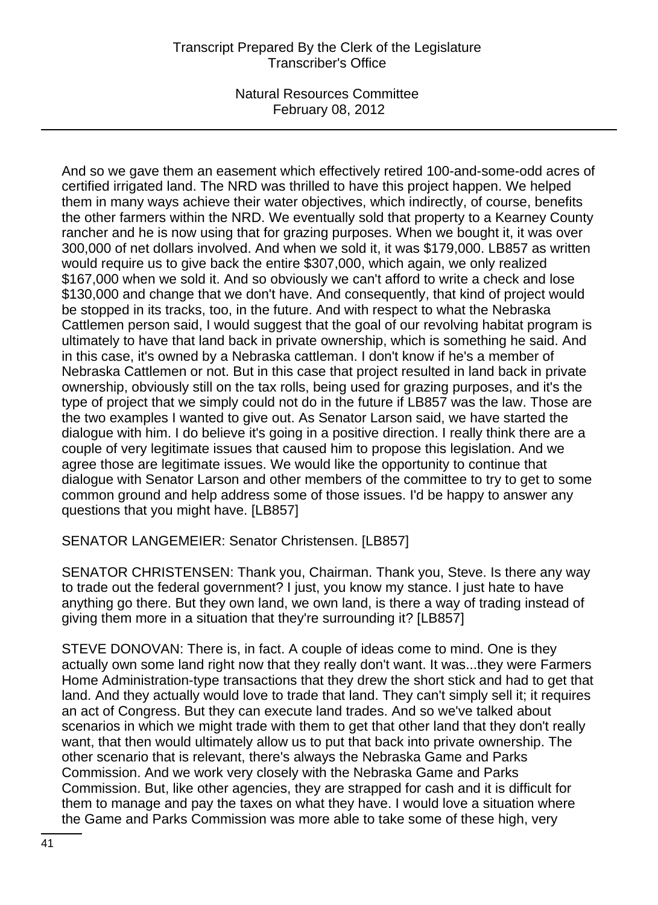And so we gave them an easement which effectively retired 100-and-some-odd acres of certified irrigated land. The NRD was thrilled to have this project happen. We helped them in many ways achieve their water objectives, which indirectly, of course, benefits the other farmers within the NRD. We eventually sold that property to a Kearney County rancher and he is now using that for grazing purposes. When we bought it, it was over 300,000 of net dollars involved. And when we sold it, it was $179,000. LB857 as written would require us to give back the entire $307,000, which again, we only realized $167,000 when we sold it. And so obviously we can't afford to write a check and lose $130,000 and change that we don't have. And consequently, that kind of project would be stopped in its tracks, too, in the future. And with respect to what the Nebraska Cattlemen person said, I would suggest that the goal of our revolving habitat program is ultimately to have that land back in private ownership, which is something he said. And in this case, it's owned by a Nebraska cattleman. I don't know if he's a member of Nebraska Cattlemen or not. But in this case that project resulted in land back in private ownership, obviously still on the tax rolls, being used for grazing purposes, and it's the type of project that we simply could not do in the future if LB857 was the law. Those are the two examples I wanted to give out. As Senator Larson said, we have started the dialogue with him. I do believe it's going in a positive direction. I really think there are a couple of very legitimate issues that caused him to propose this legislation. And we agree those are legitimate issues. We would like the opportunity to continue that dialogue with Senator Larson and other members of the committee to try to get to some common ground and help address some of those issues. I'd be happy to answer any questions that you might have. [LB857]

SENATOR LANGEMEIER: Senator Christensen. [LB857]

SENATOR CHRISTENSEN: Thank you, Chairman. Thank you, Steve. Is there any way to trade out the federal government? I just, you know my stance. I just hate to have anything go there. But they own land, we own land, is there a way of trading instead of giving them more in a situation that they're surrounding it? [LB857]

STEVE DONOVAN: There is, in fact. A couple of ideas come to mind. One is they actually own some land right now that they really don't want. It was...they were Farmers Home Administration-type transactions that they drew the short stick and had to get that land. And they actually would love to trade that land. They can't simply sell it; it requires an act of Congress. But they can execute land trades. And so we've talked about scenarios in which we might trade with them to get that other land that they don't really want, that then would ultimately allow us to put that back into private ownership. The other scenario that is relevant, there's always the Nebraska Game and Parks Commission. And we work very closely with the Nebraska Game and Parks Commission. But, like other agencies, they are strapped for cash and it is difficult for them to manage and pay the taxes on what they have. I would love a situation where the Game and Parks Commission was more able to take some of these high, very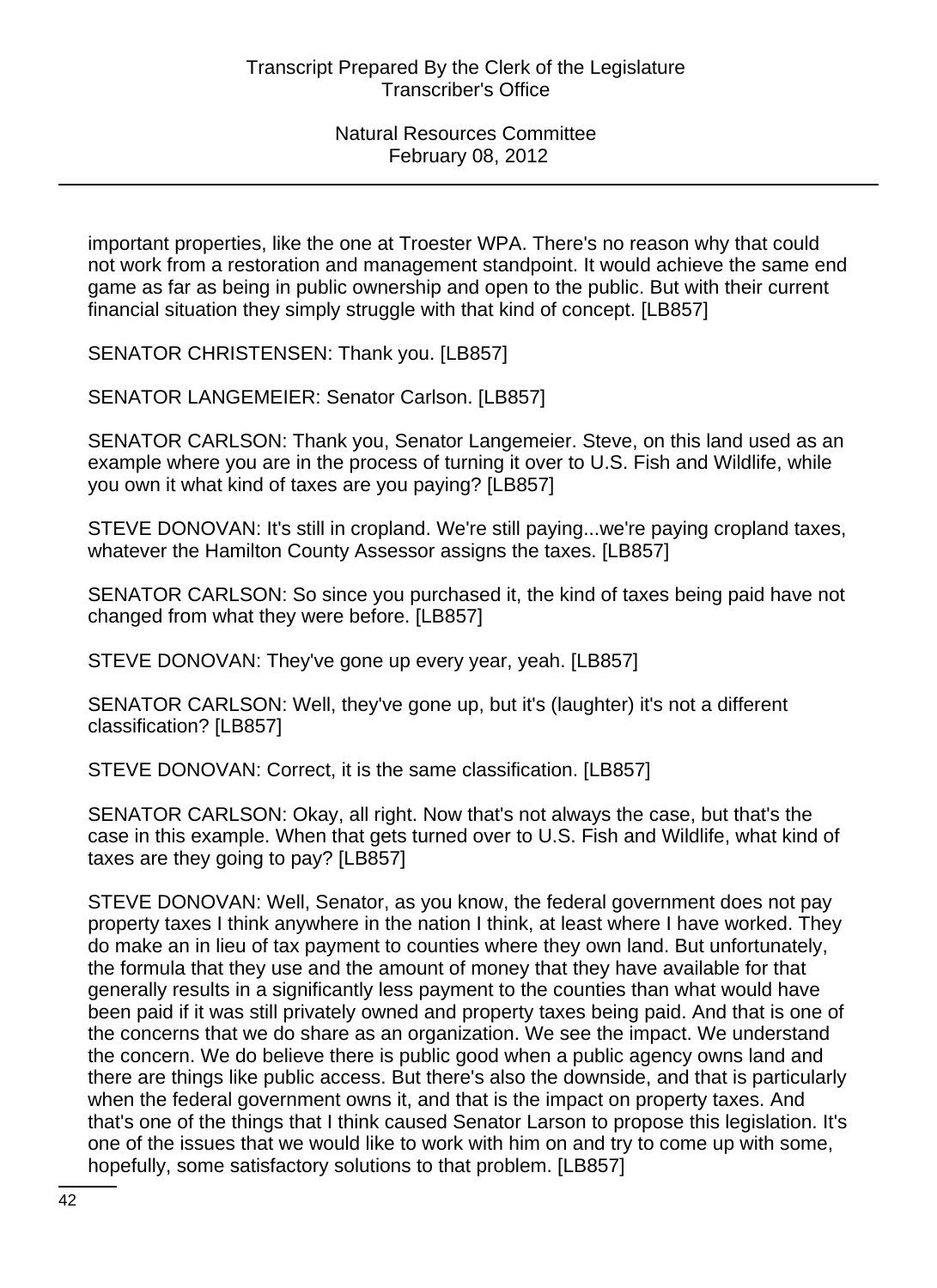important properties, like the one at Troester WPA. There's no reason why that could not work from a restoration and management standpoint. It would achieve the same end game as far as being in public ownership and open to the public. But with their current financial situation they simply struggle with that kind of concept. [LB857]

SENATOR CHRISTENSEN: Thank you. [LB857]

SENATOR LANGEMEIER: Senator Carlson. [LB857]

SENATOR CARLSON: Thank you, Senator Langemeier. Steve, on this land used as an example where you are in the process of turning it over to U.S. Fish and Wildlife, while you own it what kind of taxes are you paying? [LB857]

STEVE DONOVAN: It's still in cropland. We're still paying...we're paying cropland taxes, whatever the Hamilton County Assessor assigns the taxes. [LB857]

SENATOR CARLSON: So since you purchased it, the kind of taxes being paid have not changed from what they were before. [LB857]

STEVE DONOVAN: They've gone up every year, yeah. [LB857]

SENATOR CARLSON: Well, they've gone up, but it's (laughter) it's not a different classification? [LB857]

STEVE DONOVAN: Correct, it is the same classification. [LB857]

SENATOR CARLSON: Okay, all right. Now that's not always the case, but that's the case in this example. When that gets turned over to U.S. Fish and Wildlife, what kind of taxes are they going to pay? [LB857]

STEVE DONOVAN: Well, Senator, as you know, the federal government does not pay property taxes I think anywhere in the nation I think, at least where I have worked. They do make an in lieu of tax payment to counties where they own land. But unfortunately, the formula that they use and the amount of money that they have available for that generally results in a significantly less payment to the counties than what would have been paid if it was still privately owned and property taxes being paid. And that is one of the concerns that we do share as an organization. We see the impact. We understand the concern. We do believe there is public good when a public agency owns land and there are things like public access. But there's also the downside, and that is particularly when the federal government owns it, and that is the impact on property taxes. And that's one of the things that I think caused Senator Larson to propose this legislation. It's one of the issues that we would like to work with him on and try to come up with some, hopefully, some satisfactory solutions to that problem. [LB857]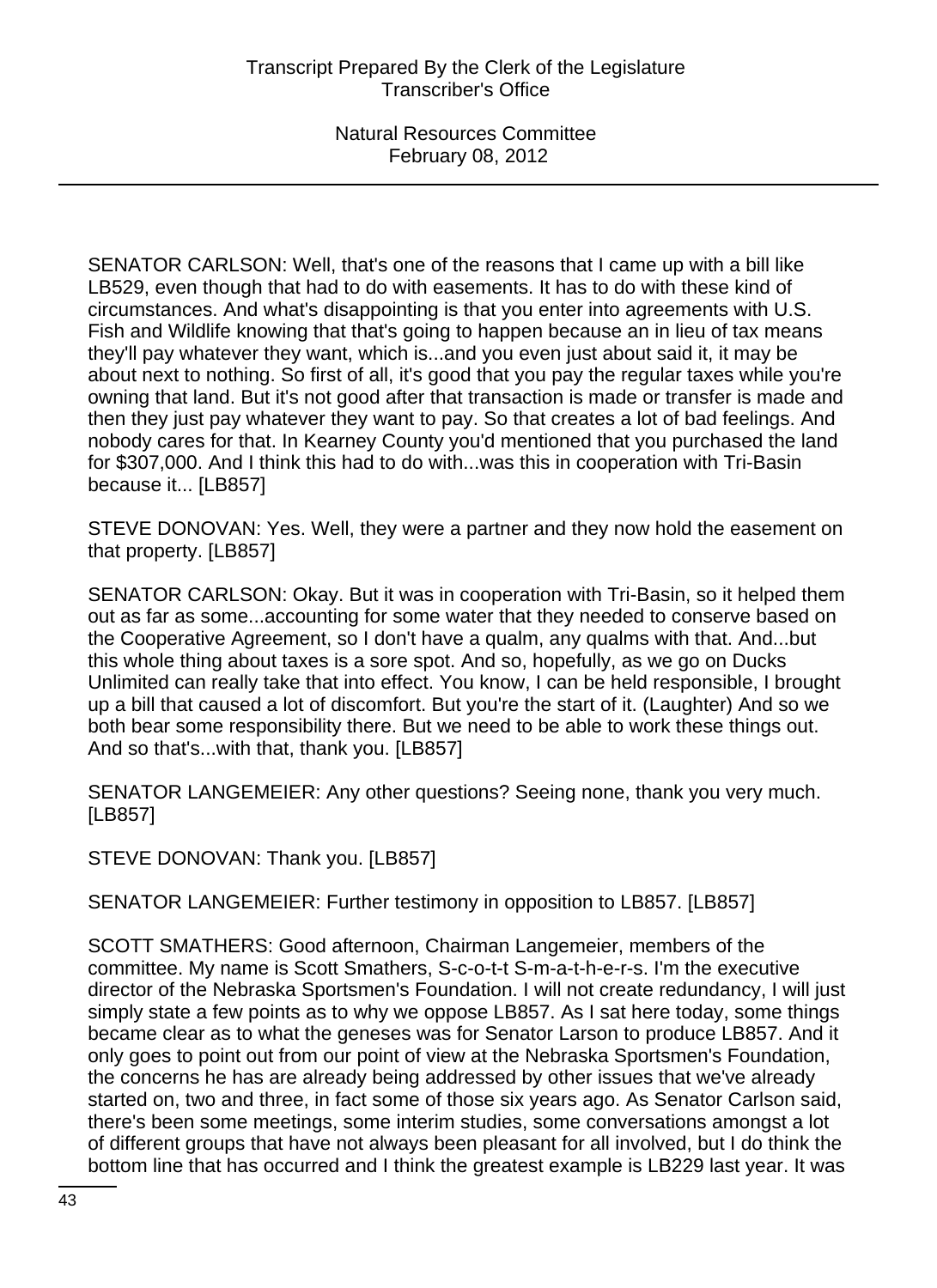SENATOR CARLSON: Well, that's one of the reasons that I came up with a bill like LB529, even though that had to do with easements. It has to do with these kind of circumstances. And what's disappointing is that you enter into agreements with U.S. Fish and Wildlife knowing that that's going to happen because an in lieu of tax means they'll pay whatever they want, which is...and you even just about said it, it may be about next to nothing. So first of all, it's good that you pay the regular taxes while you're owning that land. But it's not good after that transaction is made or transfer is made and then they just pay whatever they want to pay. So that creates a lot of bad feelings. And nobody cares for that. In Kearney County you'd mentioned that you purchased the land for $307,000. And I think this had to do with...was this in cooperation with Tri-Basin because it... [LB857]

STEVE DONOVAN: Yes. Well, they were a partner and they now hold the easement on that property. [LB857]

SENATOR CARLSON: Okay. But it was in cooperation with Tri-Basin, so it helped them out as far as some...accounting for some water that they needed to conserve based on the Cooperative Agreement, so I don't have a qualm, any qualms with that. And...but this whole thing about taxes is a sore spot. And so, hopefully, as we go on Ducks Unlimited can really take that into effect. You know, I can be held responsible, I brought up a bill that caused a lot of discomfort. But you're the start of it. (Laughter) And so we both bear some responsibility there. But we need to be able to work these things out. And so that's...with that, thank you. [LB857]

SENATOR LANGEMEIER: Any other questions? Seeing none, thank you very much. [LB857]

STEVE DONOVAN: Thank you. [LB857]

SENATOR LANGEMEIER: Further testimony in opposition to LB857. [LB857]

SCOTT SMATHERS: Good afternoon, Chairman Langemeier, members of the committee. My name is Scott Smathers, S-c-o-t-t S-m-a-t-h-e-r-s. I'm the executive director of the Nebraska Sportsmen's Foundation. I will not create redundancy, I will just simply state a few points as to why we oppose LB857. As I sat here today, some things became clear as to what the geneses was for Senator Larson to produce LB857. And it only goes to point out from our point of view at the Nebraska Sportsmen's Foundation, the concerns he has are already being addressed by other issues that we've already started on, two and three, in fact some of those six years ago. As Senator Carlson said, there's been some meetings, some interim studies, some conversations amongst a lot of different groups that have not always been pleasant for all involved, but I do think the bottom line that has occurred and I think the greatest example is LB229 last year. It was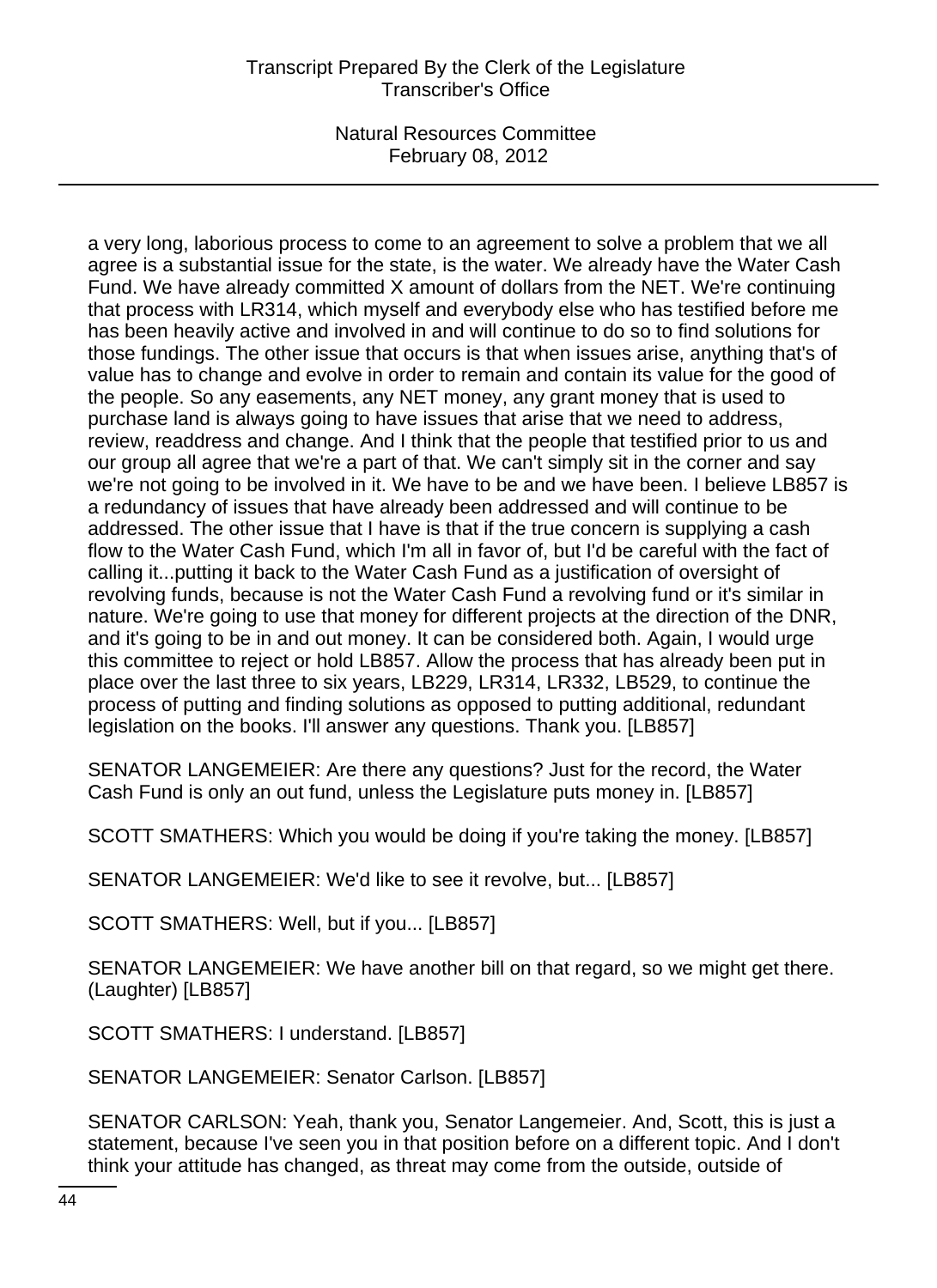a very long, laborious process to come to an agreement to solve a problem that we all agree is a substantial issue for the state, is the water. We already have the Water Cash Fund. We have already committed X amount of dollars from the NET. We're continuing that process with LR314, which myself and everybody else who has testified before me has been heavily active and involved in and will continue to do so to find solutions for those fundings. The other issue that occurs is that when issues arise, anything that's of value has to change and evolve in order to remain and contain its value for the good of the people. So any easements, any NET money, any grant money that is used to purchase land is always going to have issues that arise that we need to address, review, readdress and change. And I think that the people that testified prior to us and our group all agree that we're a part of that. We can't simply sit in the corner and say we're not going to be involved in it. We have to be and we have been. I believe LB857 is a redundancy of issues that have already been addressed and will continue to be addressed. The other issue that I have is that if the true concern is supplying a cash flow to the Water Cash Fund, which I'm all in favor of, but I'd be careful with the fact of calling it...putting it back to the Water Cash Fund as a justification of oversight of revolving funds, because is not the Water Cash Fund a revolving fund or it's similar in nature. We're going to use that money for different projects at the direction of the DNR, and it's going to be in and out money. It can be considered both. Again, I would urge this committee to reject or hold LB857. Allow the process that has already been put in place over the last three to six years, LB229, LR314, LR332, LB529, to continue the process of putting and finding solutions as opposed to putting additional, redundant legislation on the books. I'll answer any questions. Thank you. [LB857]

SENATOR LANGEMEIER: Are there any questions? Just for the record, the Water Cash Fund is only an out fund, unless the Legislature puts money in. [LB857]

SCOTT SMATHERS: Which you would be doing if you're taking the money. [LB857]

SENATOR LANGEMEIER: We'd like to see it revolve, but... [LB857]

SCOTT SMATHERS: Well, but if you... [LB857]

SENATOR LANGEMEIER: We have another bill on that regard, so we might get there. (Laughter) [LB857]

SCOTT SMATHERS: I understand. [LB857]

SENATOR LANGEMEIER: Senator Carlson. [LB857]

SENATOR CARLSON: Yeah, thank you, Senator Langemeier. And, Scott, this is just a statement, because I've seen you in that position before on a different topic. And I don't think your attitude has changed, as threat may come from the outside, outside of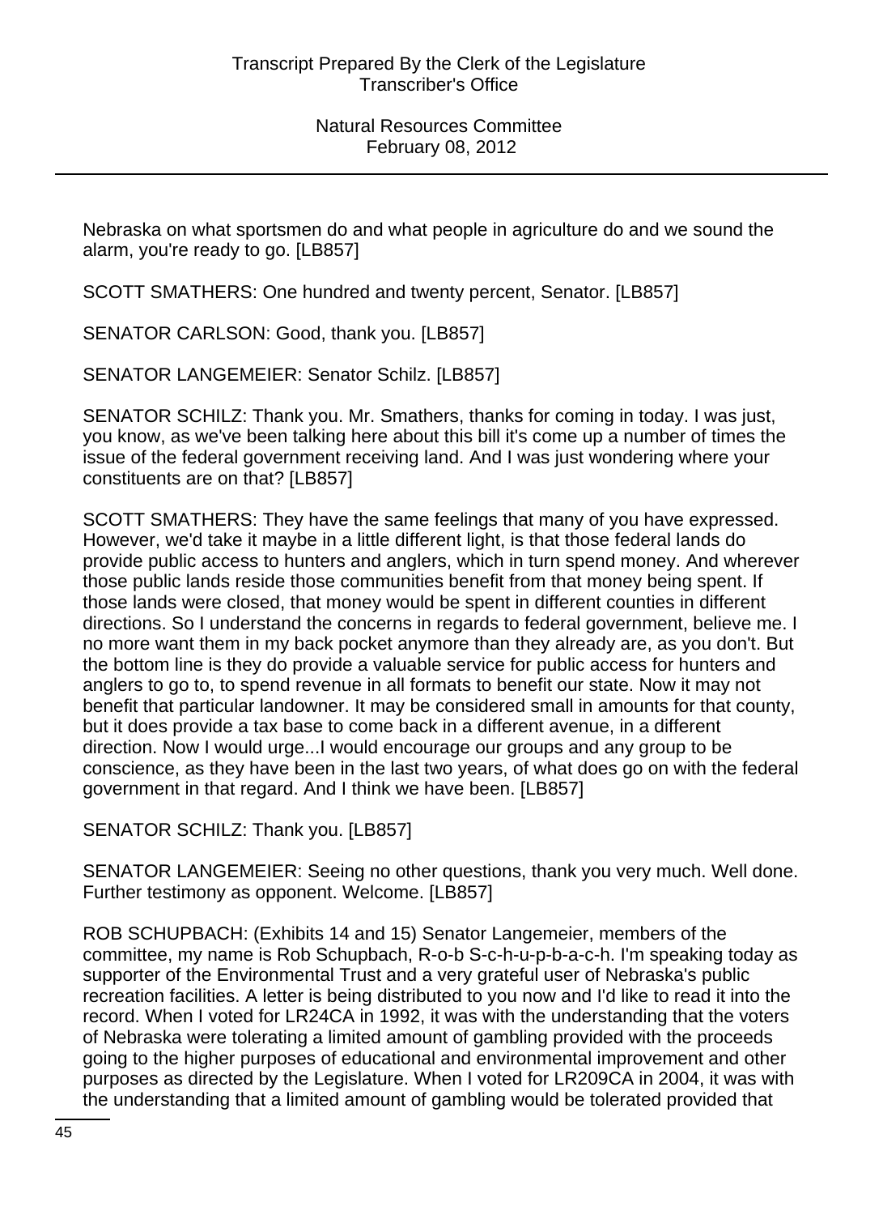Nebraska on what sportsmen do and what people in agriculture do and we sound the alarm, you're ready to go. [LB857]

SCOTT SMATHERS: One hundred and twenty percent, Senator. [LB857]

SENATOR CARLSON: Good, thank you. [LB857]

SENATOR LANGEMEIER: Senator Schilz. [LB857]

SENATOR SCHILZ: Thank you. Mr. Smathers, thanks for coming in today. I was just, you know, as we've been talking here about this bill it's come up a number of times the issue of the federal government receiving land. And I was just wondering where your constituents are on that? [LB857]

SCOTT SMATHERS: They have the same feelings that many of you have expressed. However, we'd take it maybe in a little different light, is that those federal lands do provide public access to hunters and anglers, which in turn spend money. And wherever those public lands reside those communities benefit from that money being spent. If those lands were closed, that money would be spent in different counties in different directions. So I understand the concerns in regards to federal government, believe me. I no more want them in my back pocket anymore than they already are, as you don't. But the bottom line is they do provide a valuable service for public access for hunters and anglers to go to, to spend revenue in all formats to benefit our state. Now it may not benefit that particular landowner. It may be considered small in amounts for that county, but it does provide a tax base to come back in a different avenue, in a different direction. Now I would urge...I would encourage our groups and any group to be conscience, as they have been in the last two years, of what does go on with the federal government in that regard. And I think we have been. [LB857]

SENATOR SCHILZ: Thank you. [LB857]

SENATOR LANGEMEIER: Seeing no other questions, thank you very much. Well done. Further testimony as opponent. Welcome. [LB857]

ROB SCHUPBACH: (Exhibits 14 and 15) Senator Langemeier, members of the committee, my name is Rob Schupbach, R-o-b S-c-h-u-p-b-a-c-h. I'm speaking today as supporter of the Environmental Trust and a very grateful user of Nebraska's public recreation facilities. A letter is being distributed to you now and I'd like to read it into the record. When I voted for LR24CA in 1992, it was with the understanding that the voters of Nebraska were tolerating a limited amount of gambling provided with the proceeds going to the higher purposes of educational and environmental improvement and other purposes as directed by the Legislature. When I voted for LR209CA in 2004, it was with the understanding that a limited amount of gambling would be tolerated provided that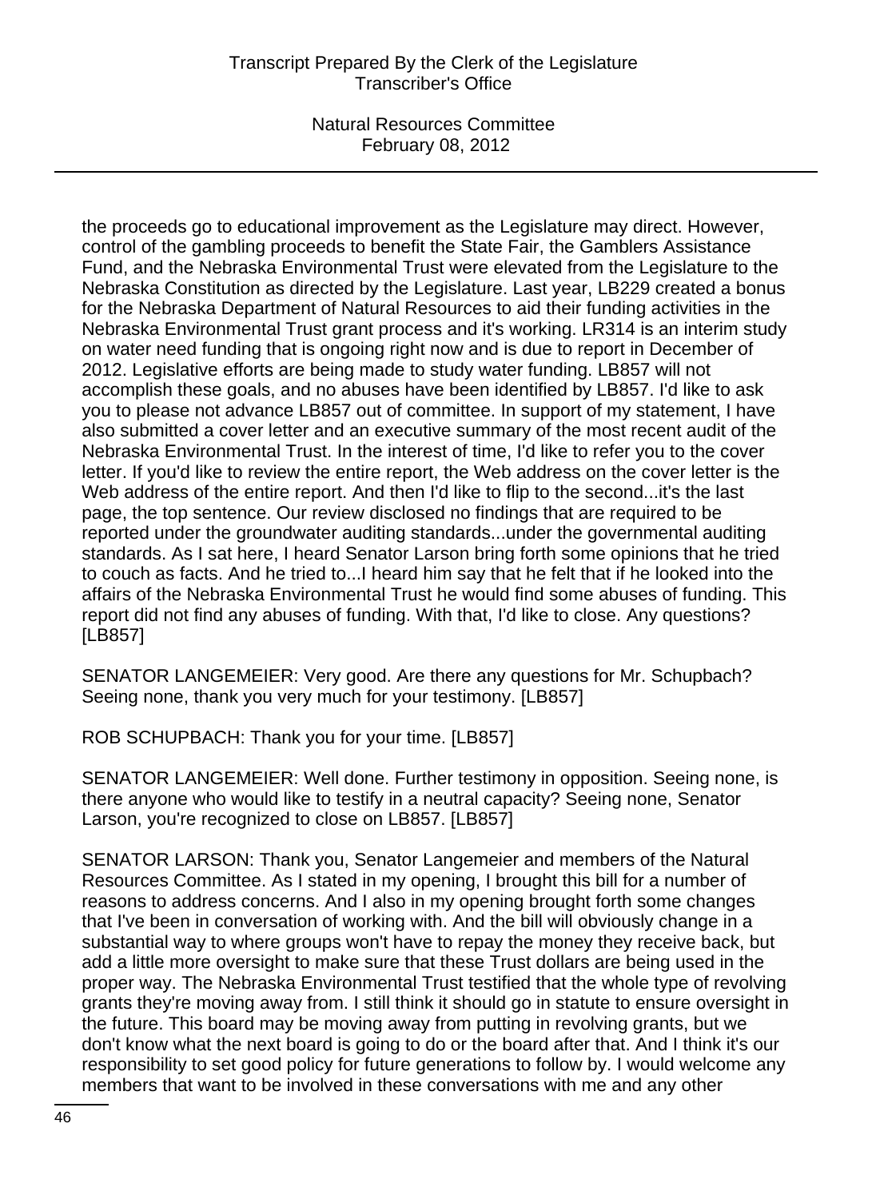the proceeds go to educational improvement as the Legislature may direct. However, control of the gambling proceeds to benefit the State Fair, the Gamblers Assistance Fund, and the Nebraska Environmental Trust were elevated from the Legislature to the Nebraska Constitution as directed by the Legislature. Last year, LB229 created a bonus for the Nebraska Department of Natural Resources to aid their funding activities in the Nebraska Environmental Trust grant process and it's working. LR314 is an interim study on water need funding that is ongoing right now and is due to report in December of 2012. Legislative efforts are being made to study water funding. LB857 will not accomplish these goals, and no abuses have been identified by LB857. I'd like to ask you to please not advance LB857 out of committee. In support of my statement, I have also submitted a cover letter and an executive summary of the most recent audit of the Nebraska Environmental Trust. In the interest of time, I'd like to refer you to the cover letter. If you'd like to review the entire report, the Web address on the cover letter is the Web address of the entire report. And then I'd like to flip to the second...it's the last page, the top sentence. Our review disclosed no findings that are required to be reported under the groundwater auditing standards...under the governmental auditing standards. As I sat here, I heard Senator Larson bring forth some opinions that he tried to couch as facts. And he tried to...I heard him say that he felt that if he looked into the affairs of the Nebraska Environmental Trust he would find some abuses of funding. This report did not find any abuses of funding. With that, I'd like to close. Any questions? [LB857]

SENATOR LANGEMEIER: Very good. Are there any questions for Mr. Schupbach? Seeing none, thank you very much for your testimony. [LB857]

ROB SCHUPBACH: Thank you for your time. [LB857]

SENATOR LANGEMEIER: Well done. Further testimony in opposition. Seeing none, is there anyone who would like to testify in a neutral capacity? Seeing none, Senator Larson, you're recognized to close on LB857. [LB857]

SENATOR LARSON: Thank you, Senator Langemeier and members of the Natural Resources Committee. As I stated in my opening, I brought this bill for a number of reasons to address concerns. And I also in my opening brought forth some changes that I've been in conversation of working with. And the bill will obviously change in a substantial way to where groups won't have to repay the money they receive back, but add a little more oversight to make sure that these Trust dollars are being used in the proper way. The Nebraska Environmental Trust testified that the whole type of revolving grants they're moving away from. I still think it should go in statute to ensure oversight in the future. This board may be moving away from putting in revolving grants, but we don't know what the next board is going to do or the board after that. And I think it's our responsibility to set good policy for future generations to follow by. I would welcome any members that want to be involved in these conversations with me and any other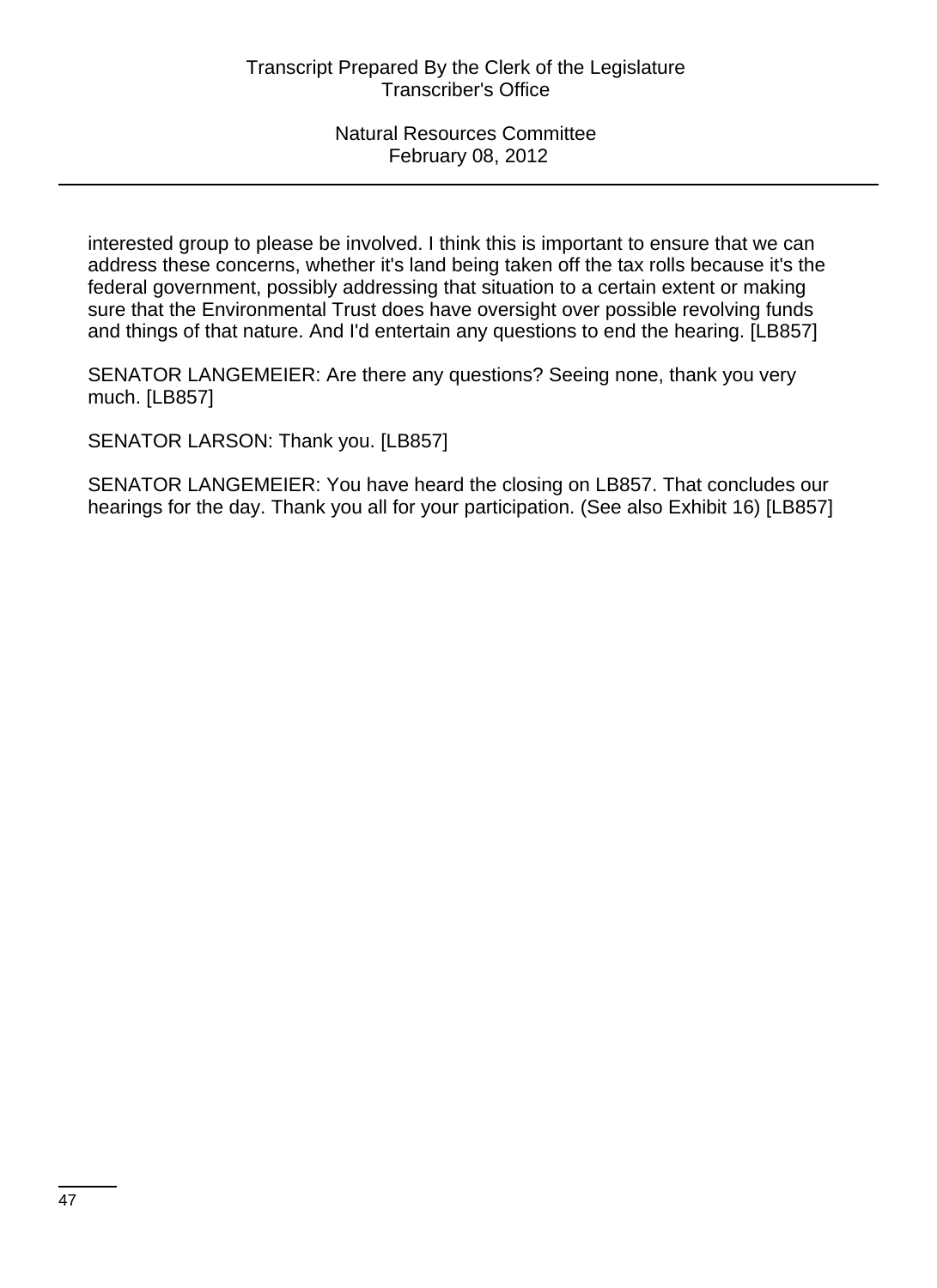interested group to please be involved. I think this is important to ensure that we can address these concerns, whether it's land being taken off the tax rolls because it's the federal government, possibly addressing that situation to a certain extent or making sure that the Environmental Trust does have oversight over possible revolving funds and things of that nature. And I'd entertain any questions to end the hearing. [LB857]

SENATOR LANGEMEIER: Are there any questions? Seeing none, thank you very much. [LB857]

SENATOR LARSON: Thank you. [LB857]

SENATOR LANGEMEIER: You have heard the closing on LB857. That concludes our hearings for the day. Thank you all for your participation. (See also Exhibit 16) [LB857]